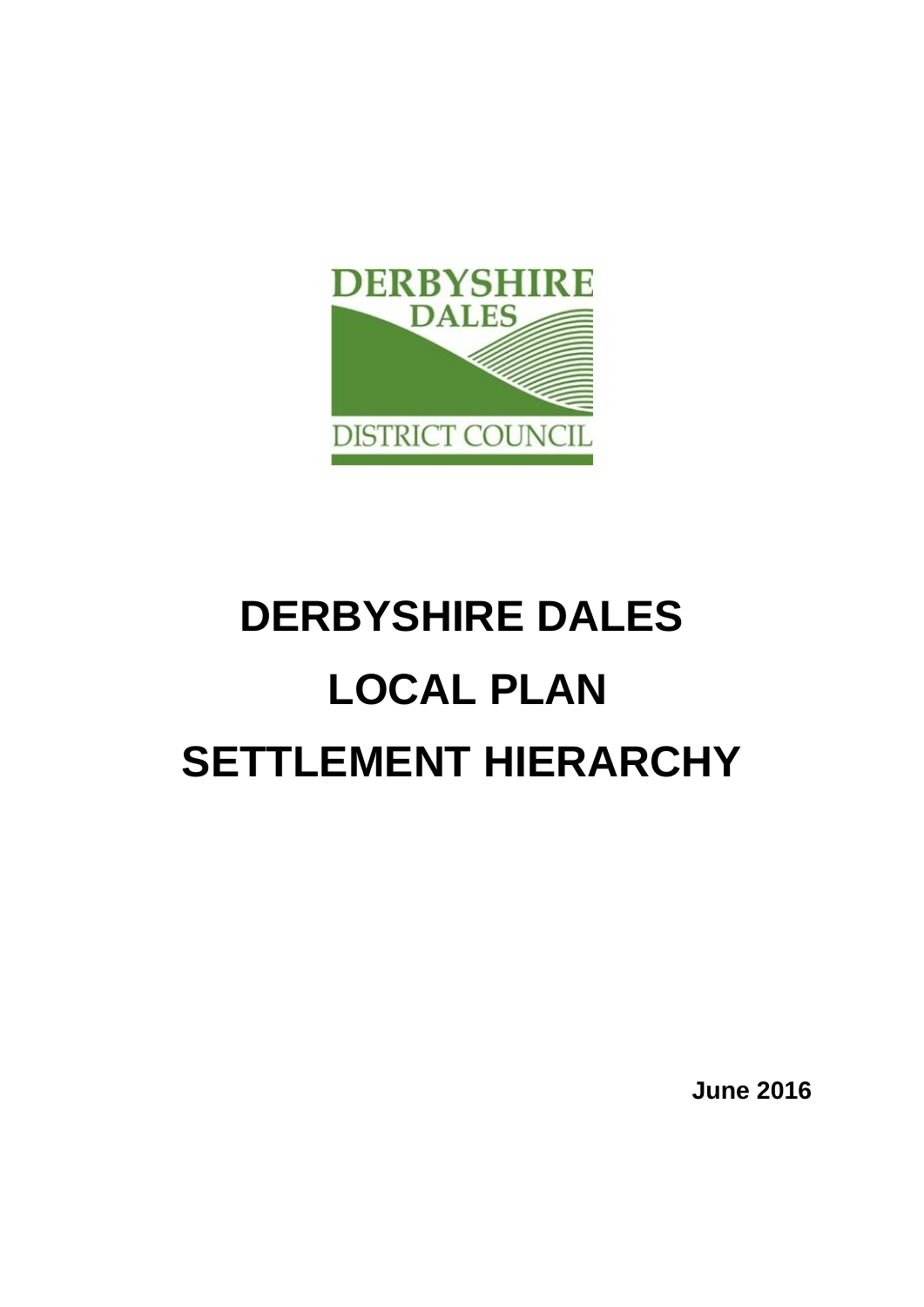DERBYSHIRE DALES

DISTRICT COUNCIL

# DERBYSHIRE DALES
# LOCAL PLAN
# SETTLEMENT HIERARCHY

**June 2016**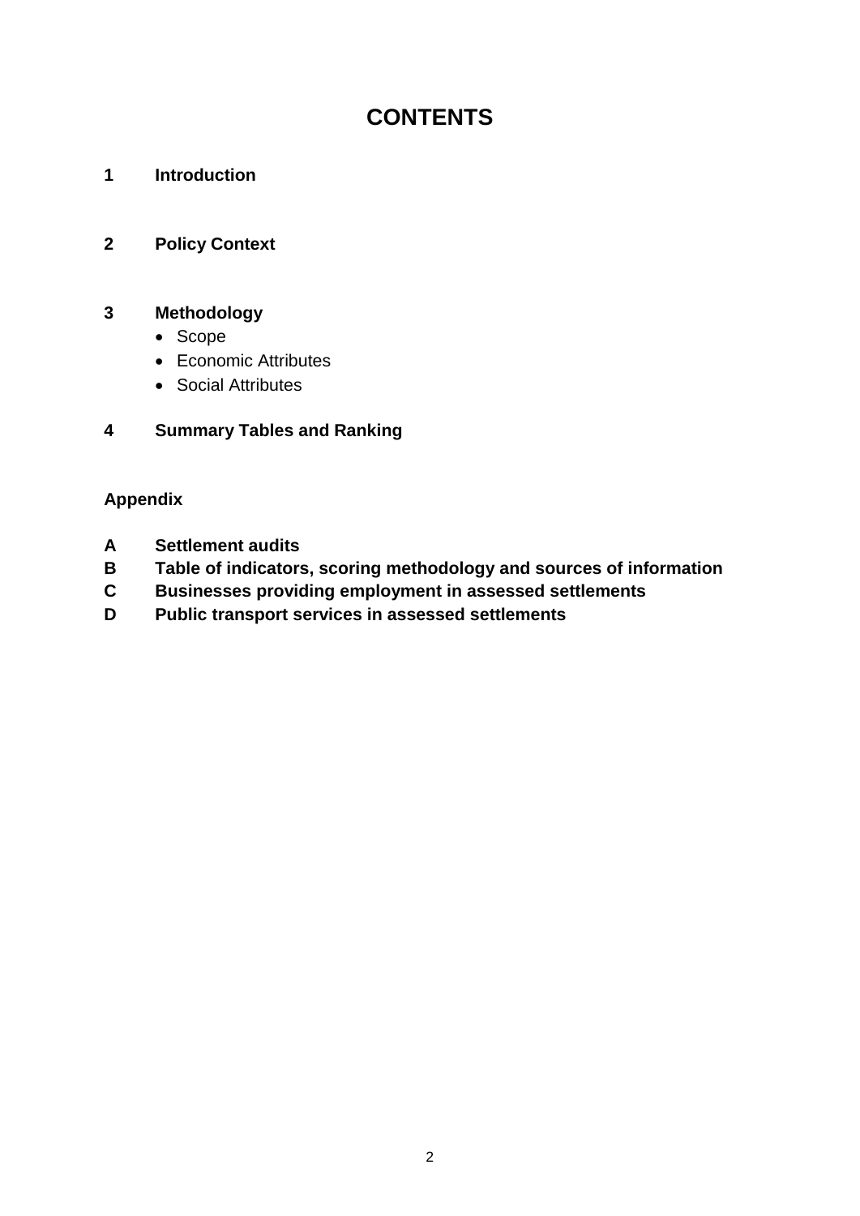# CONTENTS

**1 Introduction**

**2 Policy Context**

**3 Methodology**

- Scope
- Economic Attributes
- Social Attributes

**4 Summary Tables and Ranking**

**Appendix**

**A Settlement audits**
**B Table of indicators, scoring methodology and sources of information**
**C Businesses providing employment in assessed settlements**
**D Public transport services in assessed settlements**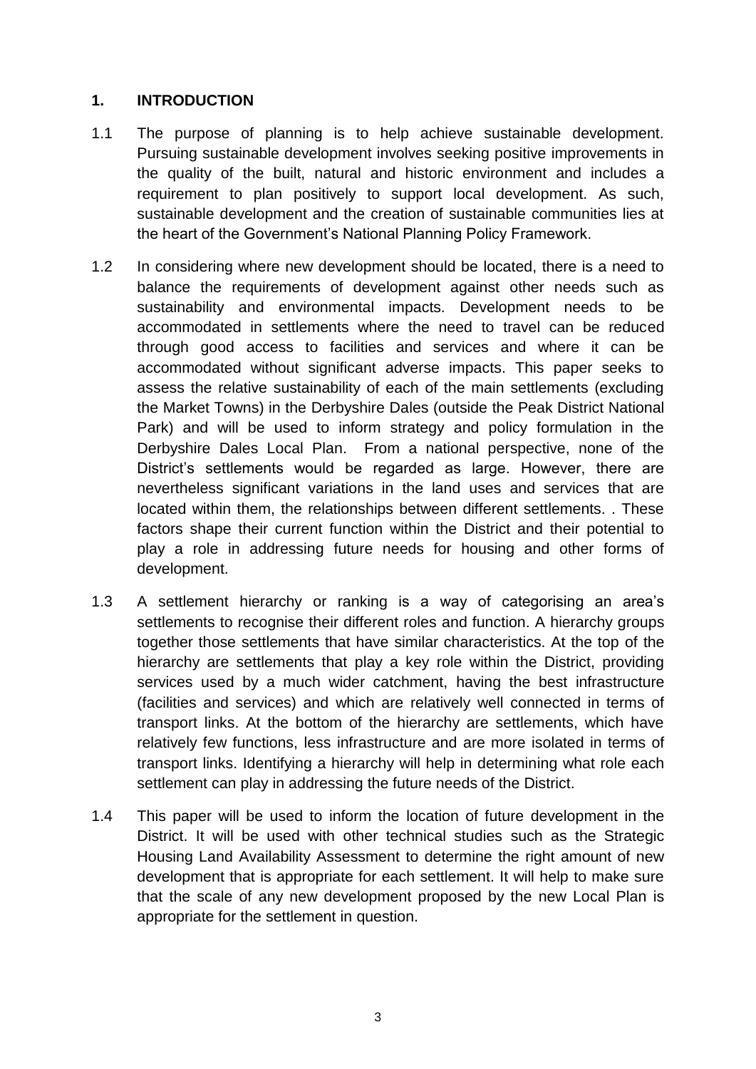## 1. INTRODUCTION

1.1 The purpose of planning is to help achieve sustainable development. Pursuing sustainable development involves seeking positive improvements in the quality of the built, natural and historic environment and includes a requirement to plan positively to support local development. As such, sustainable development and the creation of sustainable communities lies at the heart of the Government's National Planning Policy Framework.

1.2 In considering where new development should be located, there is a need to balance the requirements of development against other needs such as sustainability and environmental impacts. Development needs to be accommodated in settlements where the need to travel can be reduced through good access to facilities and services and where it can be accommodated without significant adverse impacts. This paper seeks to assess the relative sustainability of each of the main settlements (excluding the Market Towns) in the Derbyshire Dales (outside the Peak District National Park) and will be used to inform strategy and policy formulation in the Derbyshire Dales Local Plan. From a national perspective, none of the District's settlements would be regarded as large. However, there are nevertheless significant variations in the land uses and services that are located within them, the relationships between different settlements. . These factors shape their current function within the District and their potential to play a role in addressing future needs for housing and other forms of development.

1.3 A settlement hierarchy or ranking is a way of categorising an area's settlements to recognise their different roles and function. A hierarchy groups together those settlements that have similar characteristics. At the top of the hierarchy are settlements that play a key role within the District, providing services used by a much wider catchment, having the best infrastructure (facilities and services) and which are relatively well connected in terms of transport links. At the bottom of the hierarchy are settlements, which have relatively few functions, less infrastructure and are more isolated in terms of transport links. Identifying a hierarchy will help in determining what role each settlement can play in addressing the future needs of the District.

1.4 This paper will be used to inform the location of future development in the District. It will be used with other technical studies such as the Strategic Housing Land Availability Assessment to determine the right amount of new development that is appropriate for each settlement. It will help to make sure that the scale of any new development proposed by the new Local Plan is appropriate for the settlement in question.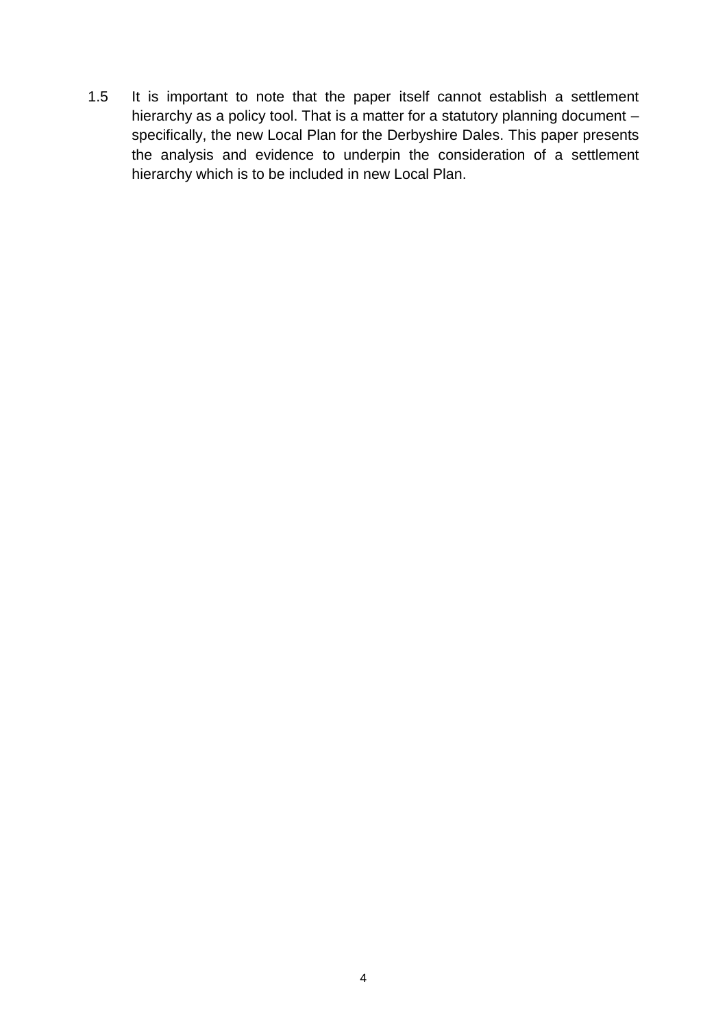1.5 It is important to note that the paper itself cannot establish a settlement hierarchy as a policy tool. That is a matter for a statutory planning document – specifically, the new Local Plan for the Derbyshire Dales. This paper presents the analysis and evidence to underpin the consideration of a settlement hierarchy which is to be included in new Local Plan.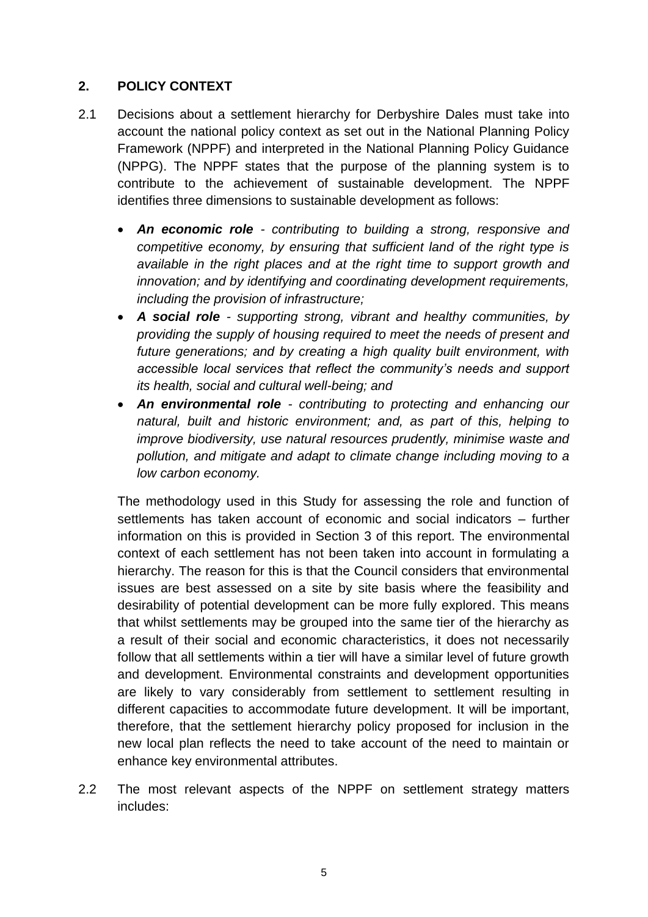## 2. POLICY CONTEXT

2.1 Decisions about a settlement hierarchy for Derbyshire Dales must take into account the national policy context as set out in the National Planning Policy Framework (NPPF) and interpreted in the National Planning Policy Guidance (NPPG). The NPPF states that the purpose of the planning system is to contribute to the achievement of sustainable development. The NPPF identifies three dimensions to sustainable development as follows:

- ***An economic role*** *- contributing to building a strong, responsive and competitive economy, by ensuring that sufficient land of the right type is available in the right places and at the right time to support growth and innovation; and by identifying and coordinating development requirements, including the provision of infrastructure;*
- ***A social role*** *- supporting strong, vibrant and healthy communities, by providing the supply of housing required to meet the needs of present and future generations; and by creating a high quality built environment, with accessible local services that reflect the community's needs and support its health, social and cultural well-being; and*
- ***An environmental role*** *- contributing to protecting and enhancing our natural, built and historic environment; and, as part of this, helping to improve biodiversity, use natural resources prudently, minimise waste and pollution, and mitigate and adapt to climate change including moving to a low carbon economy.*

The methodology used in this Study for assessing the role and function of settlements has taken account of economic and social indicators – further information on this is provided in Section 3 of this report. The environmental context of each settlement has not been taken into account in formulating a hierarchy. The reason for this is that the Council considers that environmental issues are best assessed on a site by site basis where the feasibility and desirability of potential development can be more fully explored. This means that whilst settlements may be grouped into the same tier of the hierarchy as a result of their social and economic characteristics, it does not necessarily follow that all settlements within a tier will have a similar level of future growth and development. Environmental constraints and development opportunities are likely to vary considerably from settlement to settlement resulting in different capacities to accommodate future development. It will be important, therefore, that the settlement hierarchy policy proposed for inclusion in the new local plan reflects the need to take account of the need to maintain or enhance key environmental attributes.

2.2 The most relevant aspects of the NPPF on settlement strategy matters includes: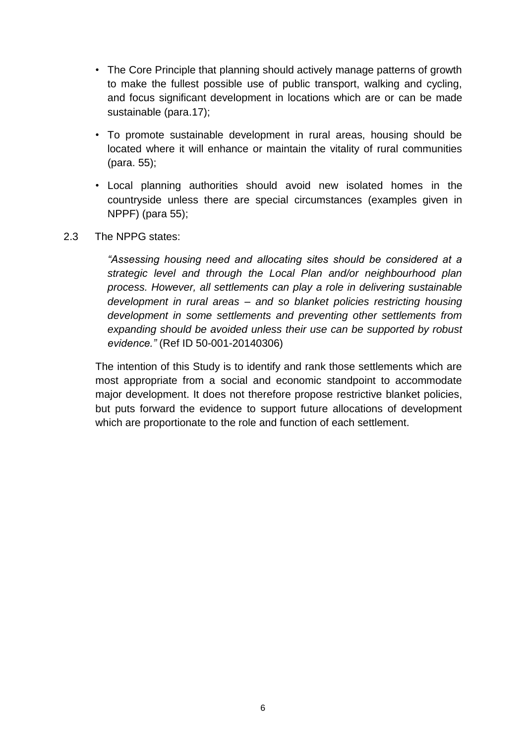- The Core Principle that planning should actively manage patterns of growth to make the fullest possible use of public transport, walking and cycling, and focus significant development in locations which are or can be made sustainable (para.17);

- To promote sustainable development in rural areas, housing should be located where it will enhance or maintain the vitality of rural communities (para. 55);

- Local planning authorities should avoid new isolated homes in the countryside unless there are special circumstances (examples given in NPPF) (para 55);

2.3 The NPPG states:

> *"Assessing housing need and allocating sites should be considered at a strategic level and through the Local Plan and/or neighbourhood plan process. However, all settlements can play a role in delivering sustainable development in rural areas – and so blanket policies restricting housing development in some settlements and preventing other settlements from expanding should be avoided unless their use can be supported by robust evidence."* (Ref ID 50-001-20140306)

The intention of this Study is to identify and rank those settlements which are most appropriate from a social and economic standpoint to accommodate major development. It does not therefore propose restrictive blanket policies, but puts forward the evidence to support future allocations of development which are proportionate to the role and function of each settlement.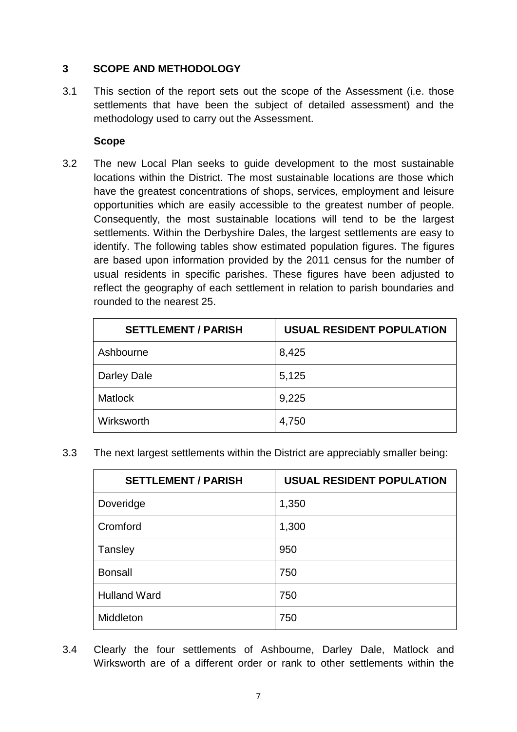## 3 SCOPE AND METHODOLOGY

3.1 This section of the report sets out the scope of the Assessment (i.e. those settlements that have been the subject of detailed assessment) and the methodology used to carry out the Assessment.

### Scope

3.2 The new Local Plan seeks to guide development to the most sustainable locations within the District. The most sustainable locations are those which have the greatest concentrations of shops, services, employment and leisure opportunities which are easily accessible to the greatest number of people. Consequently, the most sustainable locations will tend to be the largest settlements. Within the Derbyshire Dales, the largest settlements are easy to identify. The following tables show estimated population figures. The figures are based upon information provided by the 2011 census for the number of usual residents in specific parishes. These figures have been adjusted to reflect the geography of each settlement in relation to parish boundaries and rounded to the nearest 25.

| SETTLEMENT / PARISH | USUAL RESIDENT POPULATION |
|---|---|
| Ashbourne | 8,425 |
| Darley Dale | 5,125 |
| Matlock | 9,225 |
| Wirksworth | 4,750 |

3.3 The next largest settlements within the District are appreciably smaller being:

| SETTLEMENT / PARISH | USUAL RESIDENT POPULATION |
|---|---|
| Doveridge | 1,350 |
| Cromford | 1,300 |
| Tansley | 950 |
| Bonsall | 750 |
| Hulland Ward | 750 |
| Middleton | 750 |

3.4 Clearly the four settlements of Ashbourne, Darley Dale, Matlock and Wirksworth are of a different order or rank to other settlements within the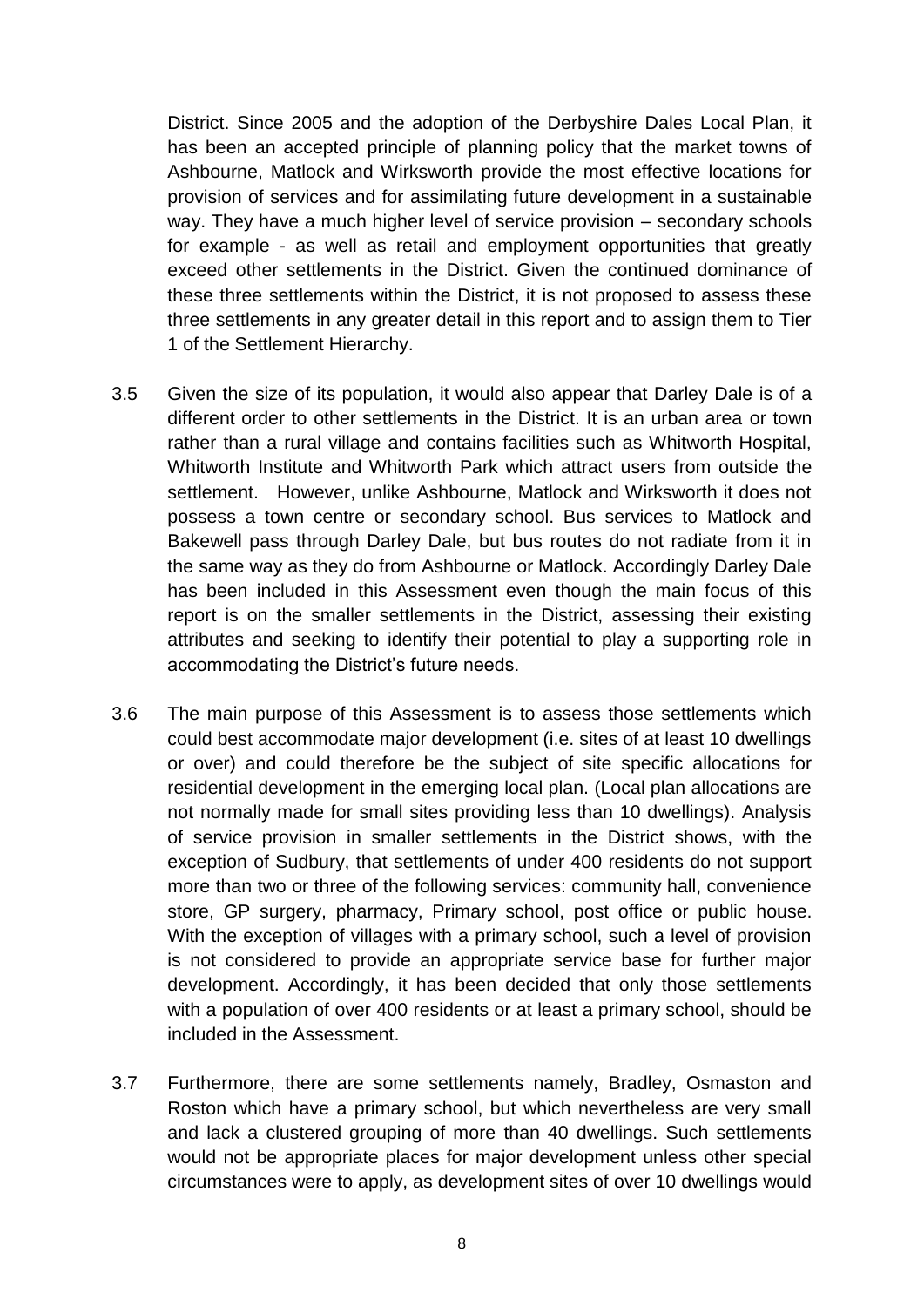District. Since 2005 and the adoption of the Derbyshire Dales Local Plan, it has been an accepted principle of planning policy that the market towns of Ashbourne, Matlock and Wirksworth provide the most effective locations for provision of services and for assimilating future development in a sustainable way. They have a much higher level of service provision – secondary schools for example - as well as retail and employment opportunities that greatly exceed other settlements in the District. Given the continued dominance of these three settlements within the District, it is not proposed to assess these three settlements in any greater detail in this report and to assign them to Tier 1 of the Settlement Hierarchy.

3.5 Given the size of its population, it would also appear that Darley Dale is of a different order to other settlements in the District. It is an urban area or town rather than a rural village and contains facilities such as Whitworth Hospital, Whitworth Institute and Whitworth Park which attract users from outside the settlement. However, unlike Ashbourne, Matlock and Wirksworth it does not possess a town centre or secondary school. Bus services to Matlock and Bakewell pass through Darley Dale, but bus routes do not radiate from it in the same way as they do from Ashbourne or Matlock. Accordingly Darley Dale has been included in this Assessment even though the main focus of this report is on the smaller settlements in the District, assessing their existing attributes and seeking to identify their potential to play a supporting role in accommodating the District's future needs.

3.6 The main purpose of this Assessment is to assess those settlements which could best accommodate major development (i.e. sites of at least 10 dwellings or over) and could therefore be the subject of site specific allocations for residential development in the emerging local plan. (Local plan allocations are not normally made for small sites providing less than 10 dwellings). Analysis of service provision in smaller settlements in the District shows, with the exception of Sudbury, that settlements of under 400 residents do not support more than two or three of the following services: community hall, convenience store, GP surgery, pharmacy, Primary school, post office or public house. With the exception of villages with a primary school, such a level of provision is not considered to provide an appropriate service base for further major development. Accordingly, it has been decided that only those settlements with a population of over 400 residents or at least a primary school, should be included in the Assessment.

3.7 Furthermore, there are some settlements namely, Bradley, Osmaston and Roston which have a primary school, but which nevertheless are very small and lack a clustered grouping of more than 40 dwellings. Such settlements would not be appropriate places for major development unless other special circumstances were to apply, as development sites of over 10 dwellings would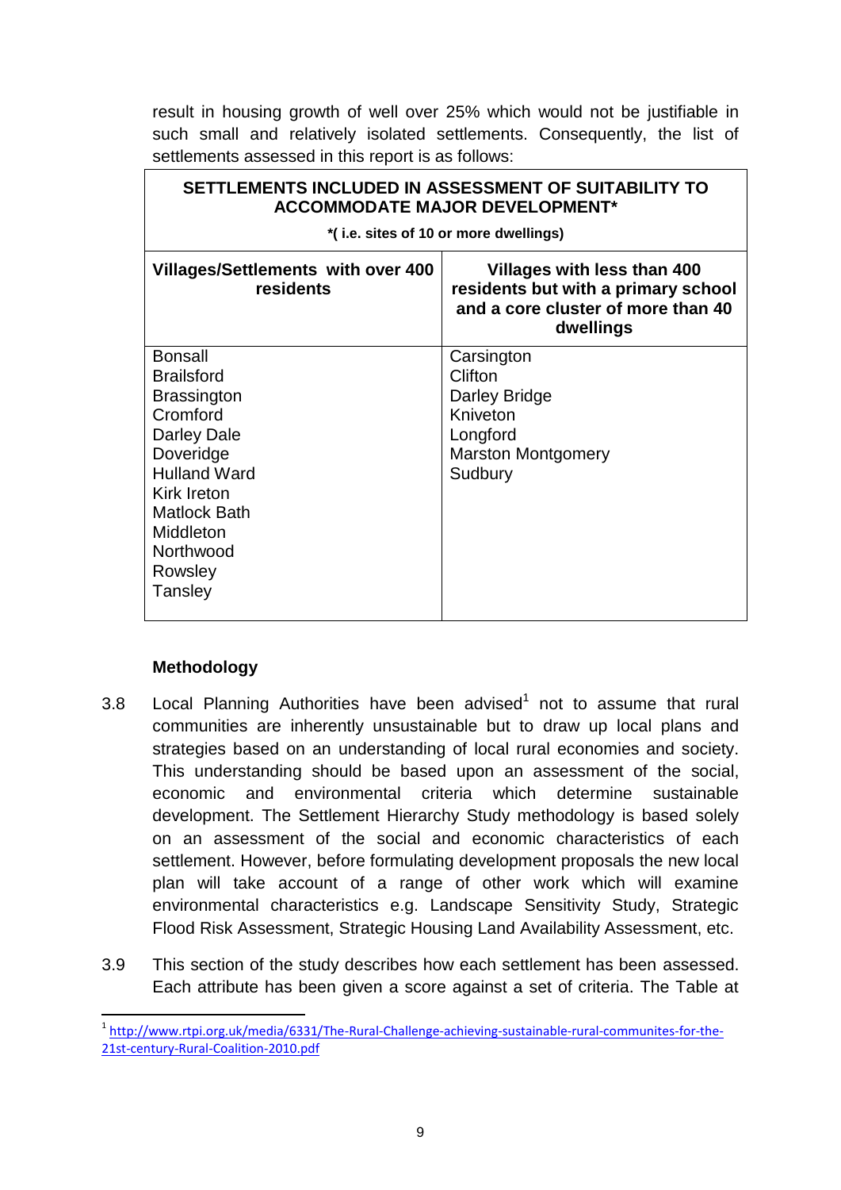result in housing growth of well over 25% which would not be justifiable in such small and relatively isolated settlements. Consequently, the list of settlements assessed in this report is as follows:

| **SETTLEMENTS INCLUDED IN ASSESSMENT OF SUITABILITY TO ACCOMMODATE MAJOR DEVELOPMENT*** **\*( i.e. sites of 10 or more dwellings)** | |
|---|---|
| **Villages/Settlements with over 400 residents** | **Villages with less than 400 residents but with a primary school and a core cluster of more than 40 dwellings** |
| Bonsall | Carsington |
| Brailsford | Clifton |
| Brassington | Darley Bridge |
| Cromford | Kniveton |
| Darley Dale | Longford |
| Doveridge | Marston Montgomery |
| Hulland Ward | Sudbury |
| Kirk Ireton | |
| Matlock Bath | |
| Middleton | |
| Northwood | |
| Rowsley | |
| Tansley | |

### Methodology

3.8 Local Planning Authorities have been advised[1] not to assume that rural communities are inherently unsustainable but to draw up local plans and strategies based on an understanding of local rural economies and society. This understanding should be based upon an assessment of the social, economic and environmental criteria which determine sustainable development. The Settlement Hierarchy Study methodology is based solely on an assessment of the social and economic characteristics of each settlement. However, before formulating development proposals the new local plan will take account of a range of other work which will examine environmental characteristics e.g. Landscape Sensitivity Study, Strategic Flood Risk Assessment, Strategic Housing Land Availability Assessment, etc.

3.9 This section of the study describes how each settlement has been assessed. Each attribute has been given a score against a set of criteria. The Table at

[1] http://www.rtpi.org.uk/media/6331/The-Rural-Challenge-achieving-sustainable-rural-communites-for-the-21st-century-Rural-Coalition-2010.pdf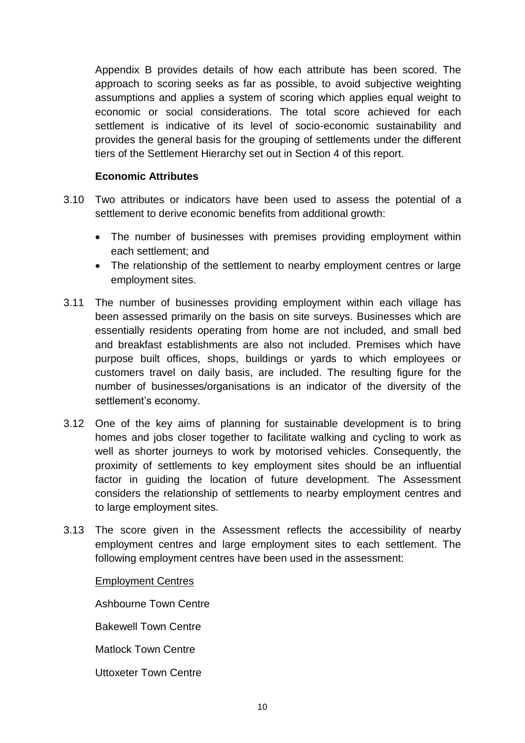Appendix B provides details of how each attribute has been scored. The approach to scoring seeks as far as possible, to avoid subjective weighting assumptions and applies a system of scoring which applies equal weight to economic or social considerations. The total score achieved for each settlement is indicative of its level of socio-economic sustainability and provides the general basis for the grouping of settlements under the different tiers of the Settlement Hierarchy set out in Section 4 of this report.

**Economic Attributes**

3.10 Two attributes or indicators have been used to assess the potential of a settlement to derive economic benefits from additional growth:

- The number of businesses with premises providing employment within each settlement; and
- The relationship of the settlement to nearby employment centres or large employment sites.

3.11 The number of businesses providing employment within each village has been assessed primarily on the basis on site surveys. Businesses which are essentially residents operating from home are not included, and small bed and breakfast establishments are also not included. Premises which have purpose built offices, shops, buildings or yards to which employees or customers travel on daily basis, are included. The resulting figure for the number of businesses/organisations is an indicator of the diversity of the settlement's economy.

3.12 One of the key aims of planning for sustainable development is to bring homes and jobs closer together to facilitate walking and cycling to work as well as shorter journeys to work by motorised vehicles. Consequently, the proximity of settlements to key employment sites should be an influential factor in guiding the location of future development. The Assessment considers the relationship of settlements to nearby employment centres and to large employment sites.

3.13 The score given in the Assessment reflects the accessibility of nearby employment centres and large employment sites to each settlement. The following employment centres have been used in the assessment:

Employment Centres

Ashbourne Town Centre

Bakewell Town Centre

Matlock Town Centre

Uttoxeter Town Centre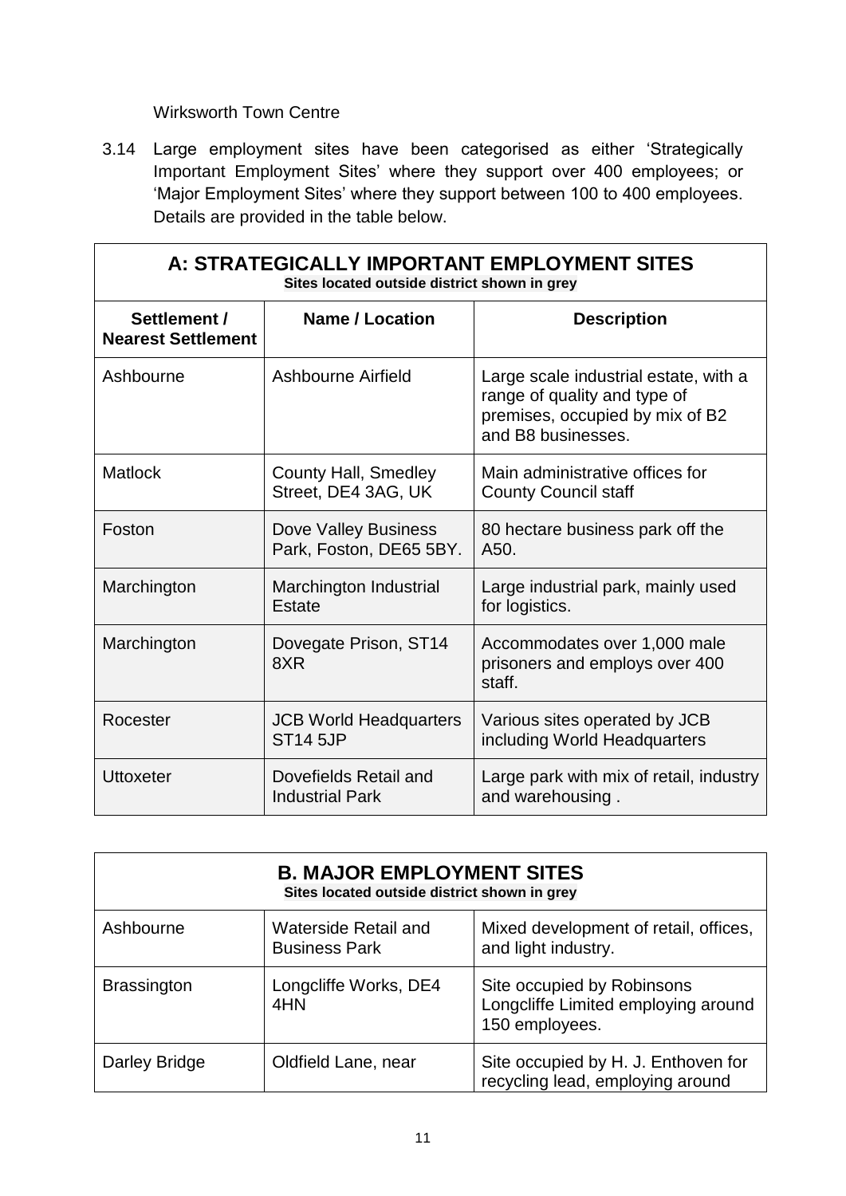Wirksworth Town Centre

3.14 Large employment sites have been categorised as either 'Strategically Important Employment Sites' where they support over 400 employees; or 'Major Employment Sites' where they support between 100 to 400 employees. Details are provided in the table below.

| A: STRATEGICALLY IMPORTANT EMPLOYMENT SITES<br>Sites located outside district shown in grey | | |
|---|---|---|
| **Settlement / Nearest Settlement** | **Name / Location** | **Description** |
| Ashbourne | Ashbourne Airfield | Large scale industrial estate, with a range of quality and type of premises, occupied by mix of B2 and B8 businesses. |
| Matlock | County Hall, Smedley Street, DE4 3AG, UK | Main administrative offices for County Council staff |
| Foston | Dove Valley Business Park, Foston, DE65 5BY. | 80 hectare business park off the A50. |
| Marchington | Marchington Industrial Estate | Large industrial park, mainly used for logistics. |
| Marchington | Dovegate Prison, ST14 8XR | Accommodates over 1,000 male prisoners and employs over 400 staff. |
| Rocester | JCB World Headquarters ST14 5JP | Various sites operated by JCB including World Headquarters |
| Uttoxeter | Dovefields Retail and Industrial Park | Large park with mix of retail, industry and warehousing . |

| B. MAJOR EMPLOYMENT SITES<br>Sites located outside district shown in grey | | |
|---|---|---|
| Ashbourne | Waterside Retail and Business Park | Mixed development of retail, offices, and light industry. |
| Brassington | Longcliffe Works, DE4 4HN | Site occupied by Robinsons Longcliffe Limited employing around 150 employees. |
| Darley Bridge | Oldfield Lane, near | Site occupied by H. J. Enthoven for recycling lead, employing around |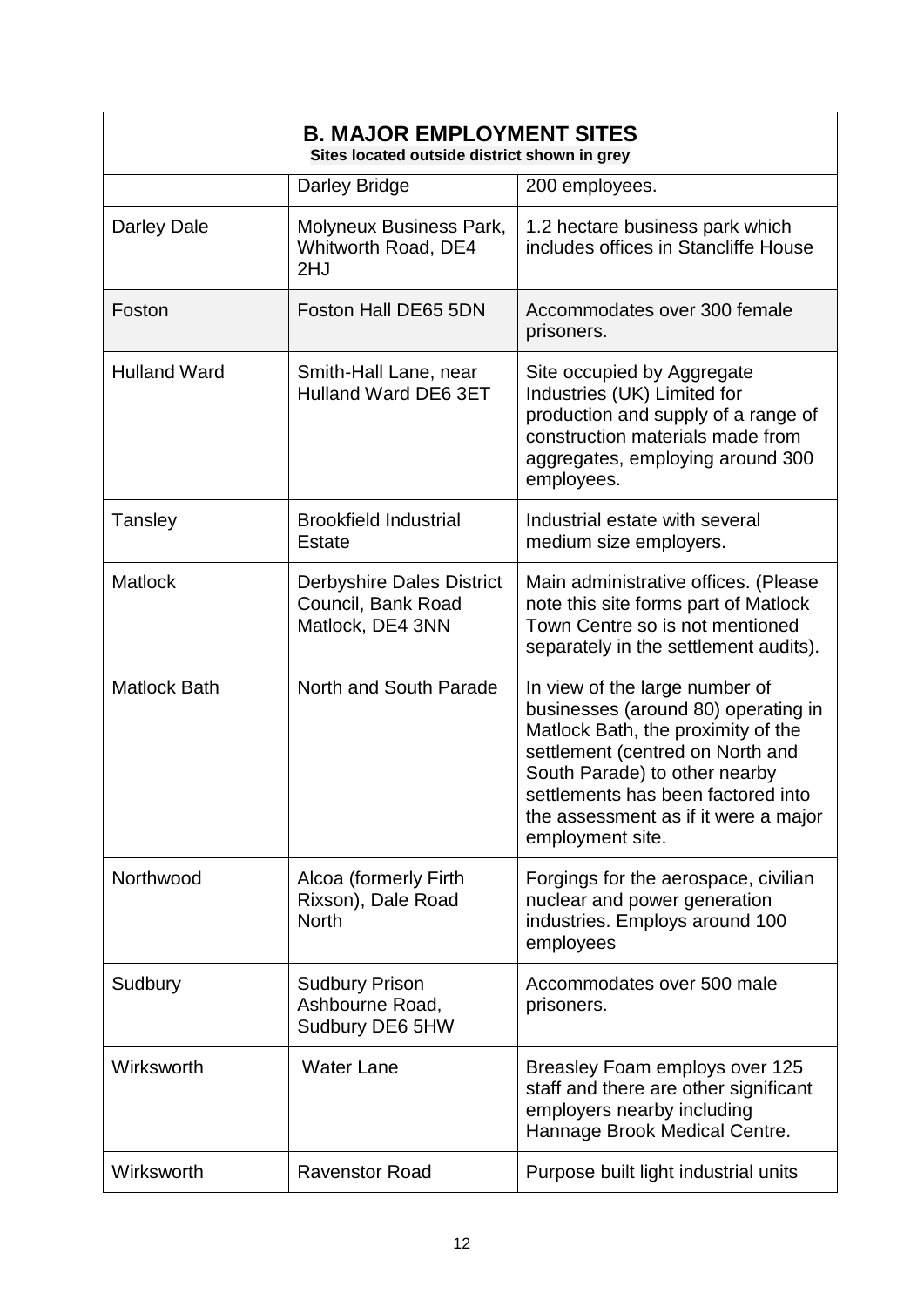| **B. MAJOR EMPLOYMENT SITES**<br>Sites located outside district shown in grey | | |
|---|---|---|
| | Darley Bridge | 200 employees. |
| Darley Dale | Molyneux Business Park, Whitworth Road, DE4 2HJ | 1.2 hectare business park which includes offices in Stancliffe House |
| Foston | Foston Hall DE65 5DN | Accommodates over 300 female prisoners. |
| Hulland Ward | Smith-Hall Lane, near Hulland Ward DE6 3ET | Site occupied by Aggregate Industries (UK) Limited for production and supply of a range of construction materials made from aggregates, employing around 300 employees. |
| Tansley | Brookfield Industrial Estate | Industrial estate with several medium size employers. |
| Matlock | Derbyshire Dales District Council, Bank Road Matlock, DE4 3NN | Main administrative offices. (Please note this site forms part of Matlock Town Centre so is not mentioned separately in the settlement audits). |
| Matlock Bath | North and South Parade | In view of the large number of businesses (around 80) operating in Matlock Bath, the proximity of the settlement (centred on North and South Parade) to other nearby settlements has been factored into the assessment as if it were a major employment site. |
| Northwood | Alcoa (formerly Firth Rixson), Dale Road North | Forgings for the aerospace, civilian nuclear and power generation industries. Employs around 100 employees |
| Sudbury | Sudbury Prison Ashbourne Road, Sudbury DE6 5HW | Accommodates over 500 male prisoners. |
| Wirksworth | Water Lane | Breasley Foam employs over 125 staff and there are other significant employers nearby including Hannage Brook Medical Centre. |
| Wirksworth | Ravenstor Road | Purpose built light industrial units |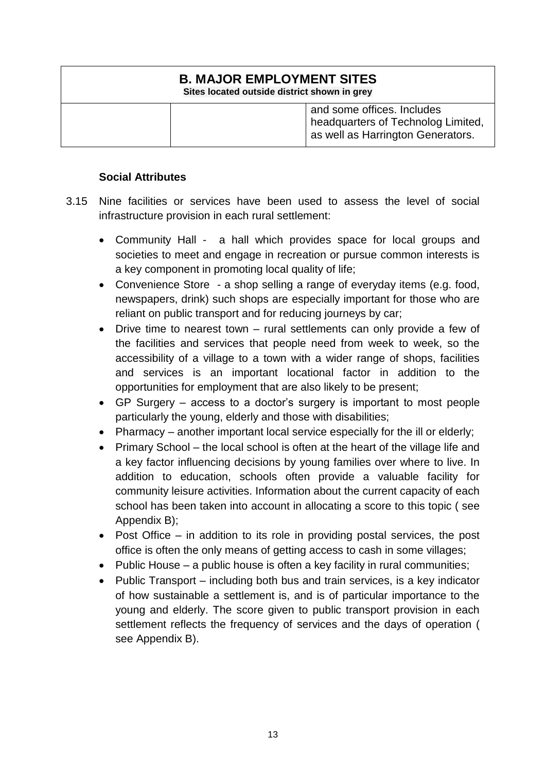| B. MAJOR EMPLOYMENT SITES<br>Sites located outside district shown in grey | | |
|---|---|---|
| | | and some offices. Includes headquarters of Technolog Limited, as well as Harrington Generators. |

**Social Attributes**

3.15 Nine facilities or services have been used to assess the level of social infrastructure provision in each rural settlement:

- Community Hall - a hall which provides space for local groups and societies to meet and engage in recreation or pursue common interests is a key component in promoting local quality of life;
- Convenience Store - a shop selling a range of everyday items (e.g. food, newspapers, drink) such shops are especially important for those who are reliant on public transport and for reducing journeys by car;
- Drive time to nearest town – rural settlements can only provide a few of the facilities and services that people need from week to week, so the accessibility of a village to a town with a wider range of shops, facilities and services is an important locational factor in addition to the opportunities for employment that are also likely to be present;
- GP Surgery – access to a doctor's surgery is important to most people particularly the young, elderly and those with disabilities;
- Pharmacy – another important local service especially for the ill or elderly;
- Primary School – the local school is often at the heart of the village life and a key factor influencing decisions by young families over where to live. In addition to education, schools often provide a valuable facility for community leisure activities. Information about the current capacity of each school has been taken into account in allocating a score to this topic ( see Appendix B);
- Post Office – in addition to its role in providing postal services, the post office is often the only means of getting access to cash in some villages;
- Public House – a public house is often a key facility in rural communities;
- Public Transport – including both bus and train services, is a key indicator of how sustainable a settlement is, and is of particular importance to the young and elderly. The score given to public transport provision in each settlement reflects the frequency of services and the days of operation ( see Appendix B).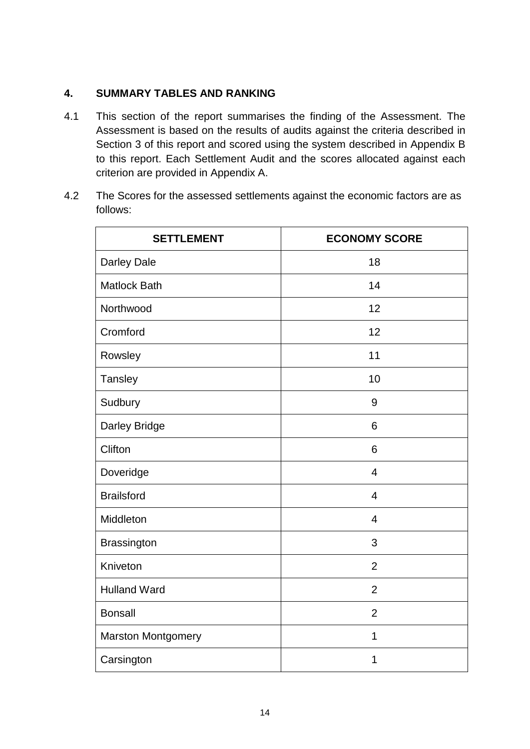## 4. SUMMARY TABLES AND RANKING

4.1 This section of the report summarises the finding of the Assessment. The Assessment is based on the results of audits against the criteria described in Section 3 of this report and scored using the system described in Appendix B to this report. Each Settlement Audit and the scores allocated against each criterion are provided in Appendix A.

4.2 The Scores for the assessed settlements against the economic factors are as follows:

| SETTLEMENT | ECONOMY SCORE |
|---|---|
| Darley Dale | 18 |
| Matlock Bath | 14 |
| Northwood | 12 |
| Cromford | 12 |
| Rowsley | 11 |
| Tansley | 10 |
| Sudbury | 9 |
| Darley Bridge | 6 |
| Clifton | 6 |
| Doveridge | 4 |
| Brailsford | 4 |
| Middleton | 4 |
| Brassington | 3 |
| Kniveton | 2 |
| Hulland Ward | 2 |
| Bonsall | 2 |
| Marston Montgomery | 1 |
| Carsington | 1 |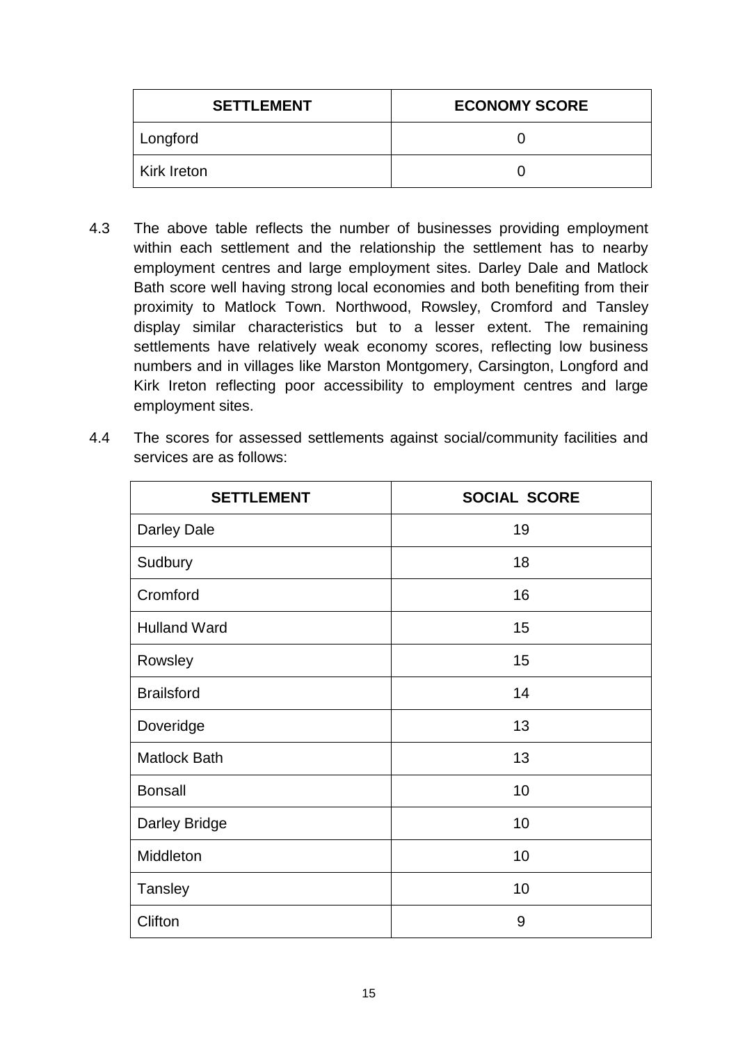| SETTLEMENT | ECONOMY SCORE |
|---|---|
| Longford | 0 |
| Kirk Ireton | 0 |

4.3 The above table reflects the number of businesses providing employment within each settlement and the relationship the settlement has to nearby employment centres and large employment sites. Darley Dale and Matlock Bath score well having strong local economies and both benefiting from their proximity to Matlock Town. Northwood, Rowsley, Cromford and Tansley display similar characteristics but to a lesser extent. The remaining settlements have relatively weak economy scores, reflecting low business numbers and in villages like Marston Montgomery, Carsington, Longford and Kirk Ireton reflecting poor accessibility to employment centres and large employment sites.

4.4 The scores for assessed settlements against social/community facilities and services are as follows:

| SETTLEMENT | SOCIAL SCORE |
|---|---|
| Darley Dale | 19 |
| Sudbury | 18 |
| Cromford | 16 |
| Hulland Ward | 15 |
| Rowsley | 15 |
| Brailsford | 14 |
| Doveridge | 13 |
| Matlock Bath | 13 |
| Bonsall | 10 |
| Darley Bridge | 10 |
| Middleton | 10 |
| Tansley | 10 |
| Clifton | 9 |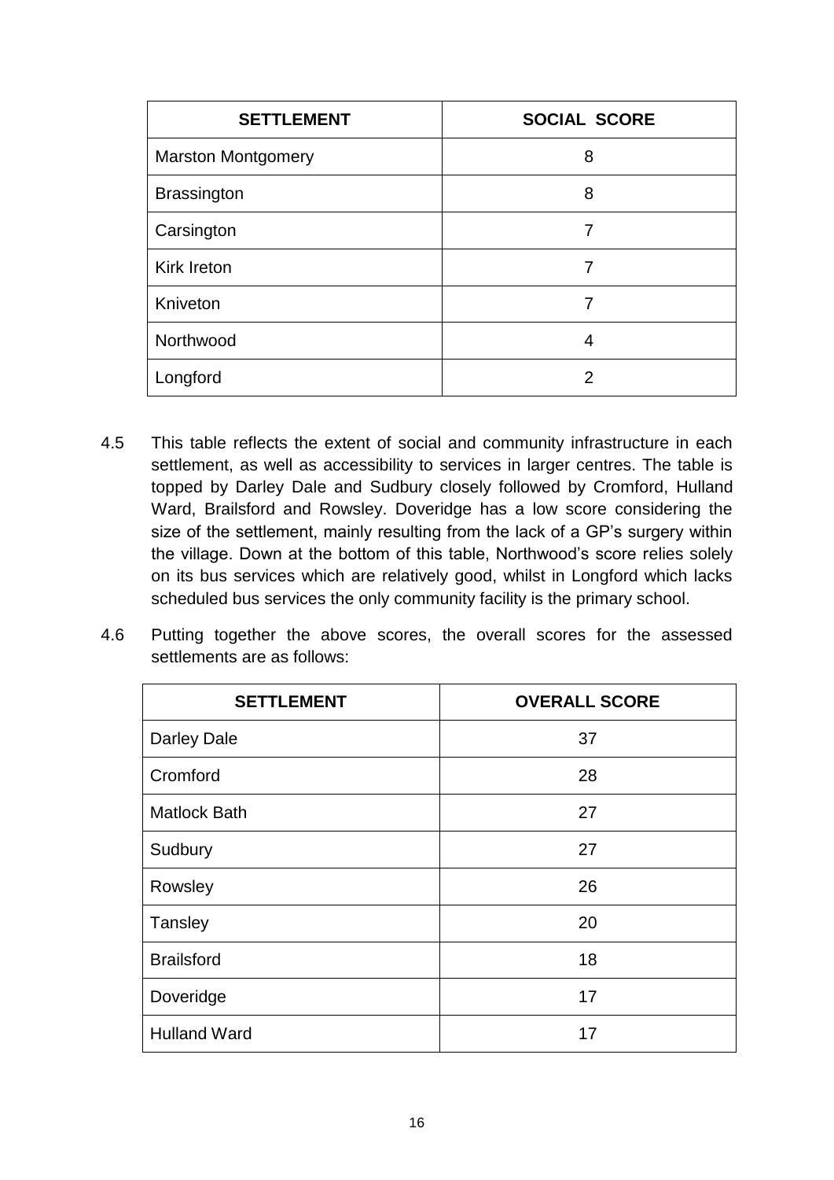| SETTLEMENT | SOCIAL SCORE |
|---|---|
| Marston Montgomery | 8 |
| Brassington | 8 |
| Carsington | 7 |
| Kirk Ireton | 7 |
| Kniveton | 7 |
| Northwood | 4 |
| Longford | 2 |

4.5 This table reflects the extent of social and community infrastructure in each settlement, as well as accessibility to services in larger centres. The table is topped by Darley Dale and Sudbury closely followed by Cromford, Hulland Ward, Brailsford and Rowsley. Doveridge has a low score considering the size of the settlement, mainly resulting from the lack of a GP's surgery within the village. Down at the bottom of this table, Northwood's score relies solely on its bus services which are relatively good, whilst in Longford which lacks scheduled bus services the only community facility is the primary school.

4.6 Putting together the above scores, the overall scores for the assessed settlements are as follows:

| SETTLEMENT | OVERALL SCORE |
|---|---|
| Darley Dale | 37 |
| Cromford | 28 |
| Matlock Bath | 27 |
| Sudbury | 27 |
| Rowsley | 26 |
| Tansley | 20 |
| Brailsford | 18 |
| Doveridge | 17 |
| Hulland Ward | 17 |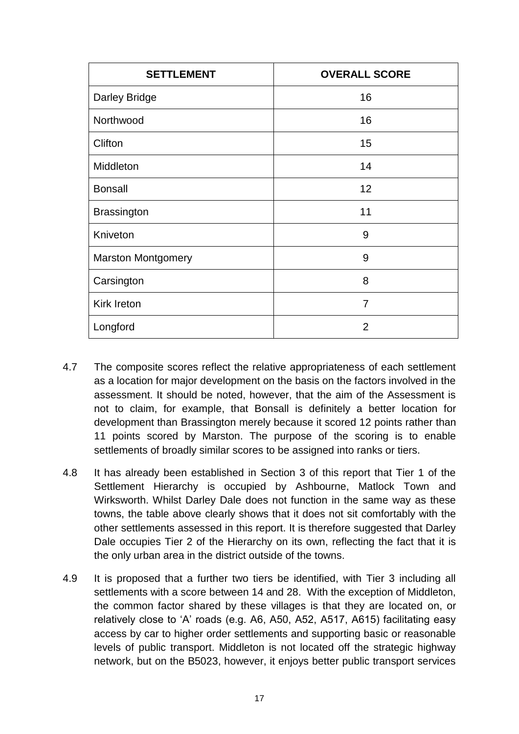| SETTLEMENT | OVERALL SCORE |
|---|---|
| Darley Bridge | 16 |
| Northwood | 16 |
| Clifton | 15 |
| Middleton | 14 |
| Bonsall | 12 |
| Brassington | 11 |
| Kniveton | 9 |
| Marston Montgomery | 9 |
| Carsington | 8 |
| Kirk Ireton | 7 |
| Longford | 2 |

4.7 The composite scores reflect the relative appropriateness of each settlement as a location for major development on the basis on the factors involved in the assessment. It should be noted, however, that the aim of the Assessment is not to claim, for example, that Bonsall is definitely a better location for development than Brassington merely because it scored 12 points rather than 11 points scored by Marston. The purpose of the scoring is to enable settlements of broadly similar scores to be assigned into ranks or tiers.

4.8 It has already been established in Section 3 of this report that Tier 1 of the Settlement Hierarchy is occupied by Ashbourne, Matlock Town and Wirksworth. Whilst Darley Dale does not function in the same way as these towns, the table above clearly shows that it does not sit comfortably with the other settlements assessed in this report. It is therefore suggested that Darley Dale occupies Tier 2 of the Hierarchy on its own, reflecting the fact that it is the only urban area in the district outside of the towns.

4.9 It is proposed that a further two tiers be identified, with Tier 3 including all settlements with a score between 14 and 28. With the exception of Middleton, the common factor shared by these villages is that they are located on, or relatively close to 'A' roads (e.g. A6, A50, A52, A517, A615) facilitating easy access by car to higher order settlements and supporting basic or reasonable levels of public transport. Middleton is not located off the strategic highway network, but on the B5023, however, it enjoys better public transport services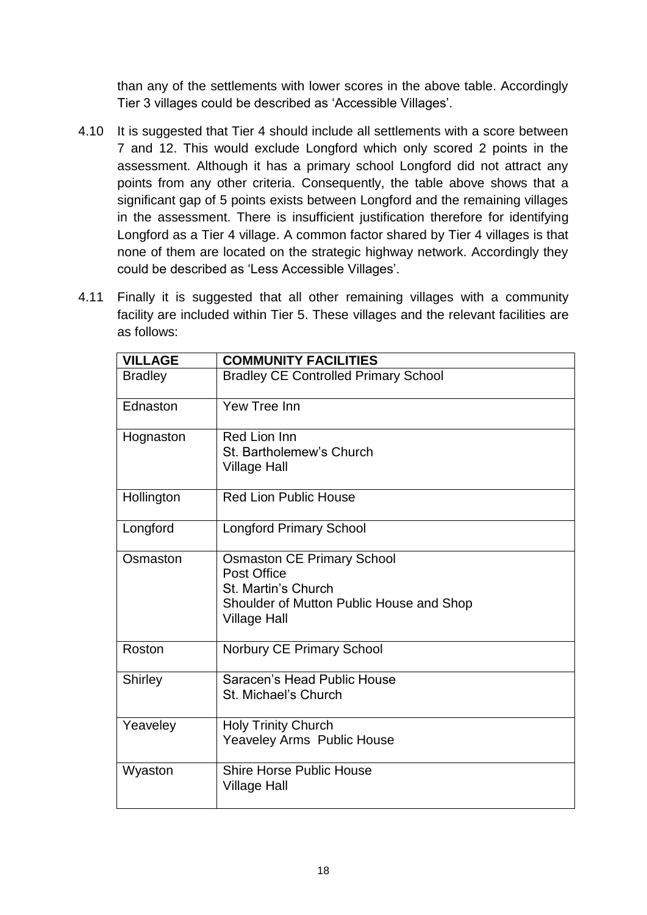than any of the settlements with lower scores in the above table. Accordingly Tier 3 villages could be described as 'Accessible Villages'.

4.10 It is suggested that Tier 4 should include all settlements with a score between 7 and 12. This would exclude Longford which only scored 2 points in the assessment. Although it has a primary school Longford did not attract any points from any other criteria. Consequently, the table above shows that a significant gap of 5 points exists between Longford and the remaining villages in the assessment. There is insufficient justification therefore for identifying Longford as a Tier 4 village. A common factor shared by Tier 4 villages is that none of them are located on the strategic highway network. Accordingly they could be described as 'Less Accessible Villages'.

4.11 Finally it is suggested that all other remaining villages with a community facility are included within Tier 5. These villages and the relevant facilities are as follows:

| VILLAGE | COMMUNITY FACILITIES |
|---|---|
| Bradley | Bradley CE Controlled Primary School |
| Ednaston | Yew Tree Inn |
| Hognaston | Red Lion Inn<br>St. Bartholemew's Church<br>Village Hall |
| Hollington | Red Lion Public House |
| Longford | Longford Primary School |
| Osmaston | Osmaston CE Primary School<br>Post Office<br>St. Martin's Church<br>Shoulder of Mutton Public House and Shop<br>Village Hall |
| Roston | Norbury CE Primary School |
| Shirley | Saracen's Head Public House<br>St. Michael's Church |
| Yeaveley | Holy Trinity Church<br>Yeaveley Arms Public House |
| Wyaston | Shire Horse Public House<br>Village Hall |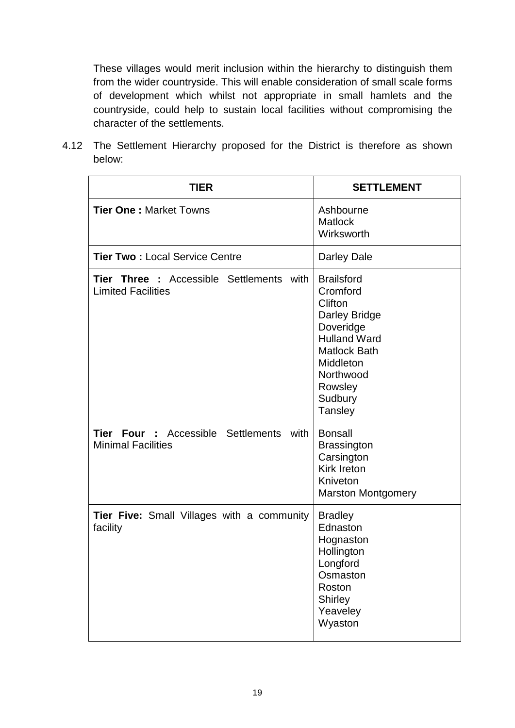These villages would merit inclusion within the hierarchy to distinguish them from the wider countryside. This will enable consideration of small scale forms of development which whilst not appropriate in small hamlets and the countryside, could help to sustain local facilities without compromising the character of the settlements.

4.12 The Settlement Hierarchy proposed for the District is therefore as shown below:

| TIER | SETTLEMENT |
|---|---|
| **Tier One :** Market Towns | Ashbourne<br>Matlock<br>Wirksworth |
| **Tier Two :** Local Service Centre | Darley Dale |
| **Tier Three :** Accessible Settlements with Limited Facilities | Brailsford<br>Cromford<br>Clifton<br>Darley Bridge<br>Doveridge<br>Hulland Ward<br>Matlock Bath<br>Middleton<br>Northwood<br>Rowsley<br>Sudbury<br>Tansley |
| **Tier Four :** Accessible Settlements with Minimal Facilities | Bonsall<br>Brassington<br>Carsington<br>Kirk Ireton<br>Kniveton<br>Marston Montgomery |
| **Tier Five:** Small Villages with a community facility | Bradley<br>Ednaston<br>Hognaston<br>Hollington<br>Longford<br>Osmaston<br>Roston<br>Shirley<br>Yeaveley<br>Wyaston |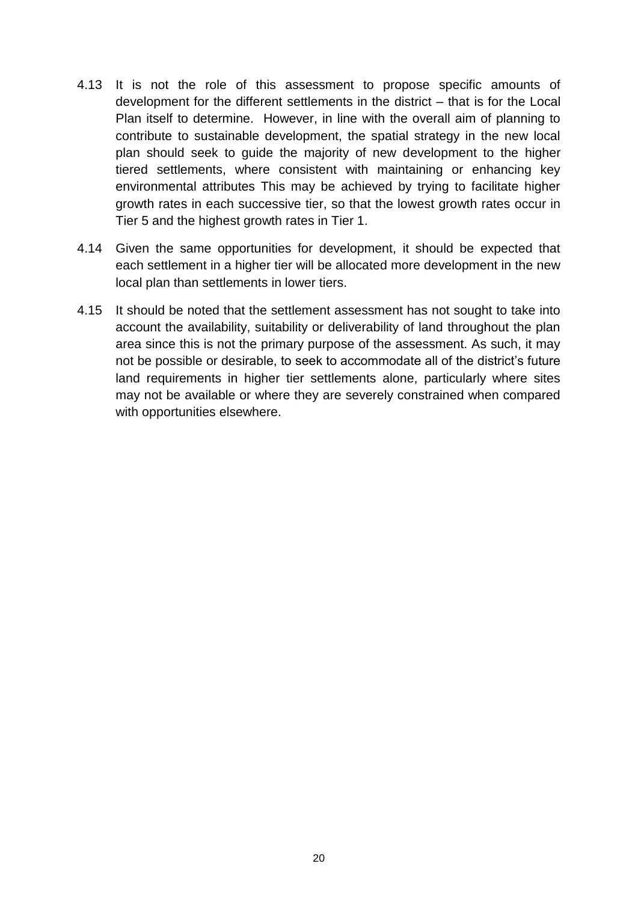4.13 It is not the role of this assessment to propose specific amounts of development for the different settlements in the district – that is for the Local Plan itself to determine. However, in line with the overall aim of planning to contribute to sustainable development, the spatial strategy in the new local plan should seek to guide the majority of new development to the higher tiered settlements, where consistent with maintaining or enhancing key environmental attributes This may be achieved by trying to facilitate higher growth rates in each successive tier, so that the lowest growth rates occur in Tier 5 and the highest growth rates in Tier 1.

4.14 Given the same opportunities for development, it should be expected that each settlement in a higher tier will be allocated more development in the new local plan than settlements in lower tiers.

4.15 It should be noted that the settlement assessment has not sought to take into account the availability, suitability or deliverability of land throughout the plan area since this is not the primary purpose of the assessment. As such, it may not be possible or desirable, to seek to accommodate all of the district's future land requirements in higher tier settlements alone, particularly where sites may not be available or where they are severely constrained when compared with opportunities elsewhere.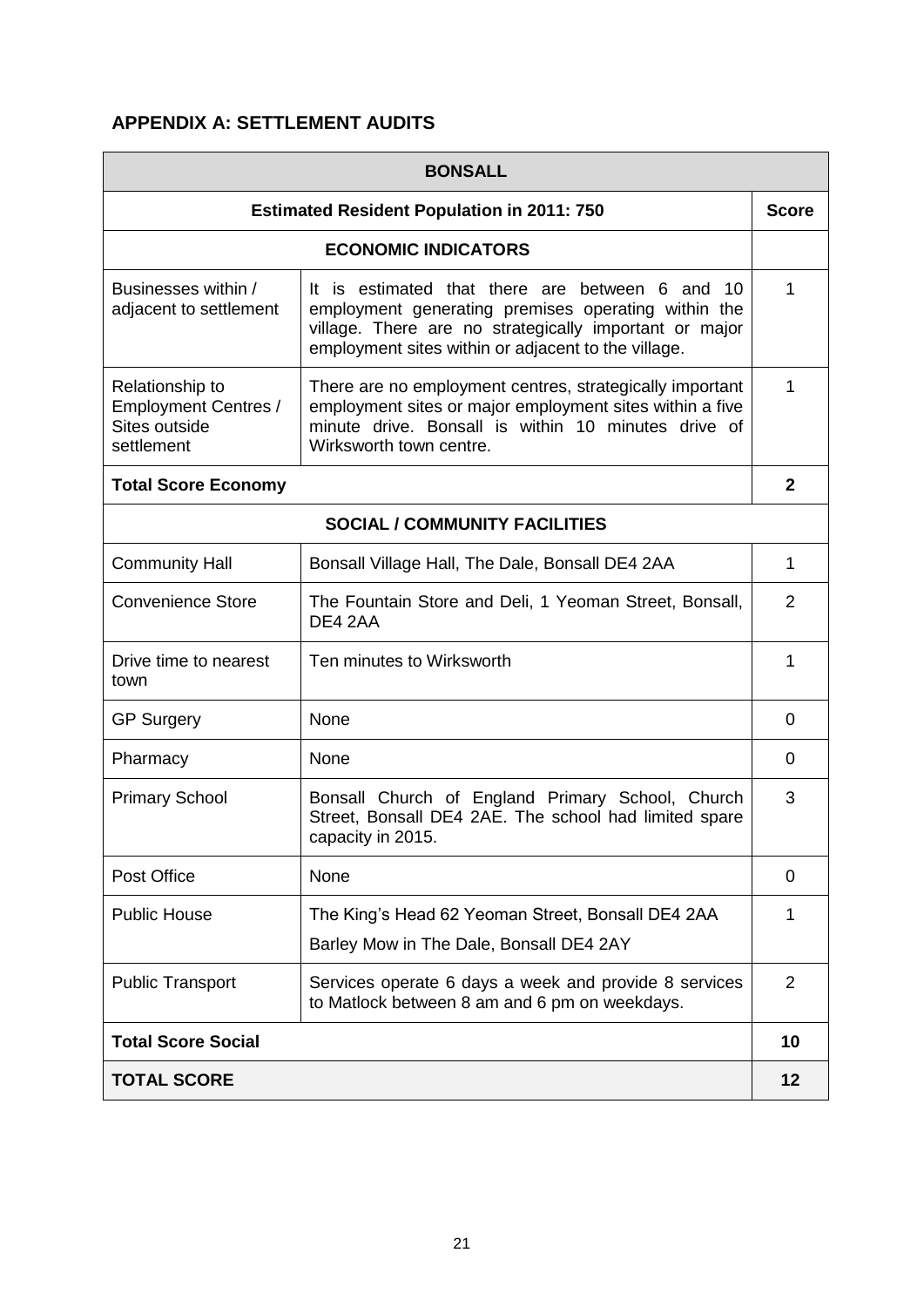## APPENDIX A: SETTLEMENT AUDITS

| BONSALL | | |
|---|---|---|
| **Estimated Resident Population in 2011: 750** | | **Score** |
| **ECONOMIC INDICATORS** | | |
| Businesses within / adjacent to settlement | It is estimated that there are between 6 and 10 employment generating premises operating within the village. There are no strategically important or major employment sites within or adjacent to the village. | 1 |
| Relationship to Employment Centres / Sites outside settlement | There are no employment centres, strategically important employment sites or major employment sites within a five minute drive. Bonsall is within 10 minutes drive of Wirksworth town centre. | 1 |
| **Total Score Economy** | | **2** |
| **SOCIAL / COMMUNITY FACILITIES** | | |
| Community Hall | Bonsall Village Hall, The Dale, Bonsall DE4 2AA | 1 |
| Convenience Store | The Fountain Store and Deli, 1 Yeoman Street, Bonsall, DE4 2AA | 2 |
| Drive time to nearest town | Ten minutes to Wirksworth | 1 |
| GP Surgery | None | 0 |
| Pharmacy | None | 0 |
| Primary School | Bonsall Church of England Primary School, Church Street, Bonsall DE4 2AE. The school had limited spare capacity in 2015. | 3 |
| Post Office | None | 0 |
| Public House | The King's Head 62 Yeoman Street, Bonsall DE4 2AA<br>Barley Mow in The Dale, Bonsall DE4 2AY | 1 |
| Public Transport | Services operate 6 days a week and provide 8 services to Matlock between 8 am and 6 pm on weekdays. | 2 |
| **Total Score Social** | | **10** |
| **TOTAL SCORE** | | **12** |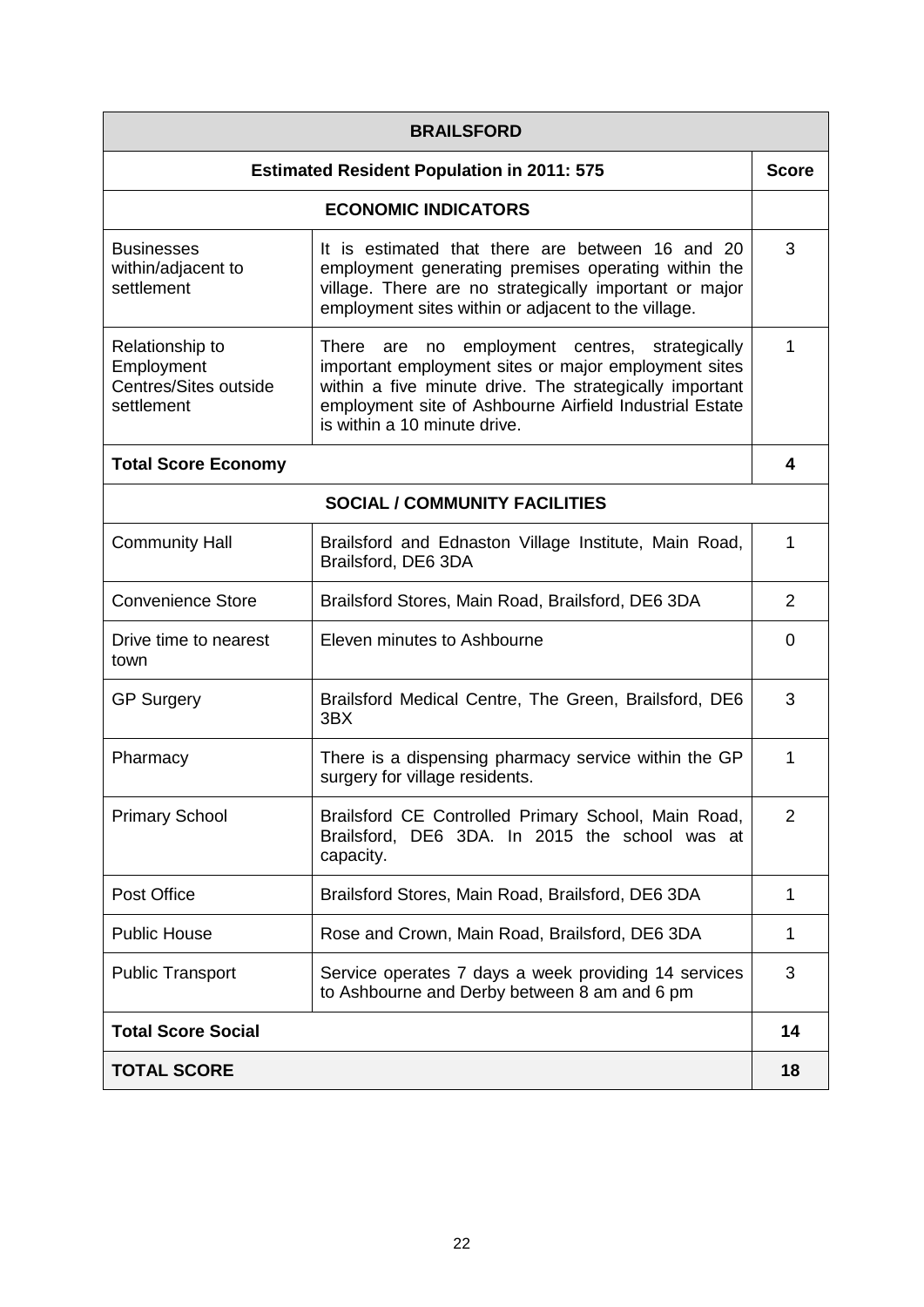| BRAILSFORD | | |
|---|---|---|
| **Estimated Resident Population in 2011: 575** | | **Score** |
| **ECONOMIC INDICATORS** | | |
| Businesses within/adjacent to settlement | It is estimated that there are between 16 and 20 employment generating premises operating within the village. There are no strategically important or major employment sites within or adjacent to the village. | 3 |
| Relationship to Employment Centres/Sites outside settlement | There are no employment centres, strategically important employment sites or major employment sites within a five minute drive. The strategically important employment site of Ashbourne Airfield Industrial Estate is within a 10 minute drive. | 1 |
| **Total Score Economy** | | **4** |
| **SOCIAL / COMMUNITY FACILITIES** | | |
| Community Hall | Brailsford and Ednaston Village Institute, Main Road, Brailsford, DE6 3DA | 1 |
| Convenience Store | Brailsford Stores, Main Road, Brailsford, DE6 3DA | 2 |
| Drive time to nearest town | Eleven minutes to Ashbourne | 0 |
| GP Surgery | Brailsford Medical Centre, The Green, Brailsford, DE6 3BX | 3 |
| Pharmacy | There is a dispensing pharmacy service within the GP surgery for village residents. | 1 |
| Primary School | Brailsford CE Controlled Primary School, Main Road, Brailsford, DE6 3DA. In 2015 the school was at capacity. | 2 |
| Post Office | Brailsford Stores, Main Road, Brailsford, DE6 3DA | 1 |
| Public House | Rose and Crown, Main Road, Brailsford, DE6 3DA | 1 |
| Public Transport | Service operates 7 days a week providing 14 services to Ashbourne and Derby between 8 am and 6 pm | 3 |
| **Total Score Social** | | **14** |
| **TOTAL SCORE** | | **18** |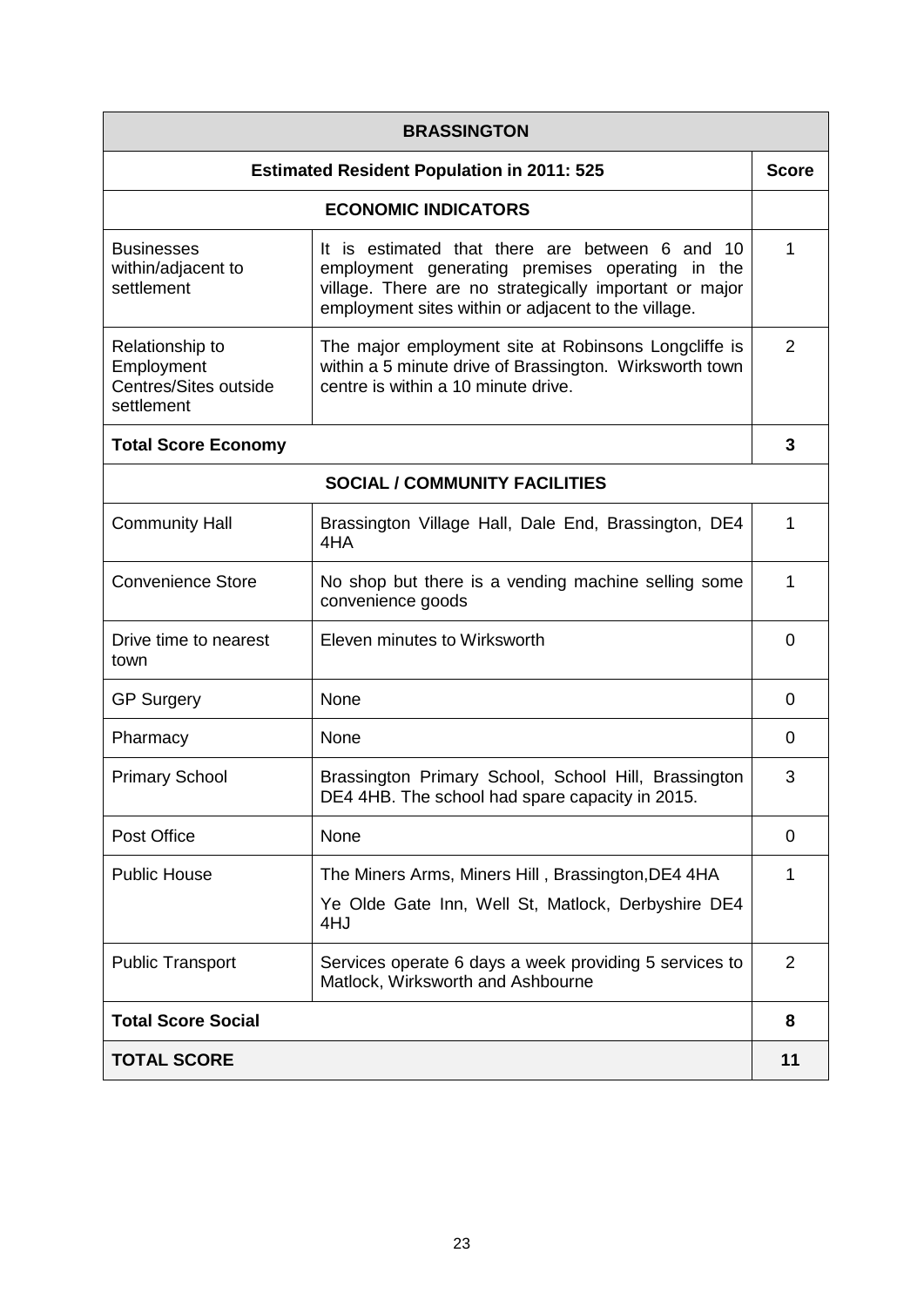| BRASSINGTON | | |
|---|---|---|
| **Estimated Resident Population in 2011: 525** | | **Score** |
| **ECONOMIC INDICATORS** | | |
| Businesses within/adjacent to settlement | It is estimated that there are between 6 and 10 employment generating premises operating in the village. There are no strategically important or major employment sites within or adjacent to the village. | 1 |
| Relationship to Employment Centres/Sites outside settlement | The major employment site at Robinsons Longcliffe is within a 5 minute drive of Brassington. Wirksworth town centre is within a 10 minute drive. | 2 |
| **Total Score Economy** | | **3** |
| **SOCIAL / COMMUNITY FACILITIES** | | |
| Community Hall | Brassington Village Hall, Dale End, Brassington, DE4 4HA | 1 |
| Convenience Store | No shop but there is a vending machine selling some convenience goods | 1 |
| Drive time to nearest town | Eleven minutes to Wirksworth | 0 |
| GP Surgery | None | 0 |
| Pharmacy | None | 0 |
| Primary School | Brassington Primary School, School Hill, Brassington DE4 4HB. The school had spare capacity in 2015. | 3 |
| Post Office | None | 0 |
| Public House | The Miners Arms, Miners Hill , Brassington,DE4 4HA<br>Ye Olde Gate Inn, Well St, Matlock, Derbyshire DE4 4HJ | 1 |
| Public Transport | Services operate 6 days a week providing 5 services to Matlock, Wirksworth and Ashbourne | 2 |
| **Total Score Social** | | **8** |
| **TOTAL SCORE** | | **11** |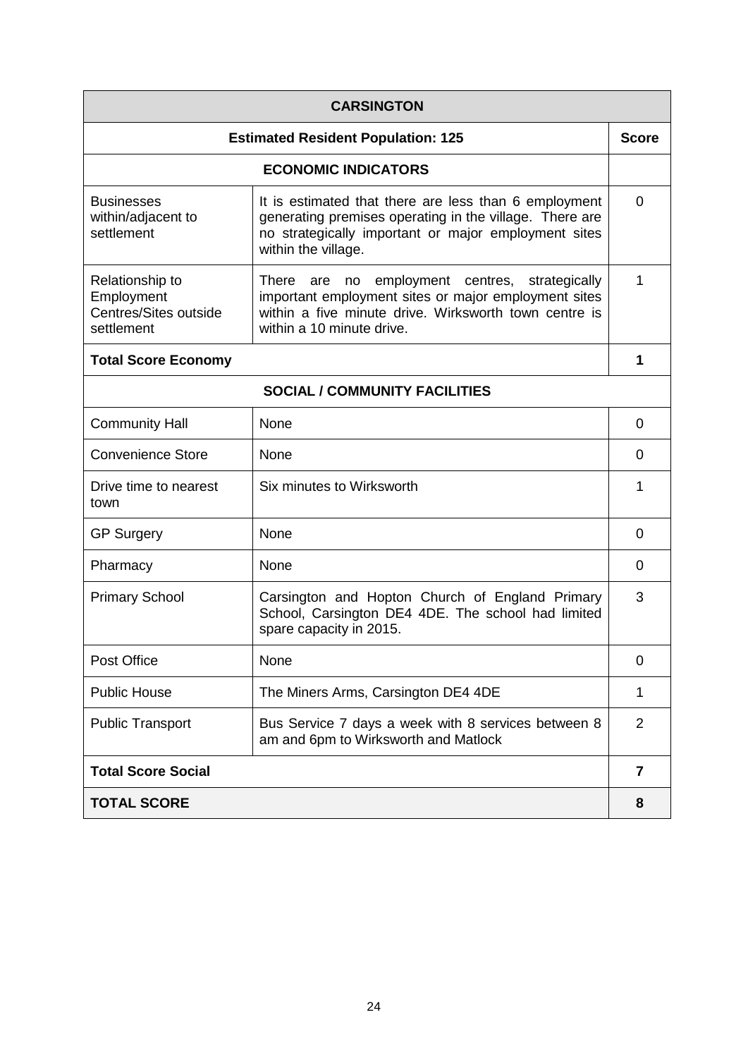| CARSINGTON | | |
|---|---|---|
| **Estimated Resident Population: 125** | | **Score** |
| **ECONOMIC INDICATORS** | | |
| Businesses within/adjacent to settlement | It is estimated that there are less than 6 employment generating premises operating in the village. There are no strategically important or major employment sites within the village. | 0 |
| Relationship to Employment Centres/Sites outside settlement | There are no employment centres, strategically important employment sites or major employment sites within a five minute drive. Wirksworth town centre is within a 10 minute drive. | 1 |
| **Total Score Economy** | | **1** |
| **SOCIAL / COMMUNITY FACILITIES** | | |
| Community Hall | None | 0 |
| Convenience Store | None | 0 |
| Drive time to nearest town | Six minutes to Wirksworth | 1 |
| GP Surgery | None | 0 |
| Pharmacy | None | 0 |
| Primary School | Carsington and Hopton Church of England Primary School, Carsington DE4 4DE. The school had limited spare capacity in 2015. | 3 |
| Post Office | None | 0 |
| Public House | The Miners Arms, Carsington DE4 4DE | 1 |
| Public Transport | Bus Service 7 days a week with 8 services between 8 am and 6pm to Wirksworth and Matlock | 2 |
| **Total Score Social** | | **7** |
| **TOTAL SCORE** | | **8** |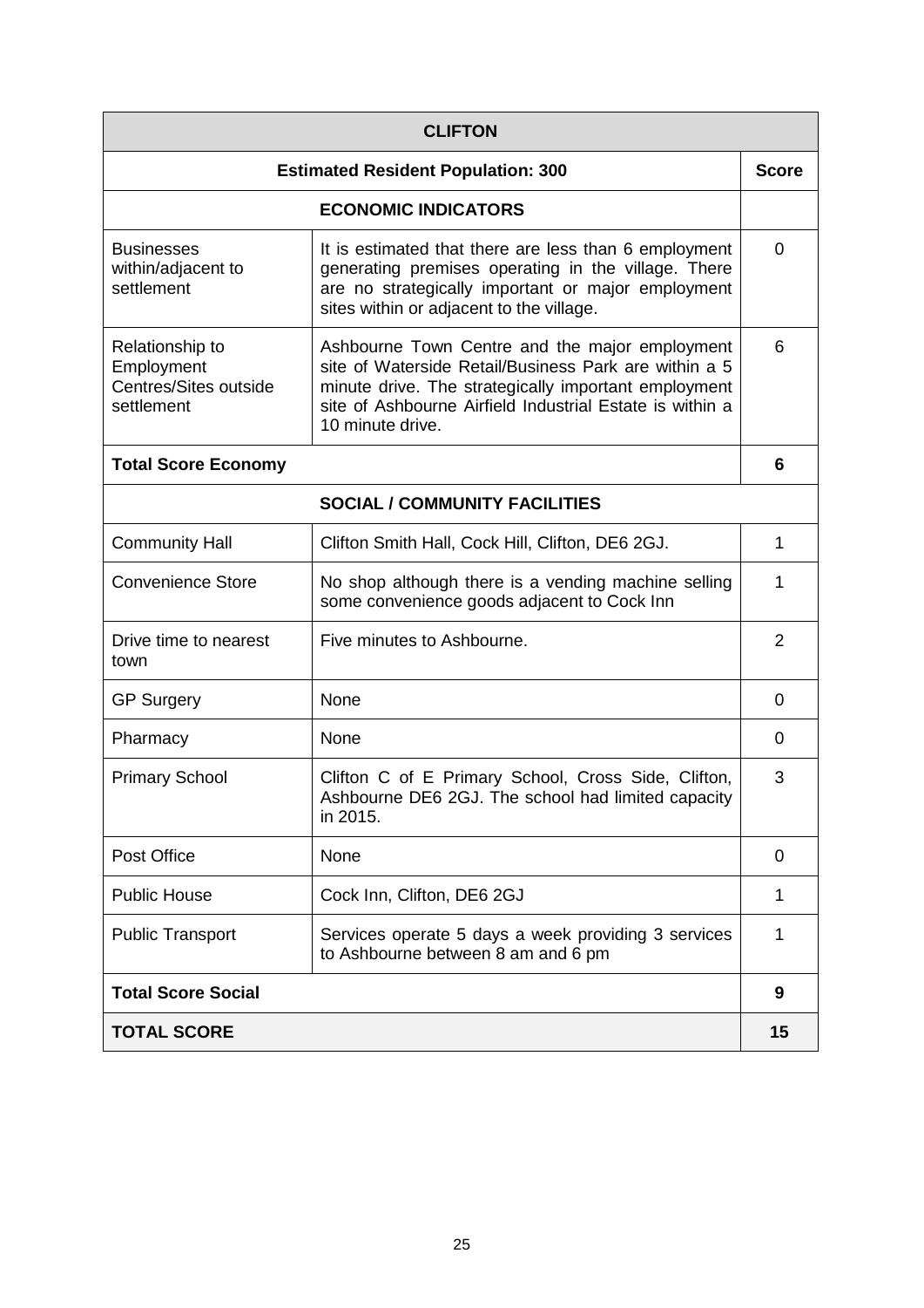| CLIFTON | | |
|---|---|---|
| **Estimated Resident Population: 300** | | **Score** |
| **ECONOMIC INDICATORS** | | |
| Businesses within/adjacent to settlement | It is estimated that there are less than 6 employment generating premises operating in the village. There are no strategically important or major employment sites within or adjacent to the village. | 0 |
| Relationship to Employment Centres/Sites outside settlement | Ashbourne Town Centre and the major employment site of Waterside Retail/Business Park are within a 5 minute drive. The strategically important employment site of Ashbourne Airfield Industrial Estate is within a 10 minute drive. | 6 |
| **Total Score Economy** | | **6** |
| **SOCIAL / COMMUNITY FACILITIES** | | |
| Community Hall | Clifton Smith Hall, Cock Hill, Clifton, DE6 2GJ. | 1 |
| Convenience Store | No shop although there is a vending machine selling some convenience goods adjacent to Cock Inn | 1 |
| Drive time to nearest town | Five minutes to Ashbourne. | 2 |
| GP Surgery | None | 0 |
| Pharmacy | None | 0 |
| Primary School | Clifton C of E Primary School, Cross Side, Clifton, Ashbourne DE6 2GJ. The school had limited capacity in 2015. | 3 |
| Post Office | None | 0 |
| Public House | Cock Inn, Clifton, DE6 2GJ | 1 |
| Public Transport | Services operate 5 days a week providing 3 services to Ashbourne between 8 am and 6 pm | 1 |
| **Total Score Social** | | **9** |
| **TOTAL SCORE** | | **15** |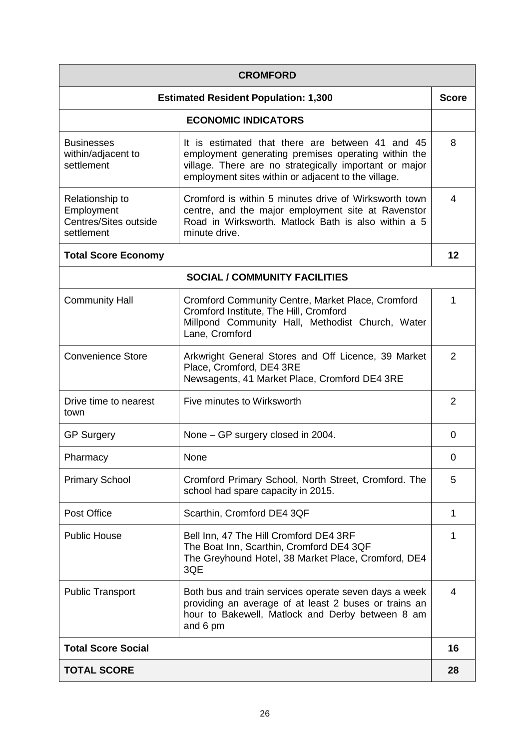| CROMFORD | | |
|---|---|---|
| **Estimated Resident Population: 1,300** | | **Score** |
| **ECONOMIC INDICATORS** | | |
| Businesses within/adjacent to settlement | It is estimated that there are between 41 and 45 employment generating premises operating within the village. There are no strategically important or major employment sites within or adjacent to the village. | 8 |
| Relationship to Employment Centres/Sites outside settlement | Cromford is within 5 minutes drive of Wirksworth town centre, and the major employment site at Ravenstor Road in Wirksworth. Matlock Bath is also within a 5 minute drive. | 4 |
| **Total Score Economy** | | **12** |
| **SOCIAL / COMMUNITY FACILITIES** | | |
| Community Hall | Cromford Community Centre, Market Place, Cromford<br>Cromford Institute, The Hill, Cromford<br>Millpond Community Hall, Methodist Church, Water Lane, Cromford | 1 |
| Convenience Store | Arkwright General Stores and Off Licence, 39 Market Place, Cromford, DE4 3RE<br>Newsagents, 41 Market Place, Cromford DE4 3RE | 2 |
| Drive time to nearest town | Five minutes to Wirksworth | 2 |
| GP Surgery | None – GP surgery closed in 2004. | 0 |
| Pharmacy | None | 0 |
| Primary School | Cromford Primary School, North Street, Cromford. The school had spare capacity in 2015. | 5 |
| Post Office | Scarthin, Cromford DE4 3QF | 1 |
| Public House | Bell Inn, 47 The Hill Cromford DE4 3RF<br>The Boat Inn, Scarthin, Cromford DE4 3QF<br>The Greyhound Hotel, 38 Market Place, Cromford, DE4 3QE | 1 |
| Public Transport | Both bus and train services operate seven days a week providing an average of at least 2 buses or trains an hour to Bakewell, Matlock and Derby between 8 am and 6 pm | 4 |
| **Total Score Social** | | **16** |
| **TOTAL SCORE** | | **28** |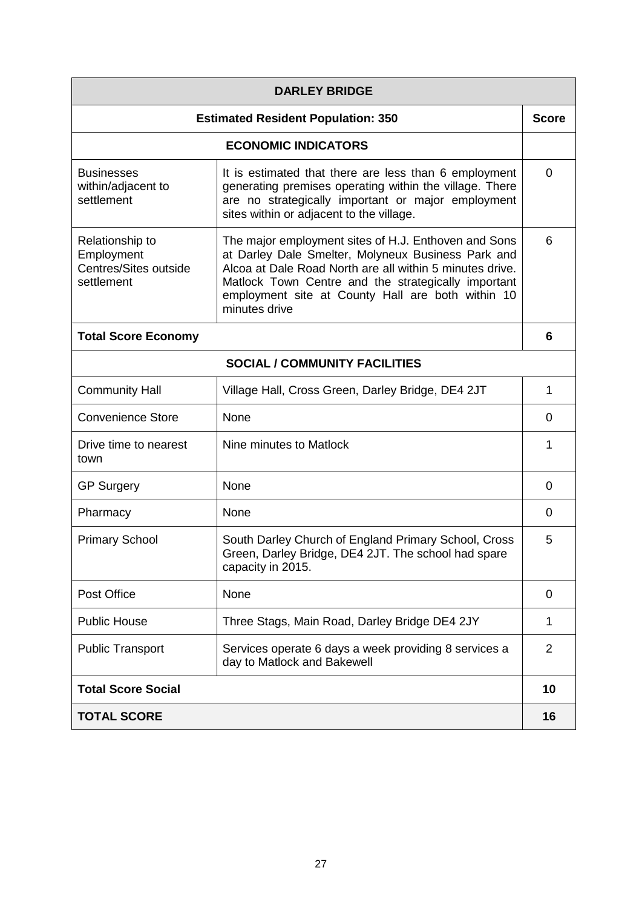| DARLEY BRIDGE | | |
|---|---|---|
| **Estimated Resident Population: 350** | | **Score** |
| **ECONOMIC INDICATORS** | | |
| Businesses within/adjacent to settlement | It is estimated that there are less than 6 employment generating premises operating within the village. There are no strategically important or major employment sites within or adjacent to the village. | 0 |
| Relationship to Employment Centres/Sites outside settlement | The major employment sites of H.J. Enthoven and Sons at Darley Dale Smelter, Molyneux Business Park and Alcoa at Dale Road North are all within 5 minutes drive. Matlock Town Centre and the strategically important employment site at County Hall are both within 10 minutes drive | 6 |
| **Total Score Economy** | | **6** |
| **SOCIAL / COMMUNITY FACILITIES** | | |
| Community Hall | Village Hall, Cross Green, Darley Bridge, DE4 2JT | 1 |
| Convenience Store | None | 0 |
| Drive time to nearest town | Nine minutes to Matlock | 1 |
| GP Surgery | None | 0 |
| Pharmacy | None | 0 |
| Primary School | South Darley Church of England Primary School, Cross Green, Darley Bridge, DE4 2JT. The school had spare capacity in 2015. | 5 |
| Post Office | None | 0 |
| Public House | Three Stags, Main Road, Darley Bridge DE4 2JY | 1 |
| Public Transport | Services operate 6 days a week providing 8 services a day to Matlock and Bakewell | 2 |
| **Total Score Social** | | **10** |
| **TOTAL SCORE** | | **16** |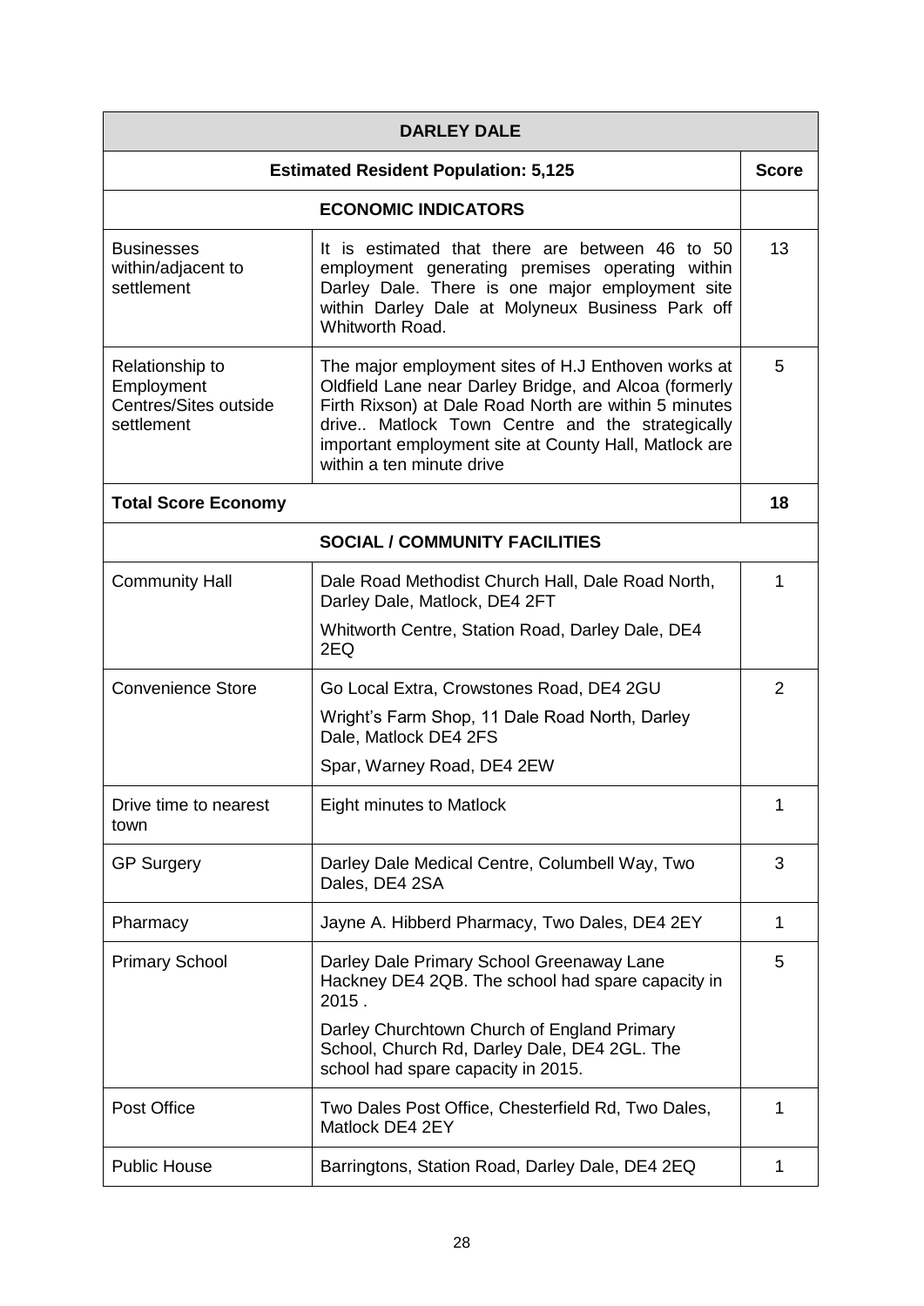| DARLEY DALE | | |
|---|---|---|
| **Estimated Resident Population: 5,125** | | **Score** |
| **ECONOMIC INDICATORS** | | |
| Businesses within/adjacent to settlement | It is estimated that there are between 46 to 50 employment generating premises operating within Darley Dale. There is one major employment site within Darley Dale at Molyneux Business Park off Whitworth Road. | 13 |
| Relationship to Employment Centres/Sites outside settlement | The major employment sites of H.J Enthoven works at Oldfield Lane near Darley Bridge, and Alcoa (formerly Firth Rixson) at Dale Road North are within 5 minutes drive.. Matlock Town Centre and the strategically important employment site at County Hall, Matlock are within a ten minute drive | 5 |
| **Total Score Economy** | | **18** |
| **SOCIAL / COMMUNITY FACILITIES** | | |
| Community Hall | Dale Road Methodist Church Hall, Dale Road North, Darley Dale, Matlock, DE4 2FT<br>Whitworth Centre, Station Road, Darley Dale, DE4 2EQ | 1 |
| Convenience Store | Go Local Extra, Crowstones Road, DE4 2GU<br>Wright's Farm Shop, 11 Dale Road North, Darley Dale, Matlock DE4 2FS<br>Spar, Warney Road, DE4 2EW | 2 |
| Drive time to nearest town | Eight minutes to Matlock | 1 |
| GP Surgery | Darley Dale Medical Centre, Columbell Way, Two Dales, DE4 2SA | 3 |
| Pharmacy | Jayne A. Hibberd Pharmacy, Two Dales, DE4 2EY | 1 |
| Primary School | Darley Dale Primary School Greenaway Lane Hackney DE4 2QB. The school had spare capacity in 2015 .<br>Darley Churchtown Church of England Primary School, Church Rd, Darley Dale, DE4 2GL. The school had spare capacity in 2015. | 5 |
| Post Office | Two Dales Post Office, Chesterfield Rd, Two Dales, Matlock DE4 2EY | 1 |
| Public House | Barringtons, Station Road, Darley Dale, DE4 2EQ | 1 |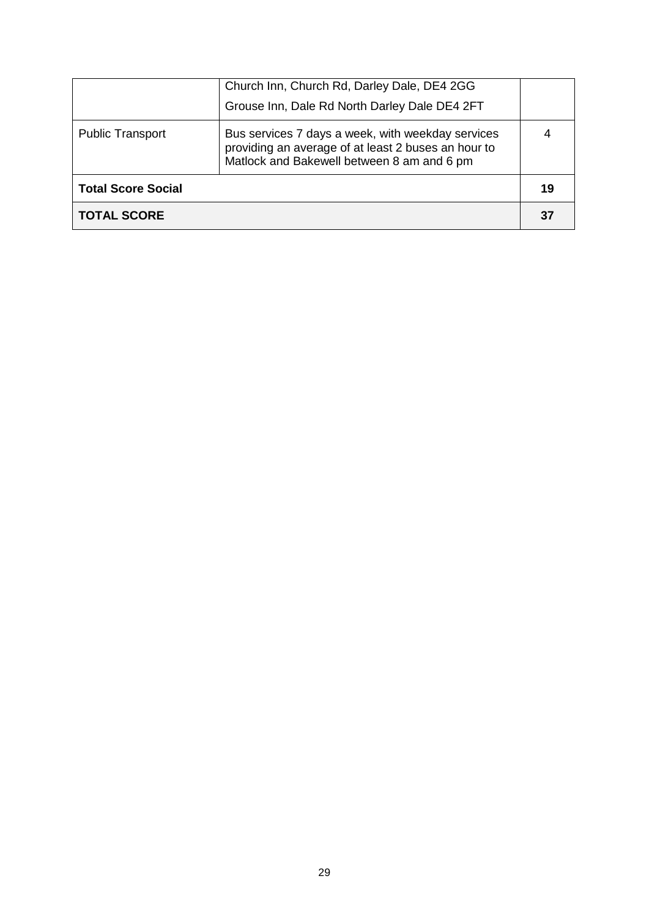| | | |
|---|---|---|
| | Church Inn, Church Rd, Darley Dale, DE4 2GG<br>Grouse Inn, Dale Rd North Darley Dale DE4 2FT | |
| Public Transport | Bus services 7 days a week, with weekday services providing an average of at least 2 buses an hour to Matlock and Bakewell between 8 am and 6 pm | 4 |
| **Total Score Social** | | **19** |
| **TOTAL SCORE** | | **37** |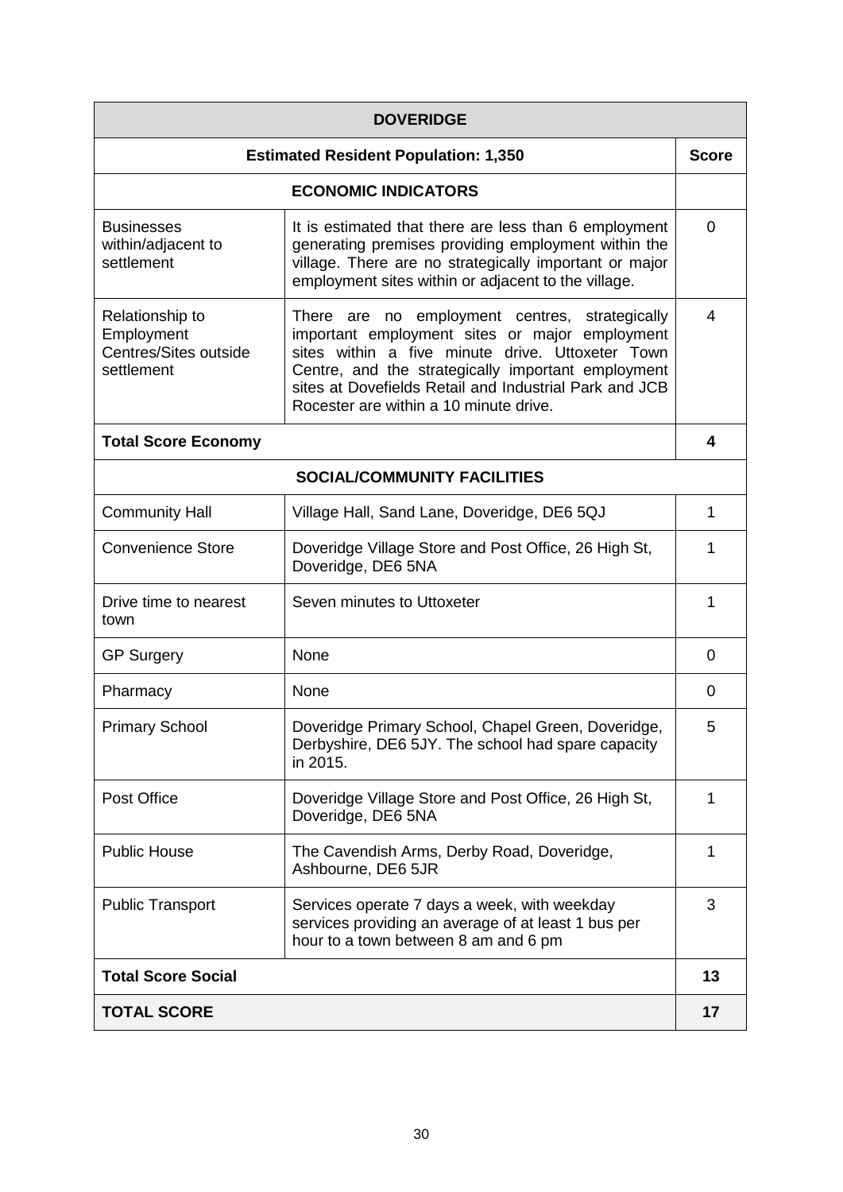| DOVERIDGE | | |
|---|---|---|
| **Estimated Resident Population: 1,350** | | **Score** |
| **ECONOMIC INDICATORS** | | |
| Businesses within/adjacent to settlement | It is estimated that there are less than 6 employment generating premises providing employment within the village. There are no strategically important or major employment sites within or adjacent to the village. | 0 |
| Relationship to Employment Centres/Sites outside settlement | There are no employment centres, strategically important employment sites or major employment sites within a five minute drive. Uttoxeter Town Centre, and the strategically important employment sites at Dovefields Retail and Industrial Park and JCB Rocester are within a 10 minute drive. | 4 |
| **Total Score Economy** | | **4** |
| **SOCIAL/COMMUNITY FACILITIES** | | |
| Community Hall | Village Hall, Sand Lane, Doveridge, DE6 5QJ | 1 |
| Convenience Store | Doveridge Village Store and Post Office, 26 High St, Doveridge, DE6 5NA | 1 |
| Drive time to nearest town | Seven minutes to Uttoxeter | 1 |
| GP Surgery | None | 0 |
| Pharmacy | None | 0 |
| Primary School | Doveridge Primary School, Chapel Green, Doveridge, Derbyshire, DE6 5JY. The school had spare capacity in 2015. | 5 |
| Post Office | Doveridge Village Store and Post Office, 26 High St, Doveridge, DE6 5NA | 1 |
| Public House | The Cavendish Arms, Derby Road, Doveridge, Ashbourne, DE6 5JR | 1 |
| Public Transport | Services operate 7 days a week, with weekday services providing an average of at least 1 bus per hour to a town between 8 am and 6 pm | 3 |
| **Total Score Social** | | **13** |
| **TOTAL SCORE** | | **17** |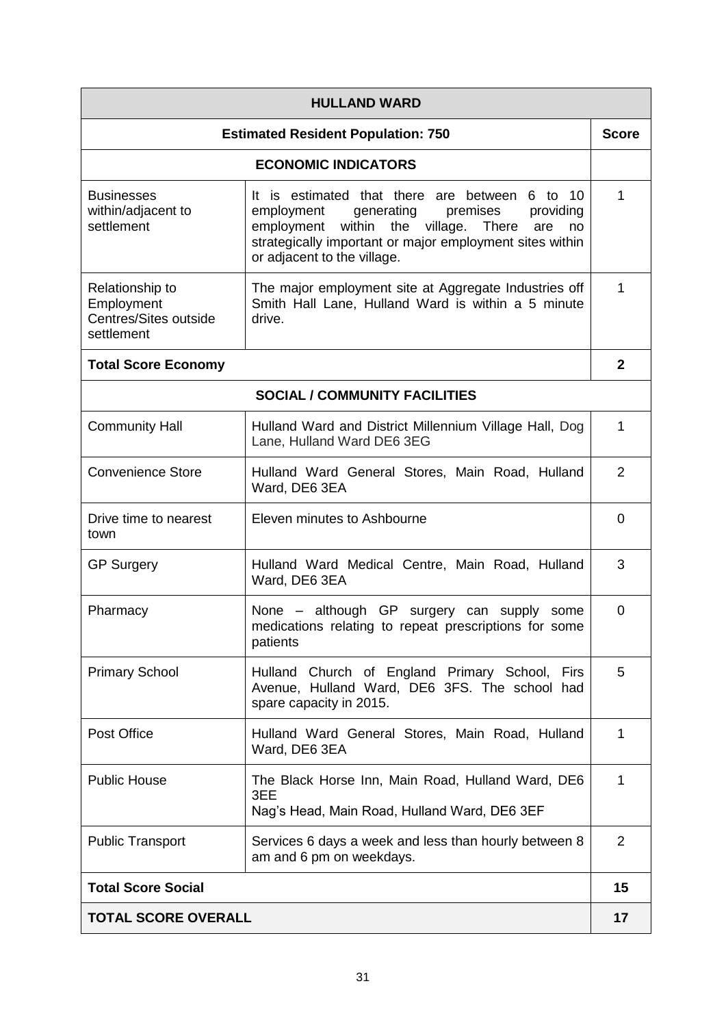| HULLAND WARD | | |
|---|---|---|
| **Estimated Resident Population: 750** | | **Score** |
| **ECONOMIC INDICATORS** | | |
| Businesses within/adjacent to settlement | It is estimated that there are between 6 to 10 employment generating premises providing employment within the village. There are no strategically important or major employment sites within or adjacent to the village. | 1 |
| Relationship to Employment Centres/Sites outside settlement | The major employment site at Aggregate Industries off Smith Hall Lane, Hulland Ward is within a 5 minute drive. | 1 |
| **Total Score Economy** | | **2** |
| **SOCIAL / COMMUNITY FACILITIES** | | |
| Community Hall | Hulland Ward and District Millennium Village Hall, Dog Lane, Hulland Ward DE6 3EG | 1 |
| Convenience Store | Hulland Ward General Stores, Main Road, Hulland Ward, DE6 3EA | 2 |
| Drive time to nearest town | Eleven minutes to Ashbourne | 0 |
| GP Surgery | Hulland Ward Medical Centre, Main Road, Hulland Ward, DE6 3EA | 3 |
| Pharmacy | None – although GP surgery can supply some medications relating to repeat prescriptions for some patients | 0 |
| Primary School | Hulland Church of England Primary School, Firs Avenue, Hulland Ward, DE6 3FS. The school had spare capacity in 2015. | 5 |
| Post Office | Hulland Ward General Stores, Main Road, Hulland Ward, DE6 3EA | 1 |
| Public House | The Black Horse Inn, Main Road, Hulland Ward, DE6 3EE<br>Nag's Head, Main Road, Hulland Ward, DE6 3EF | 1 |
| Public Transport | Services 6 days a week and less than hourly between 8 am and 6 pm on weekdays. | 2 |
| **Total Score Social** | | **15** |
| **TOTAL SCORE OVERALL** | | **17** |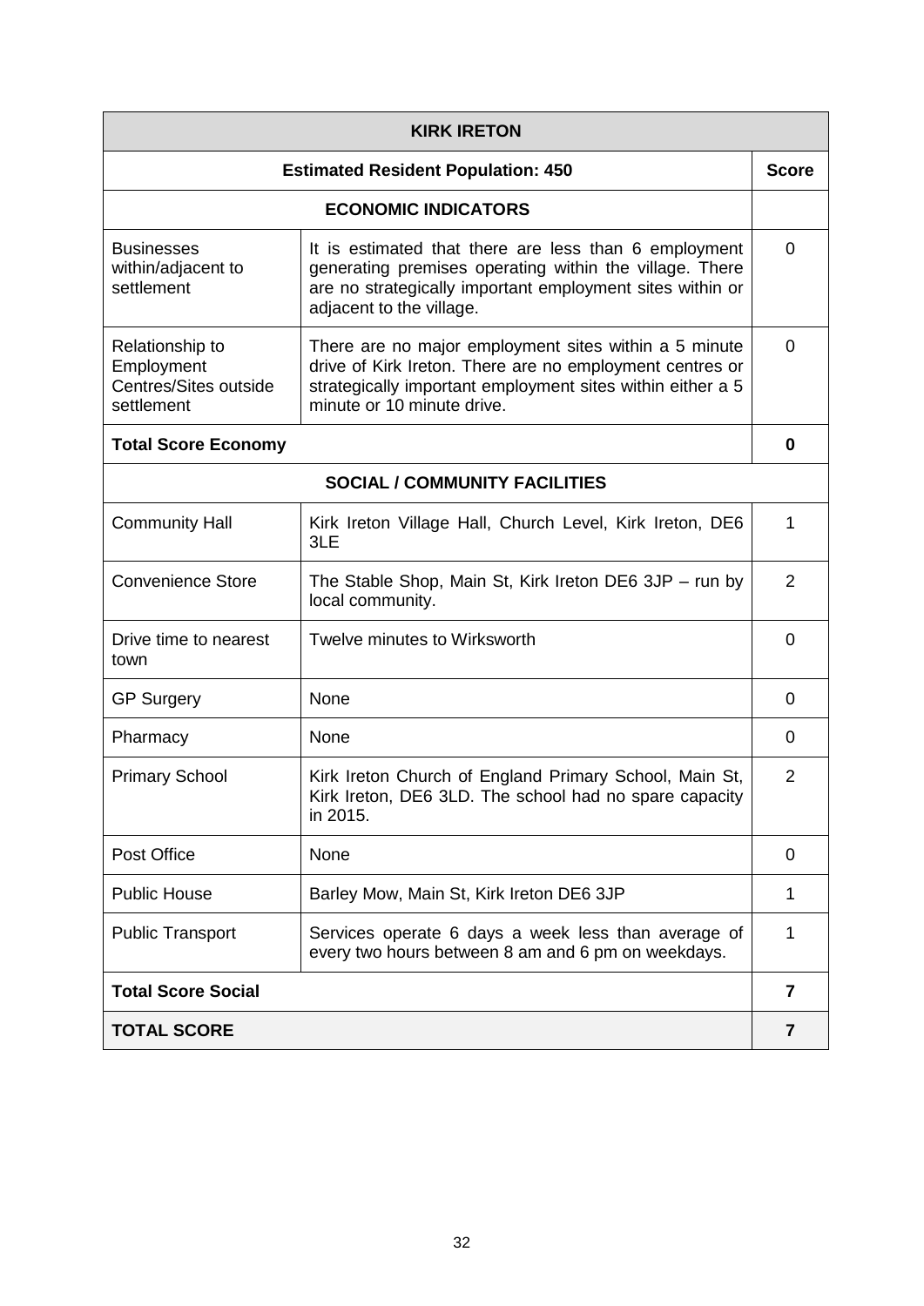| KIRK IRETON | | |
|---|---|---|
| **Estimated Resident Population: 450** | | **Score** |
| **ECONOMIC INDICATORS** | | |
| Businesses within/adjacent to settlement | It is estimated that there are less than 6 employment generating premises operating within the village. There are no strategically important employment sites within or adjacent to the village. | 0 |
| Relationship to Employment Centres/Sites outside settlement | There are no major employment sites within a 5 minute drive of Kirk Ireton. There are no employment centres or strategically important employment sites within either a 5 minute or 10 minute drive. | 0 |
| **Total Score Economy** | | **0** |
| **SOCIAL / COMMUNITY FACILITIES** | | |
| Community Hall | Kirk Ireton Village Hall, Church Level, Kirk Ireton, DE6 3LE | 1 |
| Convenience Store | The Stable Shop, Main St, Kirk Ireton DE6 3JP – run by local community. | 2 |
| Drive time to nearest town | Twelve minutes to Wirksworth | 0 |
| GP Surgery | None | 0 |
| Pharmacy | None | 0 |
| Primary School | Kirk Ireton Church of England Primary School, Main St, Kirk Ireton, DE6 3LD. The school had no spare capacity in 2015. | 2 |
| Post Office | None | 0 |
| Public House | Barley Mow, Main St, Kirk Ireton DE6 3JP | 1 |
| Public Transport | Services operate 6 days a week less than average of every two hours between 8 am and 6 pm on weekdays. | 1 |
| **Total Score Social** | | **7** |
| **TOTAL SCORE** | | **7** |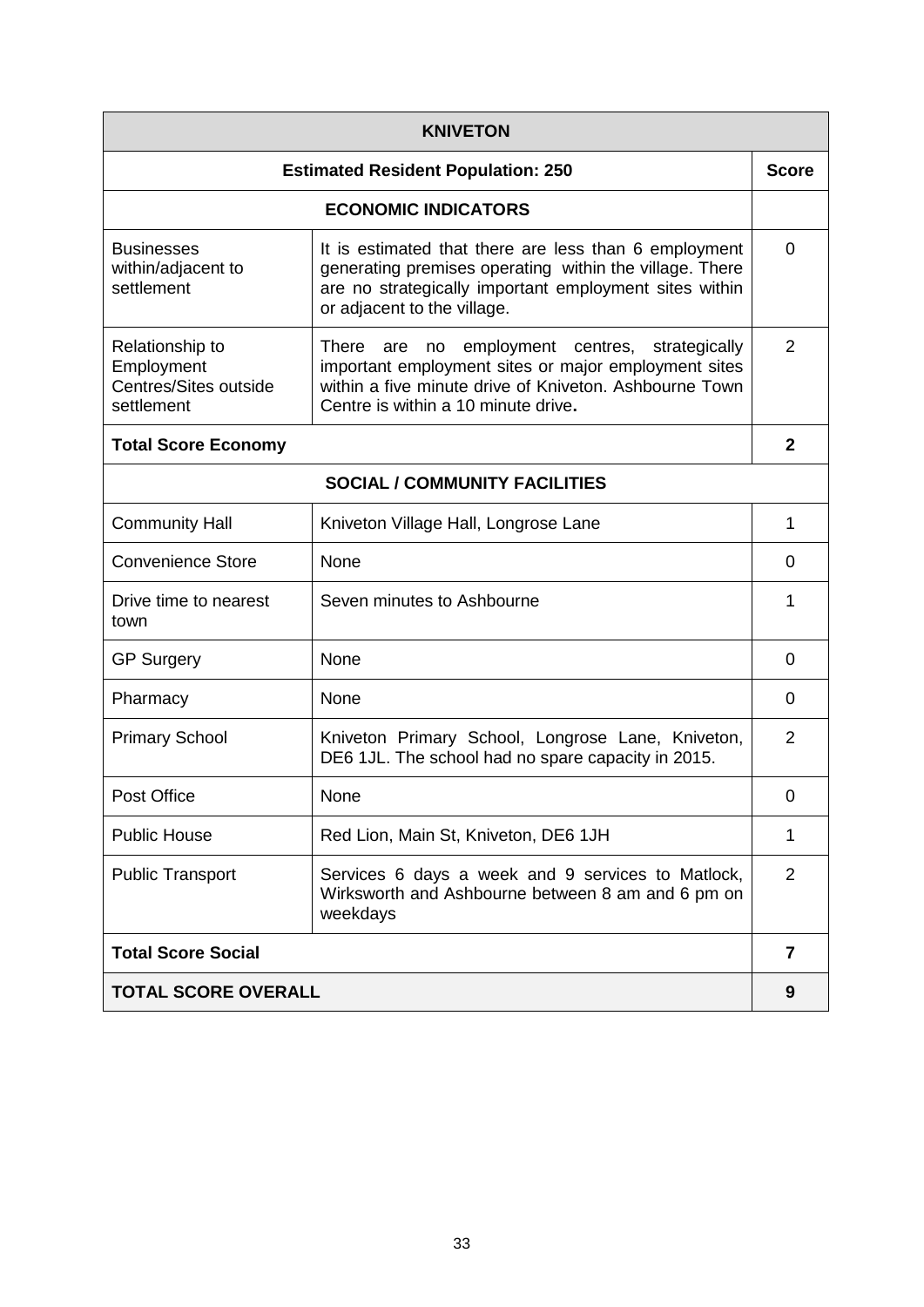| KNIVETON | | |
|---|---|---|
| **Estimated Resident Population: 250** | | **Score** |
| **ECONOMIC INDICATORS** | | |
| Businesses within/adjacent to settlement | It is estimated that there are less than 6 employment generating premises operating within the village. There are no strategically important employment sites within or adjacent to the village. | 0 |
| Relationship to Employment Centres/Sites outside settlement | There are no employment centres, strategically important employment sites or major employment sites within a five minute drive of Kniveton. Ashbourne Town Centre is within a 10 minute drive**.** | 2 |
| **Total Score Economy** | | **2** |
| **SOCIAL / COMMUNITY FACILITIES** | | |
| Community Hall | Kniveton Village Hall, Longrose Lane | 1 |
| Convenience Store | None | 0 |
| Drive time to nearest town | Seven minutes to Ashbourne | 1 |
| GP Surgery | None | 0 |
| Pharmacy | None | 0 |
| Primary School | Kniveton Primary School, Longrose Lane, Kniveton, DE6 1JL. The school had no spare capacity in 2015. | 2 |
| Post Office | None | 0 |
| Public House | Red Lion, Main St, Kniveton, DE6 1JH | 1 |
| Public Transport | Services 6 days a week and 9 services to Matlock, Wirksworth and Ashbourne between 8 am and 6 pm on weekdays | 2 |
| **Total Score Social** | | **7** |
| **TOTAL SCORE OVERALL** | | **9** |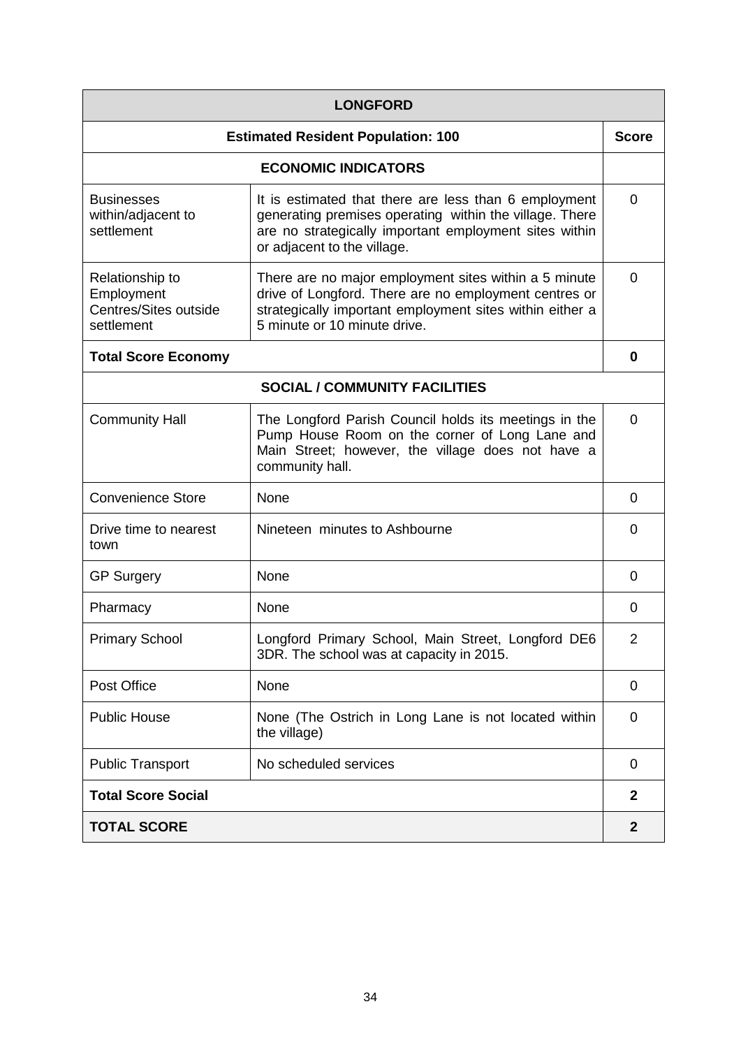| LONGFORD | | |
|---|---|---|
| **Estimated Resident Population: 100** | | **Score** |
| **ECONOMIC INDICATORS** | | |
| Businesses within/adjacent to settlement | It is estimated that there are less than 6 employment generating premises operating within the village. There are no strategically important employment sites within or adjacent to the village. | 0 |
| Relationship to Employment Centres/Sites outside settlement | There are no major employment sites within a 5 minute drive of Longford. There are no employment centres or strategically important employment sites within either a 5 minute or 10 minute drive. | 0 |
| **Total Score Economy** | | **0** |
| **SOCIAL / COMMUNITY FACILITIES** | | |
| Community Hall | The Longford Parish Council holds its meetings in the Pump House Room on the corner of Long Lane and Main Street; however, the village does not have a community hall. | 0 |
| Convenience Store | None | 0 |
| Drive time to nearest town | Nineteen minutes to Ashbourne | 0 |
| GP Surgery | None | 0 |
| Pharmacy | None | 0 |
| Primary School | Longford Primary School, Main Street, Longford DE6 3DR. The school was at capacity in 2015. | 2 |
| Post Office | None | 0 |
| Public House | None (The Ostrich in Long Lane is not located within the village) | 0 |
| Public Transport | No scheduled services | 0 |
| **Total Score Social** | | **2** |
| **TOTAL SCORE** | | **2** |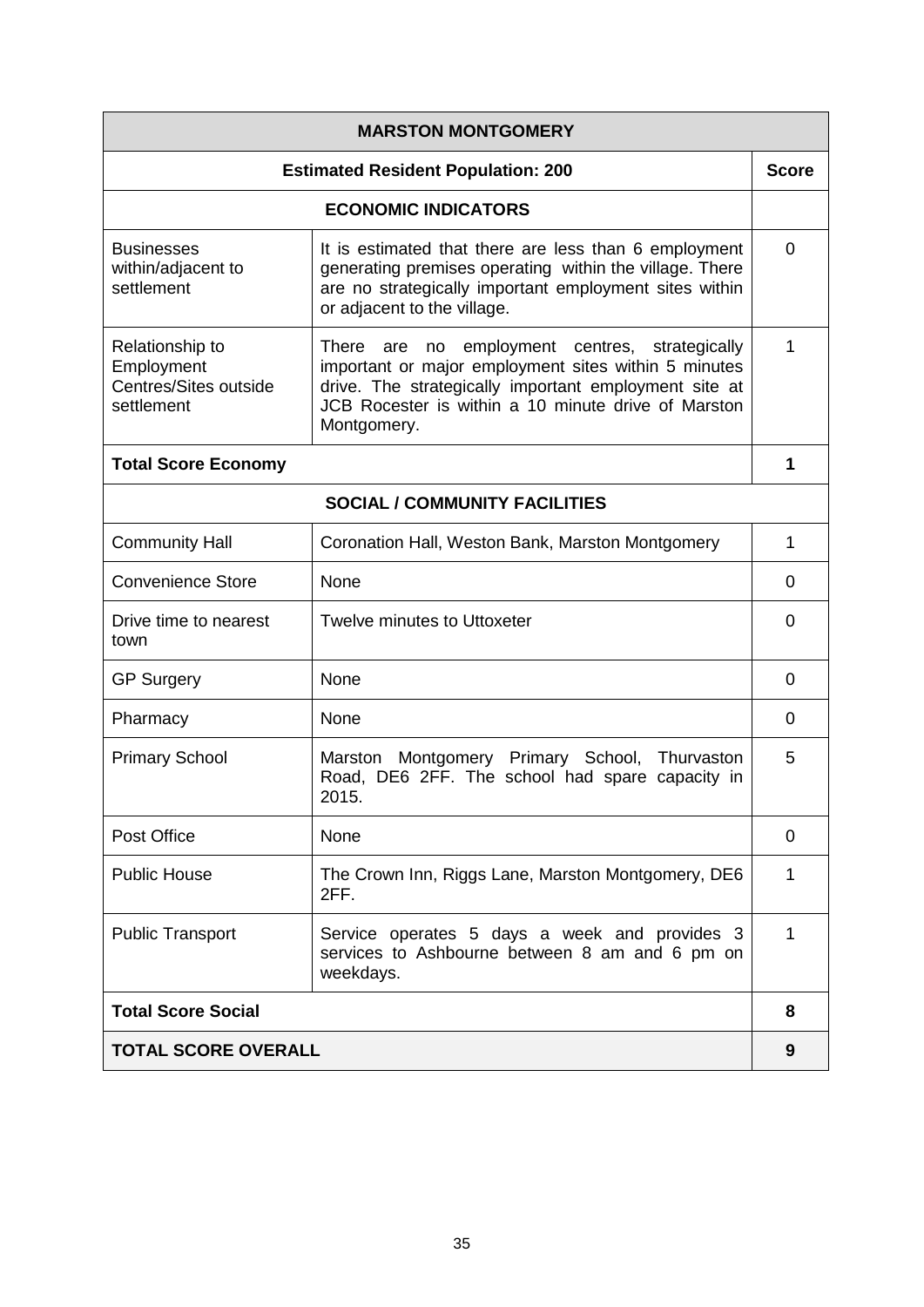| MARSTON MONTGOMERY | | |
|---|---|---|
| **Estimated Resident Population: 200** | | **Score** |
| **ECONOMIC INDICATORS** | | |
| Businesses within/adjacent to settlement | It is estimated that there are less than 6 employment generating premises operating within the village. There are no strategically important employment sites within or adjacent to the village. | 0 |
| Relationship to Employment Centres/Sites outside settlement | There are no employment centres, strategically important or major employment sites within 5 minutes drive. The strategically important employment site at JCB Rocester is within a 10 minute drive of Marston Montgomery. | 1 |
| **Total Score Economy** | | **1** |
| **SOCIAL / COMMUNITY FACILITIES** | | |
| Community Hall | Coronation Hall, Weston Bank, Marston Montgomery | 1 |
| Convenience Store | None | 0 |
| Drive time to nearest town | Twelve minutes to Uttoxeter | 0 |
| GP Surgery | None | 0 |
| Pharmacy | None | 0 |
| Primary School | Marston Montgomery Primary School, Thurvaston Road, DE6 2FF. The school had spare capacity in 2015. | 5 |
| Post Office | None | 0 |
| Public House | The Crown Inn, Riggs Lane, Marston Montgomery, DE6 2FF. | 1 |
| Public Transport | Service operates 5 days a week and provides 3 services to Ashbourne between 8 am and 6 pm on weekdays. | 1 |
| **Total Score Social** | | **8** |
| **TOTAL SCORE OVERALL** | | **9** |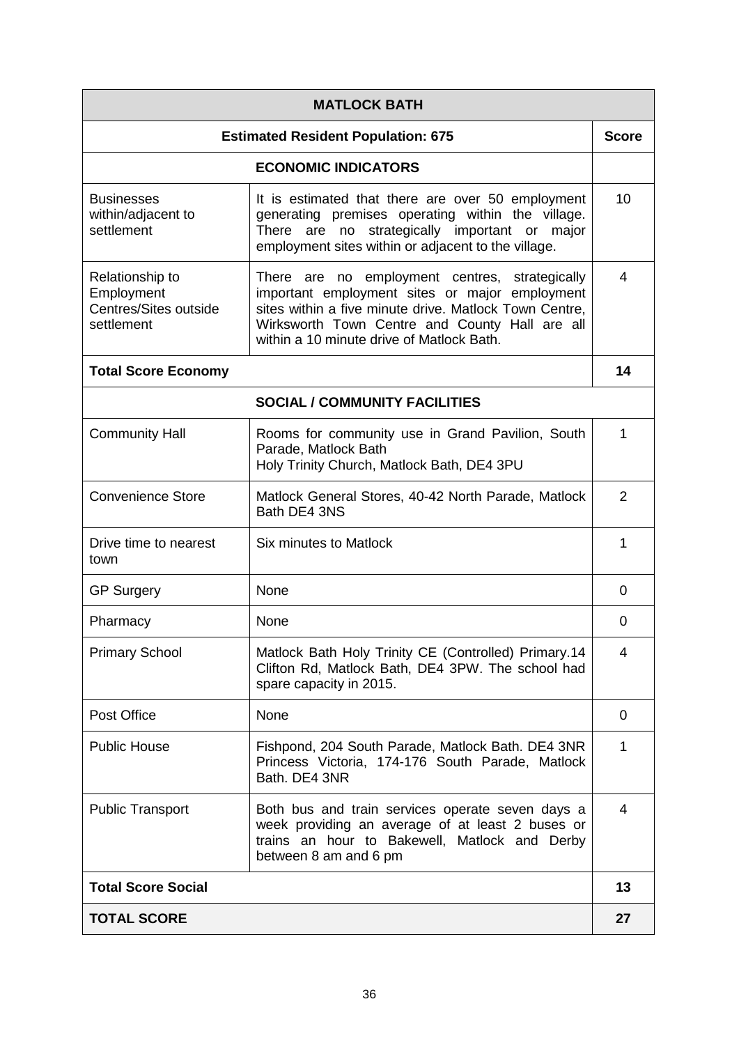| MATLOCK BATH | | |
|---|---|---|
| **Estimated Resident Population: 675** | | **Score** |
| **ECONOMIC INDICATORS** | | |
| Businesses within/adjacent to settlement | It is estimated that there are over 50 employment generating premises operating within the village. There are no strategically important or major employment sites within or adjacent to the village. | 10 |
| Relationship to Employment Centres/Sites outside settlement | There are no employment centres, strategically important employment sites or major employment sites within a five minute drive. Matlock Town Centre, Wirksworth Town Centre and County Hall are all within a 10 minute drive of Matlock Bath. | 4 |
| **Total Score Economy** | | **14** |
| **SOCIAL / COMMUNITY FACILITIES** | | |
| Community Hall | Rooms for community use in Grand Pavilion, South Parade, Matlock Bath<br>Holy Trinity Church, Matlock Bath, DE4 3PU | 1 |
| Convenience Store | Matlock General Stores, 40-42 North Parade, Matlock Bath DE4 3NS | 2 |
| Drive time to nearest town | Six minutes to Matlock | 1 |
| GP Surgery | None | 0 |
| Pharmacy | None | 0 |
| Primary School | Matlock Bath Holy Trinity CE (Controlled) Primary.14 Clifton Rd, Matlock Bath, DE4 3PW. The school had spare capacity in 2015. | 4 |
| Post Office | None | 0 |
| Public House | Fishpond, 204 South Parade, Matlock Bath. DE4 3NR<br>Princess Victoria, 174-176 South Parade, Matlock Bath. DE4 3NR | 1 |
| Public Transport | Both bus and train services operate seven days a week providing an average of at least 2 buses or trains an hour to Bakewell, Matlock and Derby between 8 am and 6 pm | 4 |
| **Total Score Social** | | **13** |
| **TOTAL SCORE** | | **27** |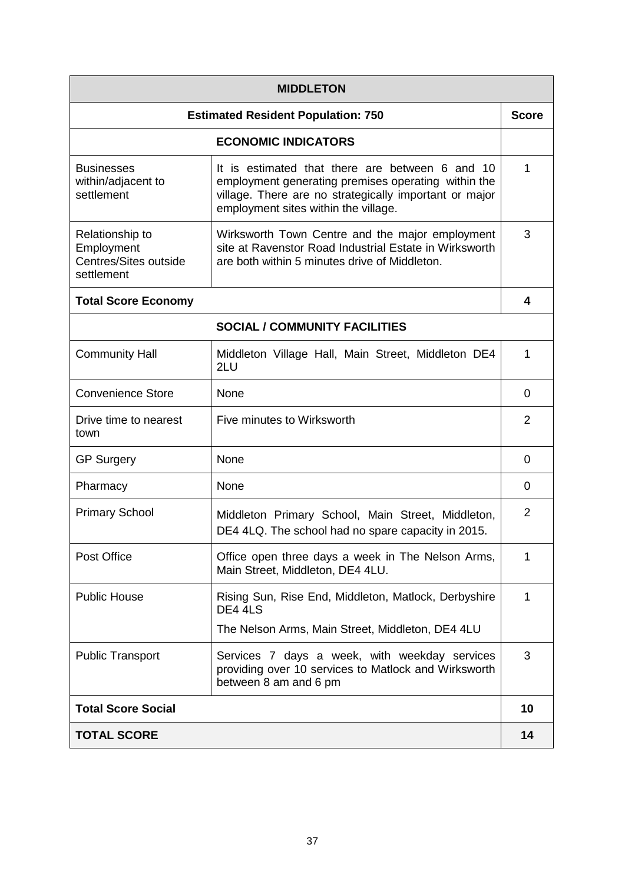| MIDDLETON | | |
|---|---|---|
| **Estimated Resident Population: 750** | | **Score** |
| **ECONOMIC INDICATORS** | | |
| Businesses within/adjacent to settlement | It is estimated that there are between 6 and 10 employment generating premises operating within the village. There are no strategically important or major employment sites within the village. | 1 |
| Relationship to Employment Centres/Sites outside settlement | Wirksworth Town Centre and the major employment site at Ravenstor Road Industrial Estate in Wirksworth are both within 5 minutes drive of Middleton. | 3 |
| **Total Score Economy** | | **4** |
| **SOCIAL / COMMUNITY FACILITIES** | | |
| Community Hall | Middleton Village Hall, Main Street, Middleton DE4 2LU | 1 |
| Convenience Store | None | 0 |
| Drive time to nearest town | Five minutes to Wirksworth | 2 |
| GP Surgery | None | 0 |
| Pharmacy | None | 0 |
| Primary School | Middleton Primary School, Main Street, Middleton, DE4 4LQ. The school had no spare capacity in 2015. | 2 |
| Post Office | Office open three days a week in The Nelson Arms, Main Street, Middleton, DE4 4LU. | 1 |
| Public House | Rising Sun, Rise End, Middleton, Matlock, Derbyshire DE4 4LS<br>The Nelson Arms, Main Street, Middleton, DE4 4LU | 1 |
| Public Transport | Services 7 days a week, with weekday services providing over 10 services to Matlock and Wirksworth between 8 am and 6 pm | 3 |
| **Total Score Social** | | **10** |
| **TOTAL SCORE** | | **14** |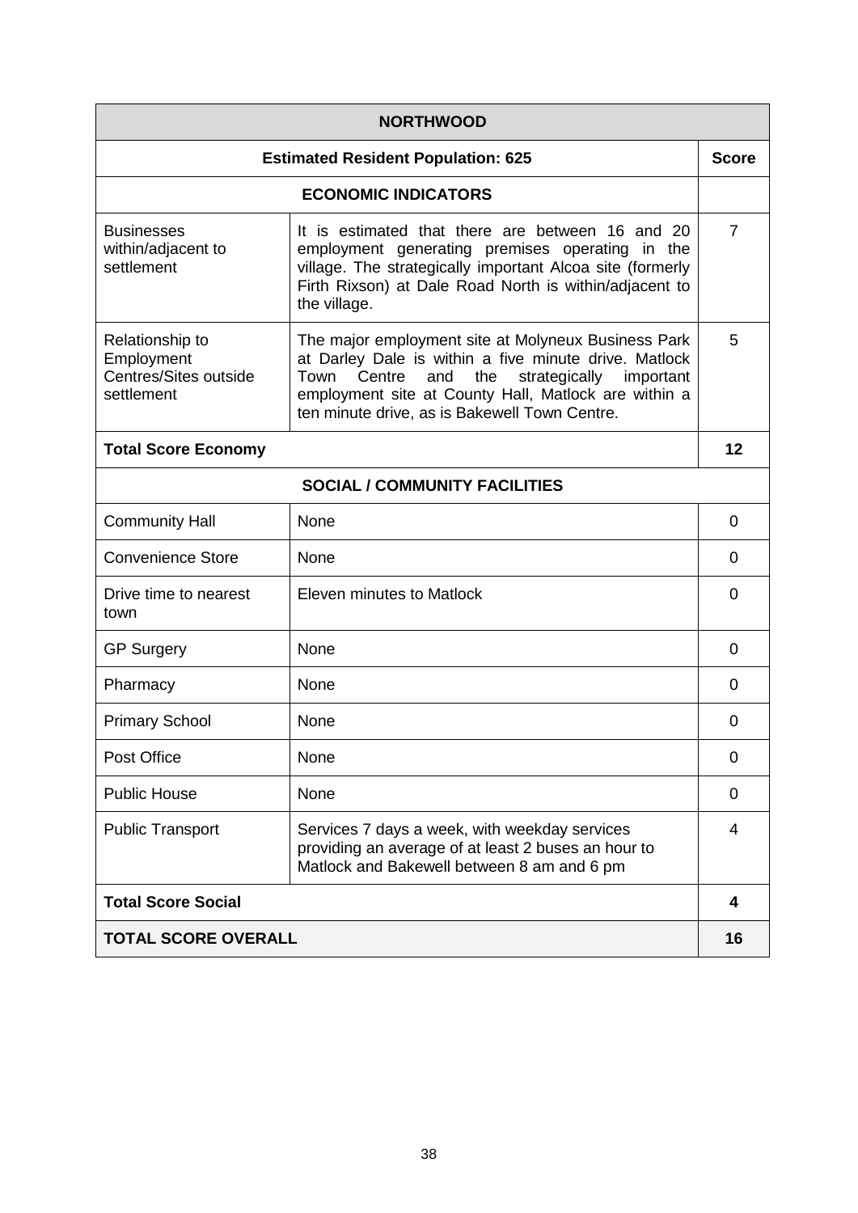| NORTHWOOD | | |
|---|---|---|
| **Estimated Resident Population: 625** | | **Score** |
| **ECONOMIC INDICATORS** | | |
| Businesses within/adjacent to settlement | It is estimated that there are between 16 and 20 employment generating premises operating in the village. The strategically important Alcoa site (formerly Firth Rixson) at Dale Road North is within/adjacent to the village. | 7 |
| Relationship to Employment Centres/Sites outside settlement | The major employment site at Molyneux Business Park at Darley Dale is within a five minute drive. Matlock Town Centre and the strategically important employment site at County Hall, Matlock are within a ten minute drive, as is Bakewell Town Centre. | 5 |
| **Total Score Economy** | | **12** |
| **SOCIAL / COMMUNITY FACILITIES** | | |
| Community Hall | None | 0 |
| Convenience Store | None | 0 |
| Drive time to nearest town | Eleven minutes to Matlock | 0 |
| GP Surgery | None | 0 |
| Pharmacy | None | 0 |
| Primary School | None | 0 |
| Post Office | None | 0 |
| Public House | None | 0 |
| Public Transport | Services 7 days a week, with weekday services providing an average of at least 2 buses an hour to Matlock and Bakewell between 8 am and 6 pm | 4 |
| **Total Score Social** | | **4** |
| **TOTAL SCORE OVERALL** | | **16** |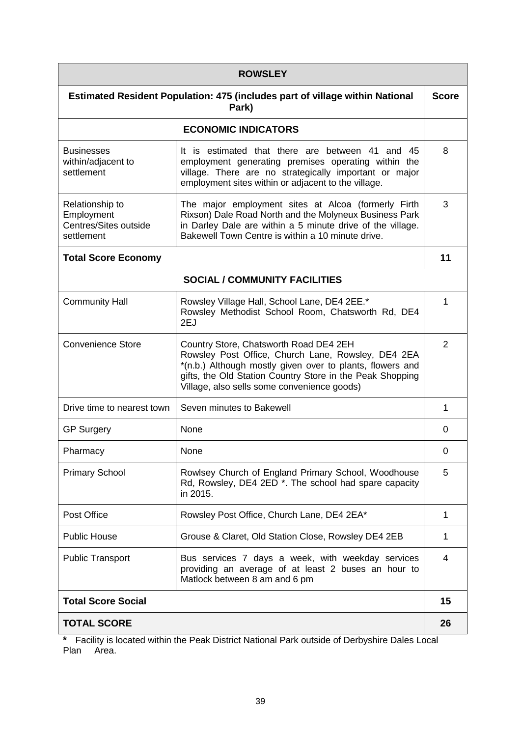| ROWSLEY | | |
|---|---|---|
| **Estimated Resident Population: 475 (includes part of village within National Park)** | | **Score** |
| **ECONOMIC INDICATORS** | | |
| Businesses within/adjacent to settlement | It is estimated that there are between 41 and 45 employment generating premises operating within the village. There are no strategically important or major employment sites within or adjacent to the village. | 8 |
| Relationship to Employment Centres/Sites outside settlement | The major employment sites at Alcoa (formerly Firth Rixson) Dale Road North and the Molyneux Business Park in Darley Dale are within a 5 minute drive of the village. Bakewell Town Centre is within a 10 minute drive. | 3 |
| **Total Score Economy** | | **11** |
| **SOCIAL / COMMUNITY FACILITIES** | | |
| Community Hall | Rowsley Village Hall, School Lane, DE4 2EE.* Rowsley Methodist School Room, Chatsworth Rd, DE4 2EJ | 1 |
| Convenience Store | Country Store, Chatsworth Road DE4 2EH Rowsley Post Office, Church Lane, Rowsley, DE4 2EA *(n.b.) Although mostly given over to plants, flowers and gifts, the Old Station Country Store in the Peak Shopping Village, also sells some convenience goods) | 2 |
| Drive time to nearest town | Seven minutes to Bakewell | 1 |
| GP Surgery | None | 0 |
| Pharmacy | None | 0 |
| Primary School | Rowlsey Church of England Primary School, Woodhouse Rd, Rowsley, DE4 2ED *. The school had spare capacity in 2015. | 5 |
| Post Office | Rowsley Post Office, Church Lane, DE4 2EA* | 1 |
| Public House | Grouse & Claret, Old Station Close, Rowsley DE4 2EB | 1 |
| Public Transport | Bus services 7 days a week, with weekday services providing an average of at least 2 buses an hour to Matlock between 8 am and 6 pm | 4 |
| **Total Score Social** | | **15** |
| **TOTAL SCORE** | | **26** |

**\*** Facility is located within the Peak District National Park outside of Derbyshire Dales Local Plan Area.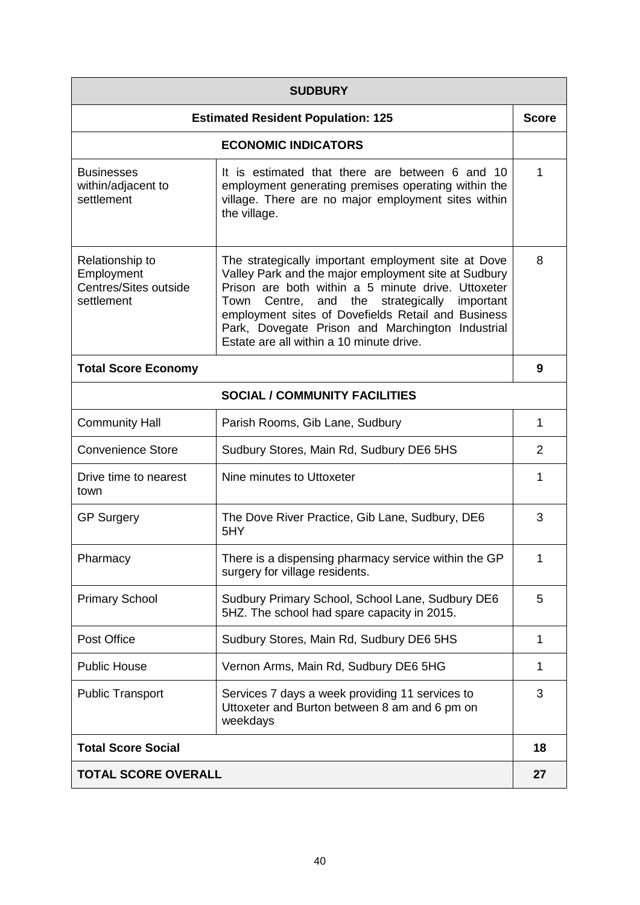| SUDBURY | | |
|---|---|---|
| **Estimated Resident Population: 125** | | **Score** |
| **ECONOMIC INDICATORS** | | |
| Businesses within/adjacent to settlement | It is estimated that there are between 6 and 10 employment generating premises operating within the village. There are no major employment sites within the village. | 1 |
| Relationship to Employment Centres/Sites outside settlement | The strategically important employment site at Dove Valley Park and the major employment site at Sudbury Prison are both within a 5 minute drive. Uttoxeter Town Centre, and the strategically important employment sites of Dovefields Retail and Business Park, Dovegate Prison and Marchington Industrial Estate are all within a 10 minute drive. | 8 |
| **Total Score Economy** | | **9** |
| **SOCIAL / COMMUNITY FACILITIES** | | |
| Community Hall | Parish Rooms, Gib Lane, Sudbury | 1 |
| Convenience Store | Sudbury Stores, Main Rd, Sudbury DE6 5HS | 2 |
| Drive time to nearest town | Nine minutes to Uttoxeter | 1 |
| GP Surgery | The Dove River Practice, Gib Lane, Sudbury, DE6 5HY | 3 |
| Pharmacy | There is a dispensing pharmacy service within the GP surgery for village residents. | 1 |
| Primary School | Sudbury Primary School, School Lane, Sudbury DE6 5HZ. The school had spare capacity in 2015. | 5 |
| Post Office | Sudbury Stores, Main Rd, Sudbury DE6 5HS | 1 |
| Public House | Vernon Arms, Main Rd, Sudbury DE6 5HG | 1 |
| Public Transport | Services 7 days a week providing 11 services to Uttoxeter and Burton between 8 am and 6 pm on weekdays | 3 |
| **Total Score Social** | | **18** |
| **TOTAL SCORE OVERALL** | | **27** |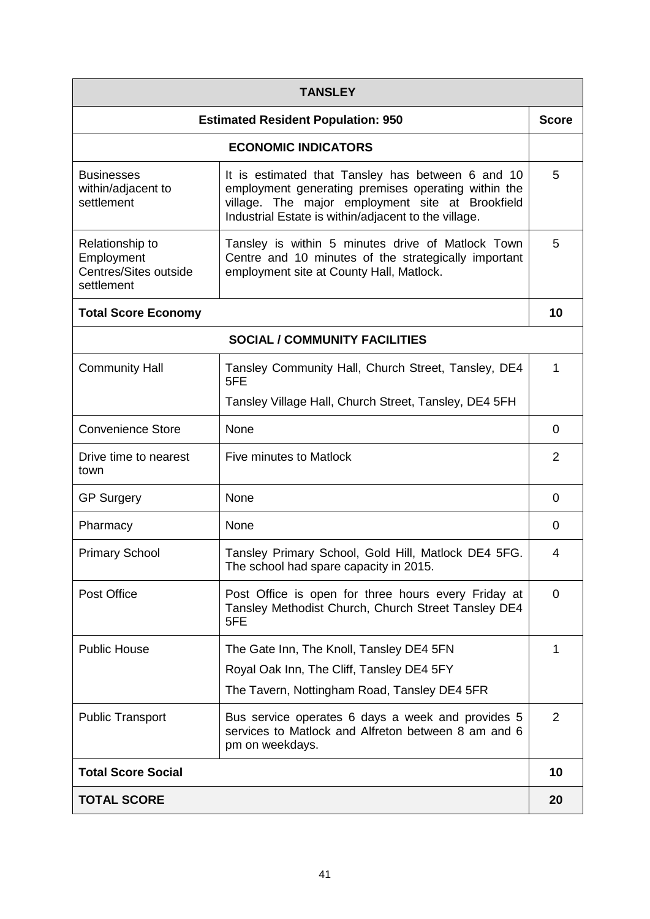| TANSLEY | | |
|---|---|---|
| **Estimated Resident Population: 950** | | **Score** |
| **ECONOMIC INDICATORS** | | |
| Businesses within/adjacent to settlement | It is estimated that Tansley has between 6 and 10 employment generating premises operating within the village. The major employment site at Brookfield Industrial Estate is within/adjacent to the village. | 5 |
| Relationship to Employment Centres/Sites outside settlement | Tansley is within 5 minutes drive of Matlock Town Centre and 10 minutes of the strategically important employment site at County Hall, Matlock. | 5 |
| **Total Score Economy** | | **10** |
| **SOCIAL / COMMUNITY FACILITIES** | | |
| Community Hall | Tansley Community Hall, Church Street, Tansley, DE4 5FE<br>Tansley Village Hall, Church Street, Tansley, DE4 5FH | 1 |
| Convenience Store | None | 0 |
| Drive time to nearest town | Five minutes to Matlock | 2 |
| GP Surgery | None | 0 |
| Pharmacy | None | 0 |
| Primary School | Tansley Primary School, Gold Hill, Matlock DE4 5FG. The school had spare capacity in 2015. | 4 |
| Post Office | Post Office is open for three hours every Friday at Tansley Methodist Church, Church Street Tansley DE4 5FE | 0 |
| Public House | The Gate Inn, The Knoll, Tansley DE4 5FN<br>Royal Oak Inn, The Cliff, Tansley DE4 5FY<br>The Tavern, Nottingham Road, Tansley DE4 5FR | 1 |
| Public Transport | Bus service operates 6 days a week and provides 5 services to Matlock and Alfreton between 8 am and 6 pm on weekdays. | 2 |
| **Total Score Social** | | **10** |
| **TOTAL SCORE** | | **20** |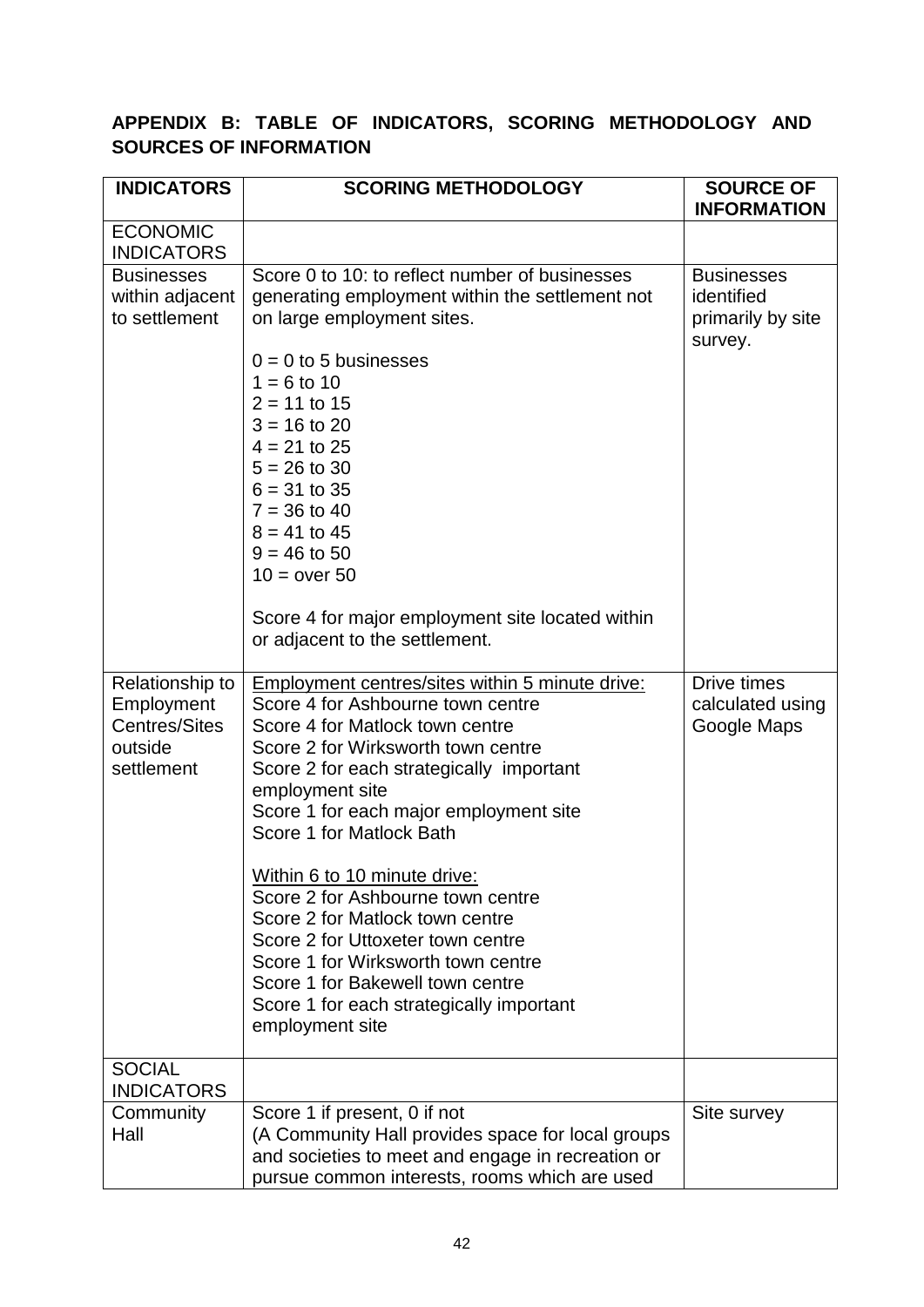## APPENDIX B: TABLE OF INDICATORS, SCORING METHODOLOGY AND SOURCES OF INFORMATION

| INDICATORS | SCORING METHODOLOGY | SOURCE OF INFORMATION |
|---|---|---|
| ECONOMIC INDICATORS | | |
| Businesses within adjacent to settlement | Score 0 to 10: to reflect number of businesses generating employment within the settlement not on large employment sites.<br><br>0 = 0 to 5 businesses<br>1 = 6 to 10<br>2 = 11 to 15<br>3 = 16 to 20<br>4 = 21 to 25<br>5 = 26 to 30<br>6 = 31 to 35<br>7 = 36 to 40<br>8 = 41 to 45<br>9 = 46 to 50<br>10 = over 50<br><br>Score 4 for major employment site located within or adjacent to the settlement. | Businesses identified primarily by site survey. |
| Relationship to Employment Centres/Sites outside settlement | Employment centres/sites within 5 minute drive:<br>Score 4 for Ashbourne town centre<br>Score 4 for Matlock town centre<br>Score 2 for Wirksworth town centre<br>Score 2 for each strategically important employment site<br>Score 1 for each major employment site<br>Score 1 for Matlock Bath<br><br>Within 6 to 10 minute drive:<br>Score 2 for Ashbourne town centre<br>Score 2 for Matlock town centre<br>Score 2 for Uttoxeter town centre<br>Score 1 for Wirksworth town centre<br>Score 1 for Bakewell town centre<br>Score 1 for each strategically important employment site | Drive times calculated using Google Maps |
| SOCIAL INDICATORS | | |
| Community Hall | Score 1 if present, 0 if not<br>(A Community Hall provides space for local groups and societies to meet and engage in recreation or pursue common interests, rooms which are used | Site survey |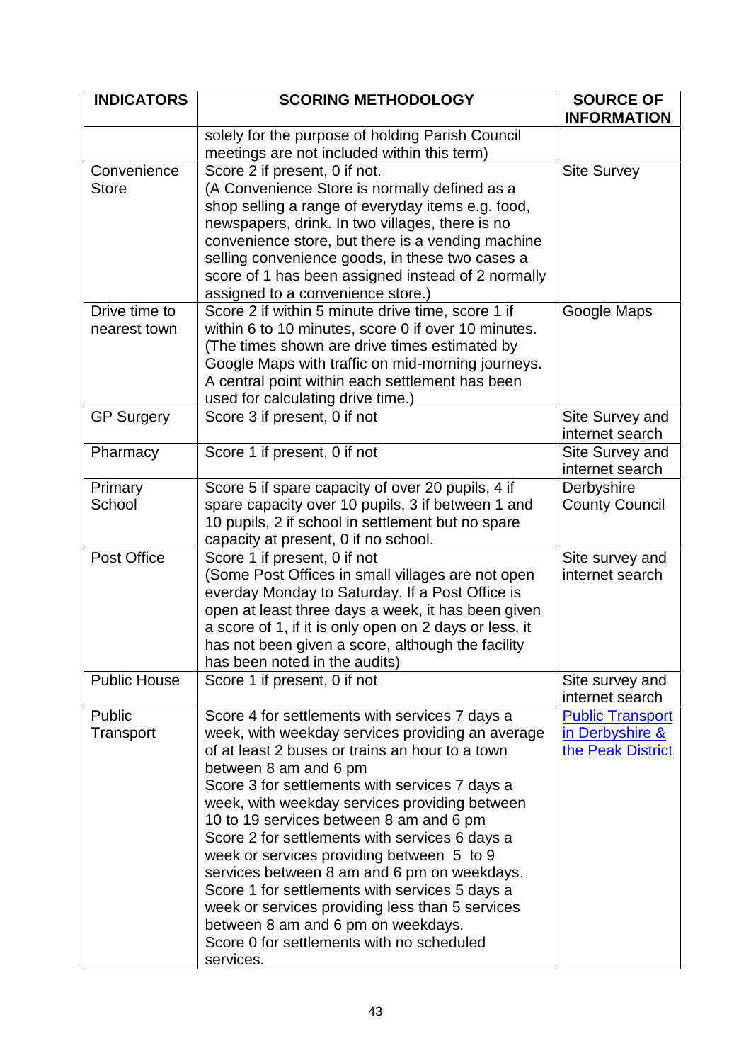| INDICATORS | SCORING METHODOLOGY | SOURCE OF INFORMATION |
|---|---|---|
| | solely for the purpose of holding Parish Council meetings are not included within this term) | |
| Convenience Store | Score 2 if present, 0 if not. (A Convenience Store is normally defined as a shop selling a range of everyday items e.g. food, newspapers, drink. In two villages, there is no convenience store, but there is a vending machine selling convenience goods, in these two cases a score of 1 has been assigned instead of 2 normally assigned to a convenience store.) | Site Survey |
| Drive time to nearest town | Score 2 if within 5 minute drive time, score 1 if within 6 to 10 minutes, score 0 if over 10 minutes. (The times shown are drive times estimated by Google Maps with traffic on mid-morning journeys. A central point within each settlement has been used for calculating drive time.) | Google Maps |
| GP Surgery | Score 3 if present, 0 if not | Site Survey and internet search |
| Pharmacy | Score 1 if present, 0 if not | Site Survey and internet search |
| Primary School | Score 5 if spare capacity of over 20 pupils, 4 if spare capacity over 10 pupils, 3 if between 1 and 10 pupils, 2 if school in settlement but no spare capacity at present, 0 if no school. | Derbyshire County Council |
| Post Office | Score 1 if present, 0 if not (Some Post Offices in small villages are not open everday Monday to Saturday. If a Post Office is open at least three days a week, it has been given a score of 1, if it is only open on 2 days or less, it has not been given a score, although the facility has been noted in the audits) | Site survey and internet search |
| Public House | Score 1 if present, 0 if not | Site survey and internet search |
| Public Transport | Score 4 for settlements with services 7 days a week, with weekday services providing an average of at least 2 buses or trains an hour to a town between 8 am and 6 pm<br>Score 3 for settlements with services 7 days a week, with weekday services providing between 10 to 19 services between 8 am and 6 pm<br>Score 2 for settlements with services 6 days a week or services providing between 5 to 9 services between 8 am and 6 pm on weekdays.<br>Score 1 for settlements with services 5 days a week or services providing less than 5 services between 8 am and 6 pm on weekdays.<br>Score 0 for settlements with no scheduled services. | Public Transport in Derbyshire & the Peak District |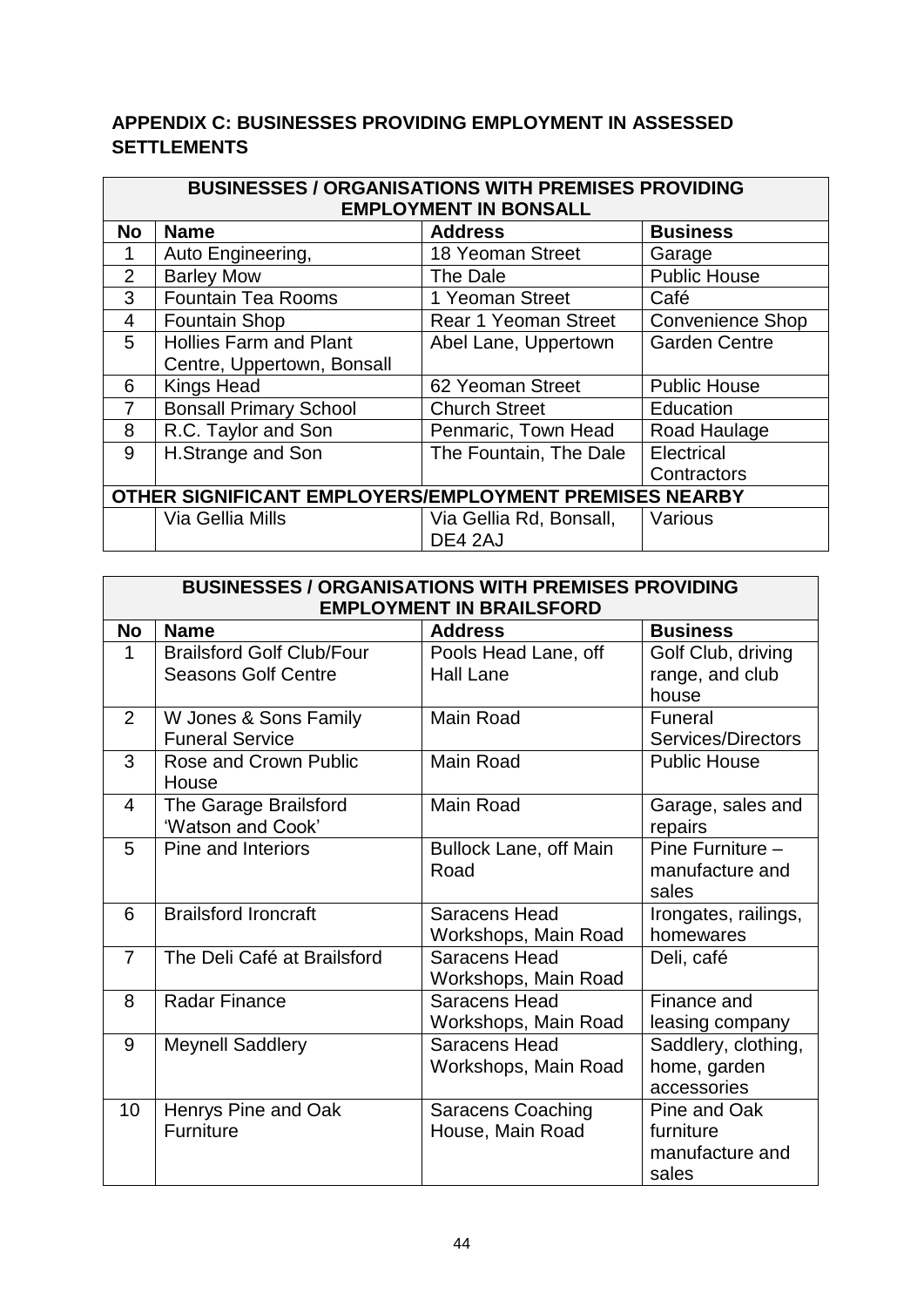**APPENDIX C: BUSINESSES PROVIDING EMPLOYMENT IN ASSESSED SETTLEMENTS**

| BUSINESSES / ORGANISATIONS WITH PREMISES PROVIDING EMPLOYMENT IN BONSALL | | | |
|---|---|---|---|
| **No** | **Name** | **Address** | **Business** |
| 1 | Auto Engineering, | 18 Yeoman Street | Garage |
| 2 | Barley Mow | The Dale | Public House |
| 3 | Fountain Tea Rooms | 1 Yeoman Street | Café |
| 4 | Fountain Shop | Rear 1 Yeoman Street | Convenience Shop |
| 5 | Hollies Farm and Plant Centre, Uppertown, Bonsall | Abel Lane, Uppertown | Garden Centre |
| 6 | Kings Head | 62 Yeoman Street | Public House |
| 7 | Bonsall Primary School | Church Street | Education |
| 8 | R.C. Taylor and Son | Penmaric, Town Head | Road Haulage |
| 9 | H.Strange and Son | The Fountain, The Dale | Electrical Contractors |
| **OTHER SIGNIFICANT EMPLOYERS/EMPLOYMENT PREMISES NEARBY** | | | |
| | Via Gellia Mills | Via Gellia Rd, Bonsall, DE4 2AJ | Various |

| BUSINESSES / ORGANISATIONS WITH PREMISES PROVIDING EMPLOYMENT IN BRAILSFORD | | | |
|---|---|---|---|
| **No** | **Name** | **Address** | **Business** |
| 1 | Brailsford Golf Club/Four Seasons Golf Centre | Pools Head Lane, off Hall Lane | Golf Club, driving range, and club house |
| 2 | W Jones & Sons Family Funeral Service | Main Road | Funeral Services/Directors |
| 3 | Rose and Crown Public House | Main Road | Public House |
| 4 | The Garage Brailsford 'Watson and Cook' | Main Road | Garage, sales and repairs |
| 5 | Pine and Interiors | Bullock Lane, off Main Road | Pine Furniture – manufacture and sales |
| 6 | Brailsford Ironcraft | Saracens Head Workshops, Main Road | Irongates, railings, homewares |
| 7 | The Deli Café at Brailsford | Saracens Head Workshops, Main Road | Deli, café |
| 8 | Radar Finance | Saracens Head Workshops, Main Road | Finance and leasing company |
| 9 | Meynell Saddlery | Saracens Head Workshops, Main Road | Saddlery, clothing, home, garden accessories |
| 10 | Henrys Pine and Oak Furniture | Saracens Coaching House, Main Road | Pine and Oak furniture manufacture and sales |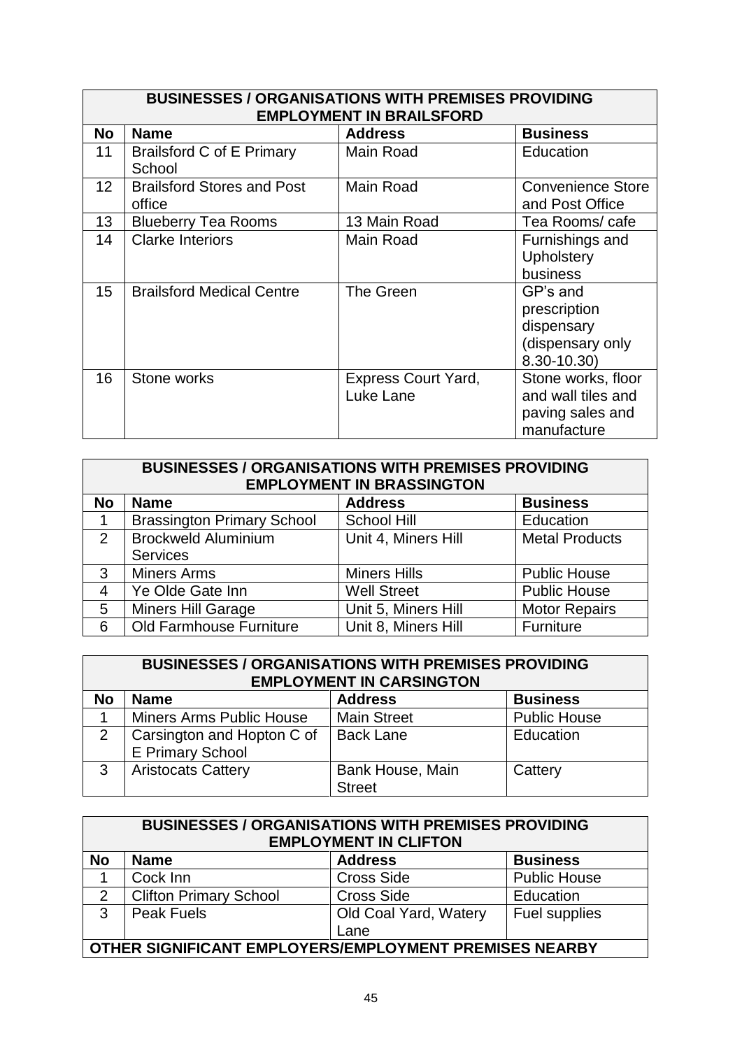| BUSINESSES / ORGANISATIONS WITH PREMISES PROVIDING EMPLOYMENT IN BRAILSFORD | | | |
|---|---|---|---|
| **No** | **Name** | **Address** | **Business** |
| 11 | Brailsford C of E Primary School | Main Road | Education |
| 12 | Brailsford Stores and Post office | Main Road | Convenience Store and Post Office |
| 13 | Blueberry Tea Rooms | 13 Main Road | Tea Rooms/ cafe |
| 14 | Clarke Interiors | Main Road | Furnishings and Upholstery business |
| 15 | Brailsford Medical Centre | The Green | GP's and prescription dispensary (dispensary only 8.30-10.30) |
| 16 | Stone works | Express Court Yard, Luke Lane | Stone works, floor and wall tiles and paving sales and manufacture |

| BUSINESSES / ORGANISATIONS WITH PREMISES PROVIDING EMPLOYMENT IN BRASSINGTON | | | |
|---|---|---|---|
| **No** | **Name** | **Address** | **Business** |
| 1 | Brassington Primary School | School Hill | Education |
| 2 | Brockweld Aluminium Services | Unit 4, Miners Hill | Metal Products |
| 3 | Miners Arms | Miners Hills | Public House |
| 4 | Ye Olde Gate Inn | Well Street | Public House |
| 5 | Miners Hill Garage | Unit 5, Miners Hill | Motor Repairs |
| 6 | Old Farmhouse Furniture | Unit 8, Miners Hill | Furniture |

| BUSINESSES / ORGANISATIONS WITH PREMISES PROVIDING EMPLOYMENT IN CARSINGTON | | | |
|---|---|---|---|
| **No** | **Name** | **Address** | **Business** |
| 1 | Miners Arms Public House | Main Street | Public House |
| 2 | Carsington and Hopton C of E Primary School | Back Lane | Education |
| 3 | Aristocats Cattery | Bank House, Main Street | Cattery |

| BUSINESSES / ORGANISATIONS WITH PREMISES PROVIDING EMPLOYMENT IN CLIFTON | | | |
|---|---|---|---|
| **No** | **Name** | **Address** | **Business** |
| 1 | Cock Inn | Cross Side | Public House |
| 2 | Clifton Primary School | Cross Side | Education |
| 3 | Peak Fuels | Old Coal Yard, Watery Lane | Fuel supplies |
| **OTHER SIGNIFICANT EMPLOYERS/EMPLOYMENT PREMISES NEARBY** | | | |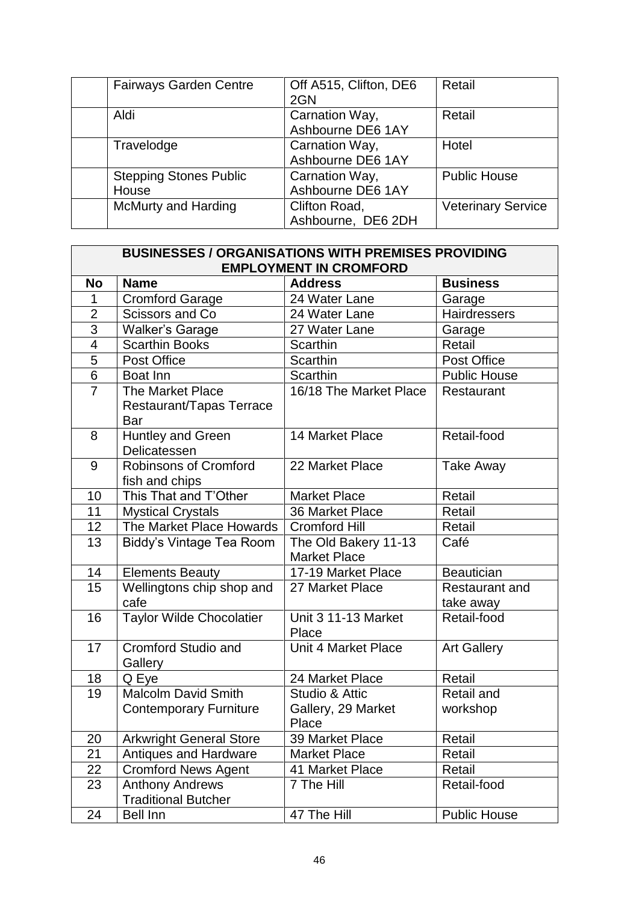| | | | |
|---|---|---|---|
| | Fairways Garden Centre | Off A515, Clifton, DE6 2GN | Retail |
| | Aldi | Carnation Way, Ashbourne DE6 1AY | Retail |
| | Travelodge | Carnation Way, Ashbourne DE6 1AY | Hotel |
| | Stepping Stones Public House | Carnation Way, Ashbourne DE6 1AY | Public House |
| | McMurty and Harding | Clifton Road, Ashbourne, DE6 2DH | Veterinary Service |

| BUSINESSES / ORGANISATIONS WITH PREMISES PROVIDING EMPLOYMENT IN CROMFORD | | | |
|---|---|---|---|
| **No** | **Name** | **Address** | **Business** |
| 1 | Cromford Garage | 24 Water Lane | Garage |
| 2 | Scissors and Co | 24 Water Lane | Hairdressers |
| 3 | Walker's Garage | 27 Water Lane | Garage |
| 4 | Scarthin Books | Scarthin | Retail |
| 5 | Post Office | Scarthin | Post Office |
| 6 | Boat Inn | Scarthin | Public House |
| 7 | The Market Place Restaurant/Tapas Terrace Bar | 16/18 The Market Place | Restaurant |
| 8 | Huntley and Green Delicatessen | 14 Market Place | Retail-food |
| 9 | Robinsons of Cromford fish and chips | 22 Market Place | Take Away |
| 10 | This That and T'Other | Market Place | Retail |
| 11 | Mystical Crystals | 36 Market Place | Retail |
| 12 | The Market Place Howards | Cromford Hill | Retail |
| 13 | Biddy's Vintage Tea Room | The Old Bakery 11-13 Market Place | Café |
| 14 | Elements Beauty | 17-19 Market Place | Beautician |
| 15 | Wellingtons chip shop and cafe | 27 Market Place | Restaurant and take away |
| 16 | Taylor Wilde Chocolatier | Unit 3 11-13 Market Place | Retail-food |
| 17 | Cromford Studio and Gallery | Unit 4 Market Place | Art Gallery |
| 18 | Q Eye | 24 Market Place | Retail |
| 19 | Malcolm David Smith Contemporary Furniture | Studio & Attic Gallery, 29 Market Place | Retail and workshop |
| 20 | Arkwright General Store | 39 Market Place | Retail |
| 21 | Antiques and Hardware | Market Place | Retail |
| 22 | Cromford News Agent | 41 Market Place | Retail |
| 23 | Anthony Andrews Traditional Butcher | 7 The Hill | Retail-food |
| 24 | Bell Inn | 47 The Hill | Public House |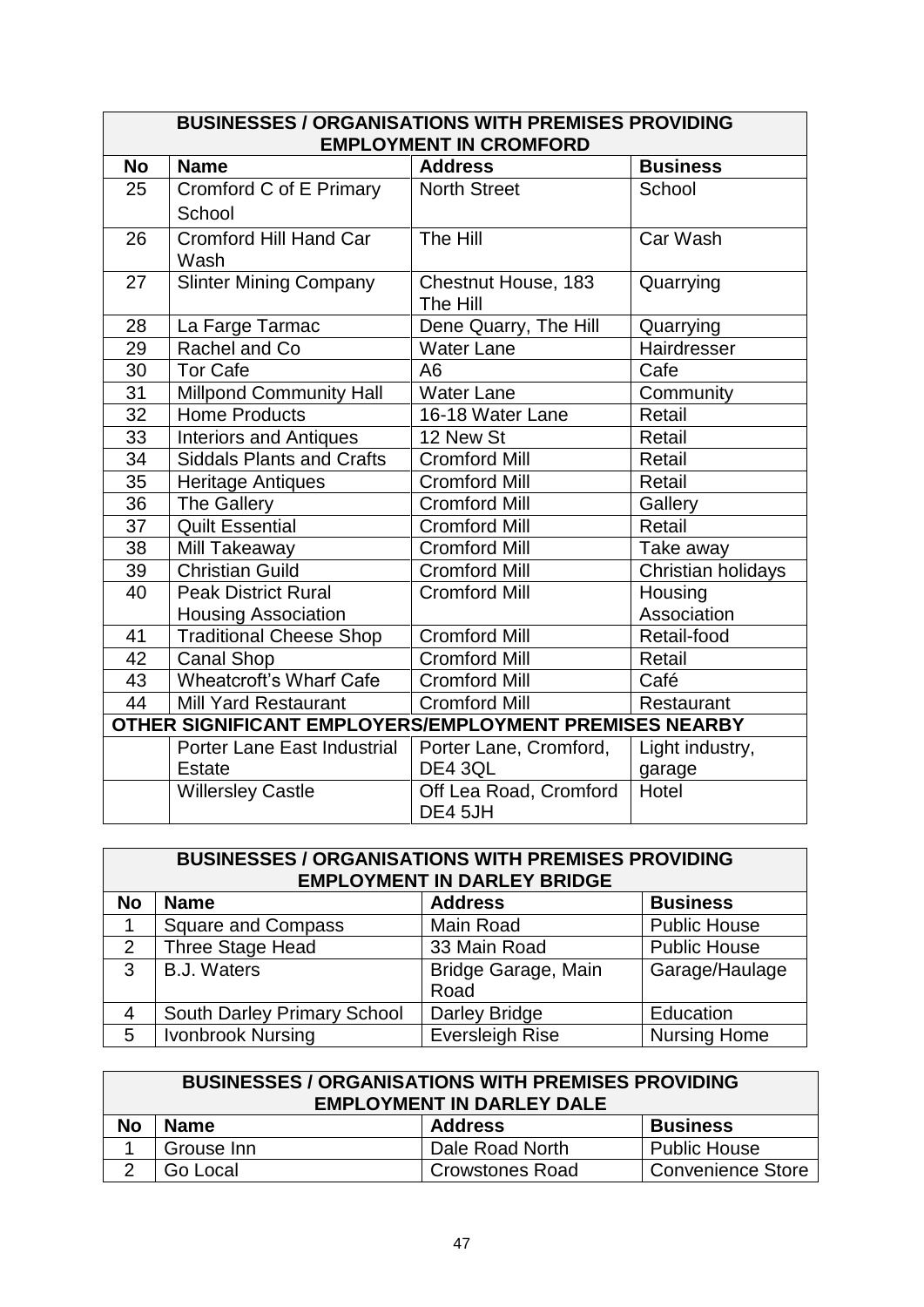| BUSINESSES / ORGANISATIONS WITH PREMISES PROVIDING EMPLOYMENT IN CROMFORD | | | |
|---|---|---|---|
| **No** | **Name** | **Address** | **Business** |
| 25 | Cromford C of E Primary School | North Street | School |
| 26 | Cromford Hill Hand Car Wash | The Hill | Car Wash |
| 27 | Slinter Mining Company | Chestnut House, 183 The Hill | Quarrying |
| 28 | La Farge Tarmac | Dene Quarry, The Hill | Quarrying |
| 29 | Rachel and Co | Water Lane | Hairdresser |
| 30 | Tor Cafe | A6 | Cafe |
| 31 | Millpond Community Hall | Water Lane | Community |
| 32 | Home Products | 16-18 Water Lane | Retail |
| 33 | Interiors and Antiques | 12 New St | Retail |
| 34 | Siddals Plants and Crafts | Cromford Mill | Retail |
| 35 | Heritage Antiques | Cromford Mill | Retail |
| 36 | The Gallery | Cromford Mill | Gallery |
| 37 | Quilt Essential | Cromford Mill | Retail |
| 38 | Mill Takeaway | Cromford Mill | Take away |
| 39 | Christian Guild | Cromford Mill | Christian holidays |
| 40 | Peak District Rural Housing Association | Cromford Mill | Housing Association |
| 41 | Traditional Cheese Shop | Cromford Mill | Retail-food |
| 42 | Canal Shop | Cromford Mill | Retail |
| 43 | Wheatcroft's Wharf Cafe | Cromford Mill | Café |
| 44 | Mill Yard Restaurant | Cromford Mill | Restaurant |
| **OTHER SIGNIFICANT EMPLOYERS/EMPLOYMENT PREMISES NEARBY** | | | |
| | Porter Lane East Industrial Estate | Porter Lane, Cromford, DE4 3QL | Light industry, garage |
| | Willersley Castle | Off Lea Road, Cromford DE4 5JH | Hotel |

| BUSINESSES / ORGANISATIONS WITH PREMISES PROVIDING EMPLOYMENT IN DARLEY BRIDGE | | | |
|---|---|---|---|
| **No** | **Name** | **Address** | **Business** |
| 1 | Square and Compass | Main Road | Public House |
| 2 | Three Stage Head | 33 Main Road | Public House |
| 3 | B.J. Waters | Bridge Garage, Main Road | Garage/Haulage |
| 4 | South Darley Primary School | Darley Bridge | Education |
| 5 | Ivonbrook Nursing | Eversleigh Rise | Nursing Home |

| BUSINESSES / ORGANISATIONS WITH PREMISES PROVIDING EMPLOYMENT IN DARLEY DALE | | | |
|---|---|---|---|
| **No** | **Name** | **Address** | **Business** |
| 1 | Grouse Inn | Dale Road North | Public House |
| 2 | Go Local | Crowstones Road | Convenience Store |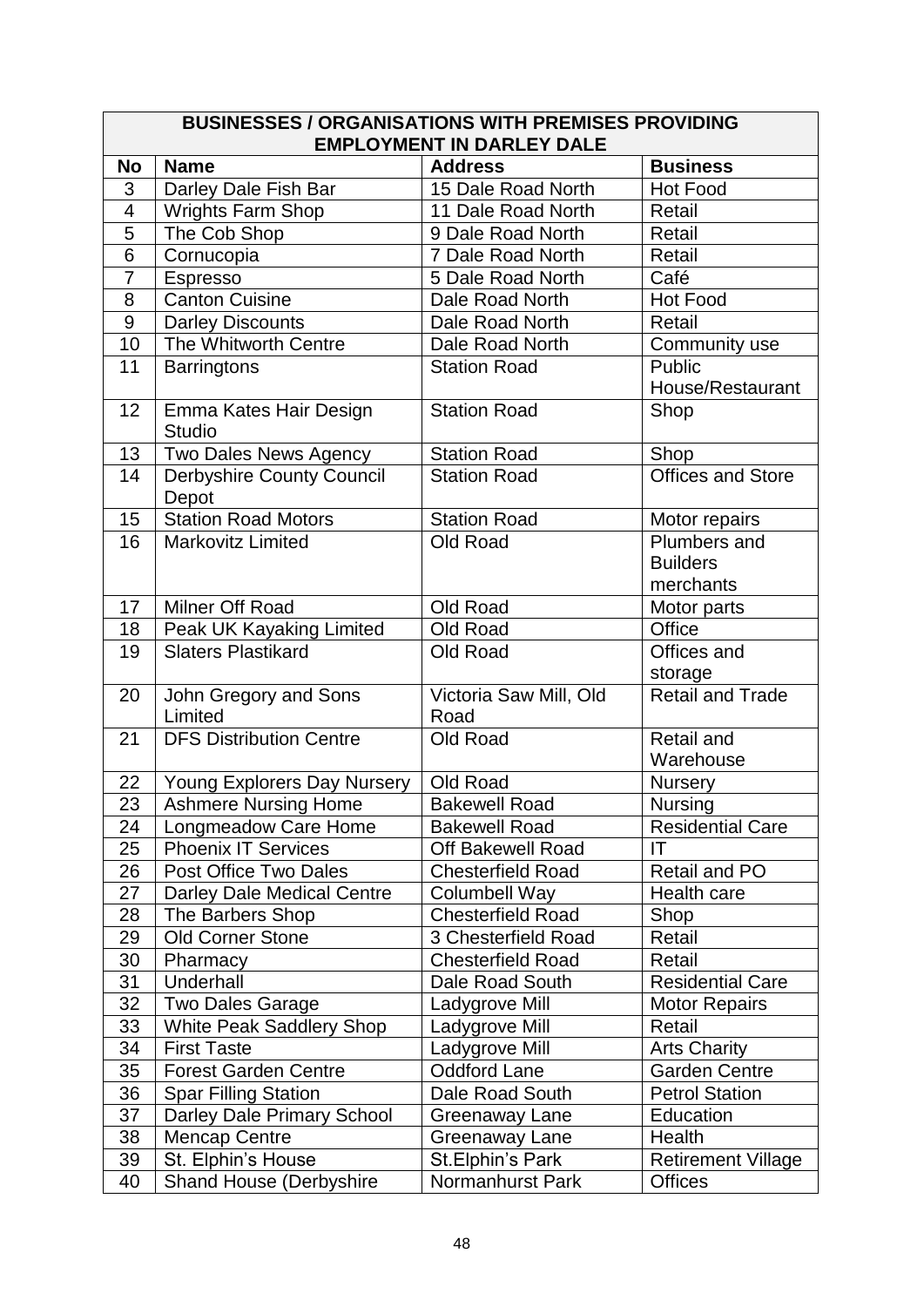| BUSINESSES / ORGANISATIONS WITH PREMISES PROVIDING EMPLOYMENT IN DARLEY DALE | | | |
|---|---|---|---|
| **No** | **Name** | **Address** | **Business** |
| 3 | Darley Dale Fish Bar | 15 Dale Road North | Hot Food |
| 4 | Wrights Farm Shop | 11 Dale Road North | Retail |
| 5 | The Cob Shop | 9 Dale Road North | Retail |
| 6 | Cornucopia | 7 Dale Road North | Retail |
| 7 | Espresso | 5 Dale Road North | Café |
| 8 | Canton Cuisine | Dale Road North | Hot Food |
| 9 | Darley Discounts | Dale Road North | Retail |
| 10 | The Whitworth Centre | Dale Road North | Community use |
| 11 | Barringtons | Station Road | Public House/Restaurant |
| 12 | Emma Kates Hair Design Studio | Station Road | Shop |
| 13 | Two Dales News Agency | Station Road | Shop |
| 14 | Derbyshire County Council Depot | Station Road | Offices and Store |
| 15 | Station Road Motors | Station Road | Motor repairs |
| 16 | Markovitz Limited | Old Road | Plumbers and Builders merchants |
| 17 | Milner Off Road | Old Road | Motor parts |
| 18 | Peak UK Kayaking Limited | Old Road | Office |
| 19 | Slaters Plastikard | Old Road | Offices and storage |
| 20 | John Gregory and Sons Limited | Victoria Saw Mill, Old Road | Retail and Trade |
| 21 | DFS Distribution Centre | Old Road | Retail and Warehouse |
| 22 | Young Explorers Day Nursery | Old Road | Nursery |
| 23 | Ashmere Nursing Home | Bakewell Road | Nursing |
| 24 | Longmeadow Care Home | Bakewell Road | Residential Care |
| 25 | Phoenix IT Services | Off Bakewell Road | IT |
| 26 | Post Office Two Dales | Chesterfield Road | Retail and PO |
| 27 | Darley Dale Medical Centre | Columbell Way | Health care |
| 28 | The Barbers Shop | Chesterfield Road | Shop |
| 29 | Old Corner Stone | 3 Chesterfield Road | Retail |
| 30 | Pharmacy | Chesterfield Road | Retail |
| 31 | Underhall | Dale Road South | Residential Care |
| 32 | Two Dales Garage | Ladygrove Mill | Motor Repairs |
| 33 | White Peak Saddlery Shop | Ladygrove Mill | Retail |
| 34 | First Taste | Ladygrove Mill | Arts Charity |
| 35 | Forest Garden Centre | Oddford Lane | Garden Centre |
| 36 | Spar Filling Station | Dale Road South | Petrol Station |
| 37 | Darley Dale Primary School | Greenaway Lane | Education |
| 38 | Mencap Centre | Greenaway Lane | Health |
| 39 | St. Elphin's House | St.Elphin's Park | Retirement Village |
| 40 | Shand House (Derbyshire | Normanhurst Park | Offices |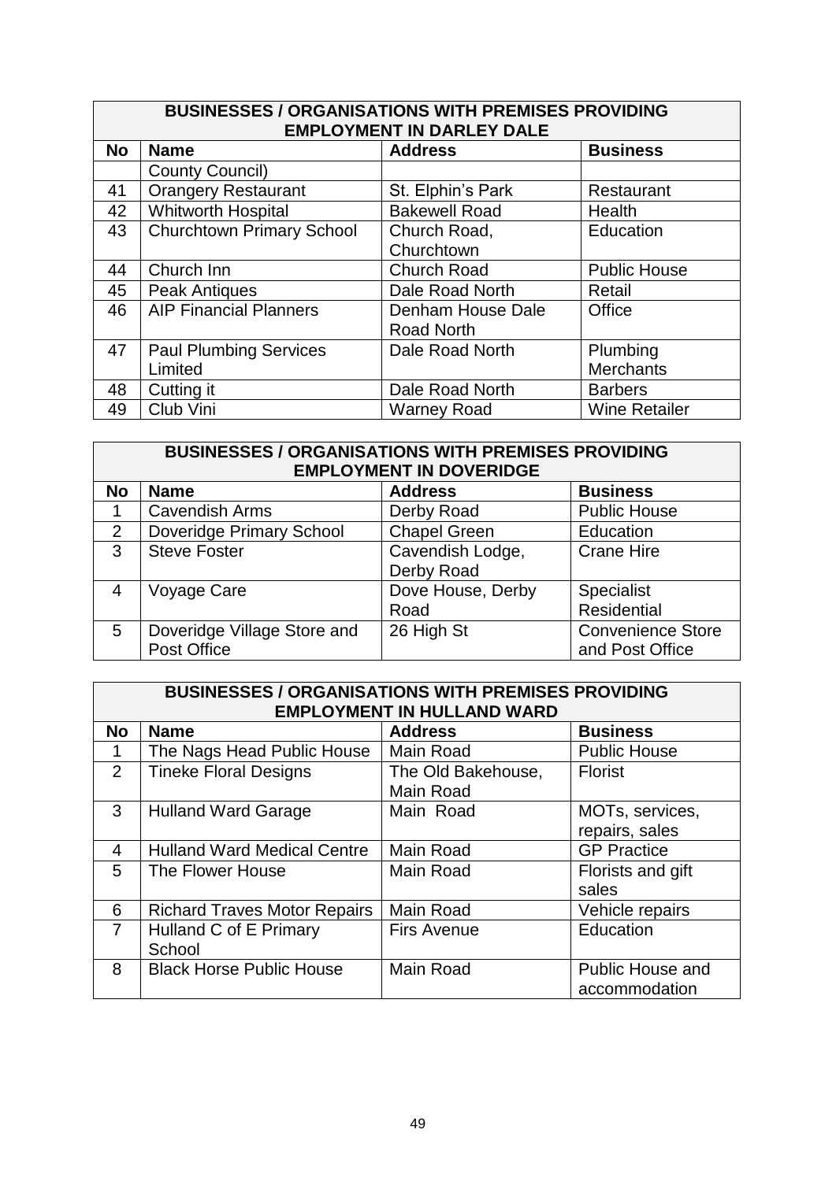| BUSINESSES / ORGANISATIONS WITH PREMISES PROVIDING EMPLOYMENT IN DARLEY DALE | | | |
|---|---|---|---|
| **No** | **Name** | **Address** | **Business** |
| | County Council) | | |
| 41 | Orangery Restaurant | St. Elphin's Park | Restaurant |
| 42 | Whitworth Hospital | Bakewell Road | Health |
| 43 | Churchtown Primary School | Church Road, Churchtown | Education |
| 44 | Church Inn | Church Road | Public House |
| 45 | Peak Antiques | Dale Road North | Retail |
| 46 | AIP Financial Planners | Denham House Dale Road North | Office |
| 47 | Paul Plumbing Services Limited | Dale Road North | Plumbing Merchants |
| 48 | Cutting it | Dale Road North | Barbers |
| 49 | Club Vini | Warney Road | Wine Retailer |

| BUSINESSES / ORGANISATIONS WITH PREMISES PROVIDING EMPLOYMENT IN DOVERIDGE | | | |
|---|---|---|---|
| **No** | **Name** | **Address** | **Business** |
| 1 | Cavendish Arms | Derby Road | Public House |
| 2 | Doveridge Primary School | Chapel Green | Education |
| 3 | Steve Foster | Cavendish Lodge, Derby Road | Crane Hire |
| 4 | Voyage Care | Dove House, Derby Road | Specialist Residential |
| 5 | Doveridge Village Store and Post Office | 26 High St | Convenience Store and Post Office |

| BUSINESSES / ORGANISATIONS WITH PREMISES PROVIDING EMPLOYMENT IN HULLAND WARD | | | |
|---|---|---|---|
| **No** | **Name** | **Address** | **Business** |
| 1 | The Nags Head Public House | Main Road | Public House |
| 2 | Tineke Floral Designs | The Old Bakehouse, Main Road | Florist |
| 3 | Hulland Ward Garage | Main Road | MOTs, services, repairs, sales |
| 4 | Hulland Ward Medical Centre | Main Road | GP Practice |
| 5 | The Flower House | Main Road | Florists and gift sales |
| 6 | Richard Traves Motor Repairs | Main Road | Vehicle repairs |
| 7 | Hulland C of E Primary School | Firs Avenue | Education |
| 8 | Black Horse Public House | Main Road | Public House and accommodation |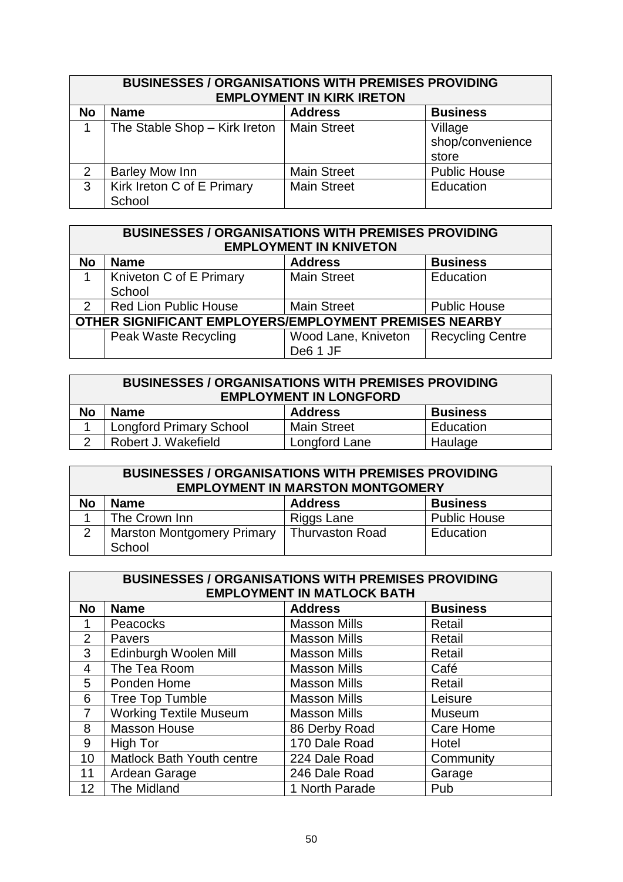| BUSINESSES / ORGANISATIONS WITH PREMISES PROVIDING EMPLOYMENT IN KIRK IRETON | | | |
|---|---|---|---|
| **No** | **Name** | **Address** | **Business** |
| 1 | The Stable Shop – Kirk Ireton | Main Street | Village shop/convenience store |
| 2 | Barley Mow Inn | Main Street | Public House |
| 3 | Kirk Ireton C of E Primary School | Main Street | Education |

| BUSINESSES / ORGANISATIONS WITH PREMISES PROVIDING EMPLOYMENT IN KNIVETON | | | |
|---|---|---|---|
| **No** | **Name** | **Address** | **Business** |
| 1 | Kniveton C of E Primary School | Main Street | Education |
| 2 | Red Lion Public House | Main Street | Public House |
| **OTHER SIGNIFICANT EMPLOYERS/EMPLOYMENT PREMISES NEARBY** | | | |
| | Peak Waste Recycling | Wood Lane, Kniveton De6 1 JF | Recycling Centre |

| BUSINESSES / ORGANISATIONS WITH PREMISES PROVIDING EMPLOYMENT IN LONGFORD | | | |
|---|---|---|---|
| **No** | **Name** | **Address** | **Business** |
| 1 | Longford Primary School | Main Street | Education |
| 2 | Robert J. Wakefield | Longford Lane | Haulage |

| BUSINESSES / ORGANISATIONS WITH PREMISES PROVIDING EMPLOYMENT IN MARSTON MONTGOMERY | | | |
|---|---|---|---|
| **No** | **Name** | **Address** | **Business** |
| 1 | The Crown Inn | Riggs Lane | Public House |
| 2 | Marston Montgomery Primary School | Thurvaston Road | Education |

| BUSINESSES / ORGANISATIONS WITH PREMISES PROVIDING EMPLOYMENT IN MATLOCK BATH | | | |
|---|---|---|---|
| **No** | **Name** | **Address** | **Business** |
| 1 | Peacocks | Masson Mills | Retail |
| 2 | Pavers | Masson Mills | Retail |
| 3 | Edinburgh Woolen Mill | Masson Mills | Retail |
| 4 | The Tea Room | Masson Mills | Café |
| 5 | Ponden Home | Masson Mills | Retail |
| 6 | Tree Top Tumble | Masson Mills | Leisure |
| 7 | Working Textile Museum | Masson Mills | Museum |
| 8 | Masson House | 86 Derby Road | Care Home |
| 9 | High Tor | 170 Dale Road | Hotel |
| 10 | Matlock Bath Youth centre | 224 Dale Road | Community |
| 11 | Ardean Garage | 246 Dale Road | Garage |
| 12 | The Midland | 1 North Parade | Pub |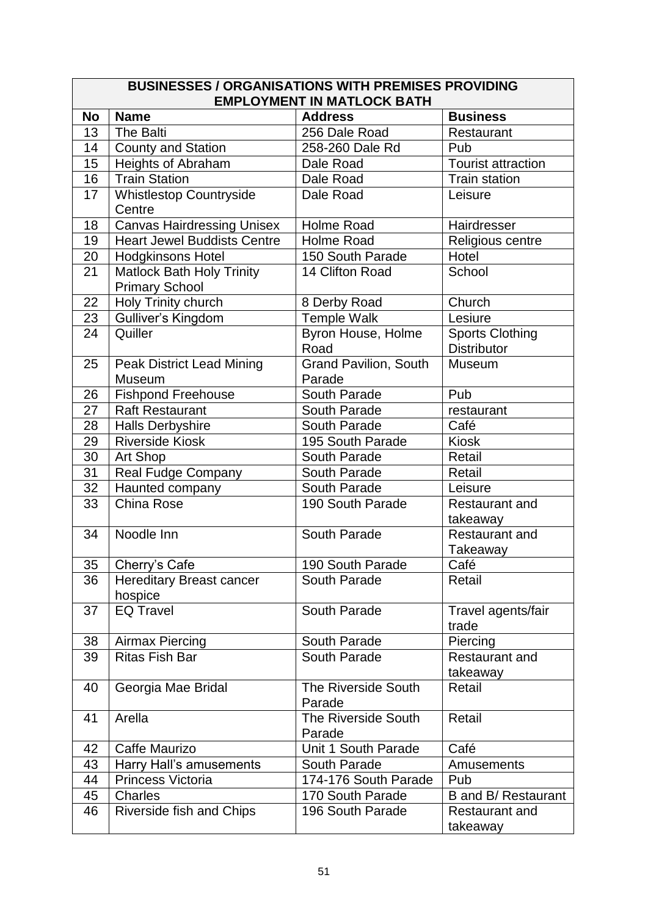| BUSINESSES / ORGANISATIONS WITH PREMISES PROVIDING EMPLOYMENT IN MATLOCK BATH | | | |
|---|---|---|---|
| **No** | **Name** | **Address** | **Business** |
| 13 | The Balti | 256 Dale Road | Restaurant |
| 14 | County and Station | 258-260 Dale Rd | Pub |
| 15 | Heights of Abraham | Dale Road | Tourist attraction |
| 16 | Train Station | Dale Road | Train station |
| 17 | Whistlestop Countryside Centre | Dale Road | Leisure |
| 18 | Canvas Hairdressing Unisex | Holme Road | Hairdresser |
| 19 | Heart Jewel Buddists Centre | Holme Road | Religious centre |
| 20 | Hodgkinsons Hotel | 150 South Parade | Hotel |
| 21 | Matlock Bath Holy Trinity Primary School | 14 Clifton Road | School |
| 22 | Holy Trinity church | 8 Derby Road | Church |
| 23 | Gulliver's Kingdom | Temple Walk | Lesiure |
| 24 | Quiller | Byron House, Holme Road | Sports Clothing Distributor |
| 25 | Peak District Lead Mining Museum | Grand Pavilion, South Parade | Museum |
| 26 | Fishpond Freehouse | South Parade | Pub |
| 27 | Raft Restaurant | South Parade | restaurant |
| 28 | Halls Derbyshire | South Parade | Café |
| 29 | Riverside Kiosk | 195 South Parade | Kiosk |
| 30 | Art Shop | South Parade | Retail |
| 31 | Real Fudge Company | South Parade | Retail |
| 32 | Haunted company | South Parade | Leisure |
| 33 | China Rose | 190 South Parade | Restaurant and takeaway |
| 34 | Noodle Inn | South Parade | Restaurant and Takeaway |
| 35 | Cherry's Cafe | 190 South Parade | Café |
| 36 | Hereditary Breast cancer hospice | South Parade | Retail |
| 37 | EQ Travel | South Parade | Travel agents/fair trade |
| 38 | Airmax Piercing | South Parade | Piercing |
| 39 | Ritas Fish Bar | South Parade | Restaurant and takeaway |
| 40 | Georgia Mae Bridal | The Riverside South Parade | Retail |
| 41 | Arella | The Riverside South Parade | Retail |
| 42 | Caffe Maurizo | Unit 1 South Parade | Café |
| 43 | Harry Hall's amusements | South Parade | Amusements |
| 44 | Princess Victoria | 174-176 South Parade | Pub |
| 45 | Charles | 170 South Parade | B and B/ Restaurant |
| 46 | Riverside fish and Chips | 196 South Parade | Restaurant and takeaway |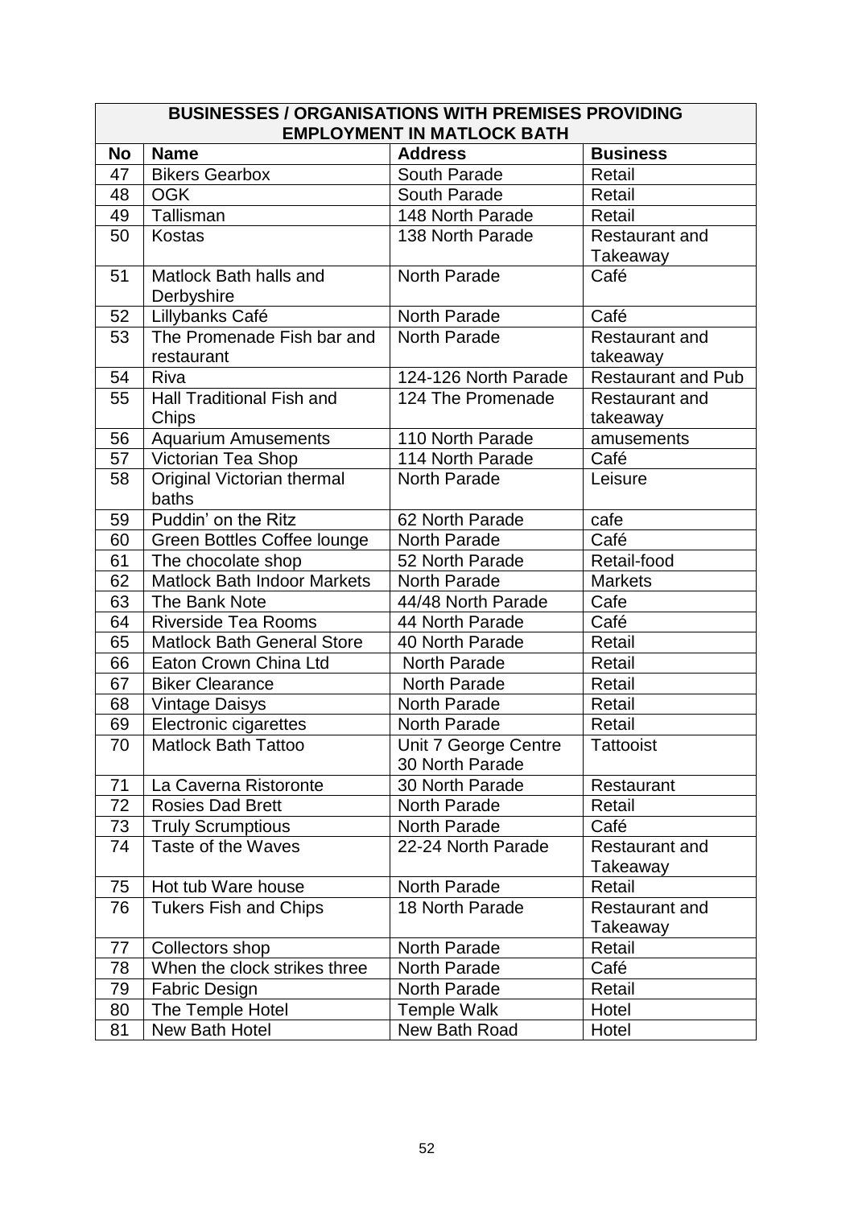| BUSINESSES / ORGANISATIONS WITH PREMISES PROVIDING EMPLOYMENT IN MATLOCK BATH | | | |
|---|---|---|---|
| **No** | **Name** | **Address** | **Business** |
| 47 | Bikers Gearbox | South Parade | Retail |
| 48 | OGK | South Parade | Retail |
| 49 | Tallisman | 148 North Parade | Retail |
| 50 | Kostas | 138 North Parade | Restaurant and Takeaway |
| 51 | Matlock Bath halls and Derbyshire | North Parade | Café |
| 52 | Lillybanks Café | North Parade | Café |
| 53 | The Promenade Fish bar and restaurant | North Parade | Restaurant and takeaway |
| 54 | Riva | 124-126 North Parade | Restaurant and Pub |
| 55 | Hall Traditional Fish and Chips | 124 The Promenade | Restaurant and takeaway |
| 56 | Aquarium Amusements | 110 North Parade | amusements |
| 57 | Victorian Tea Shop | 114 North Parade | Café |
| 58 | Original Victorian thermal baths | North Parade | Leisure |
| 59 | Puddin' on the Ritz | 62 North Parade | cafe |
| 60 | Green Bottles Coffee lounge | North Parade | Café |
| 61 | The chocolate shop | 52 North Parade | Retail-food |
| 62 | Matlock Bath Indoor Markets | North Parade | Markets |
| 63 | The Bank Note | 44/48 North Parade | Cafe |
| 64 | Riverside Tea Rooms | 44 North Parade | Café |
| 65 | Matlock Bath General Store | 40 North Parade | Retail |
| 66 | Eaton Crown China Ltd | North Parade | Retail |
| 67 | Biker Clearance | North Parade | Retail |
| 68 | Vintage Daisys | North Parade | Retail |
| 69 | Electronic cigarettes | North Parade | Retail |
| 70 | Matlock Bath Tattoo | Unit 7 George Centre 30 North Parade | Tattooist |
| 71 | La Caverna Ristoronte | 30 North Parade | Restaurant |
| 72 | Rosies Dad Brett | North Parade | Retail |
| 73 | Truly Scrumptious | North Parade | Café |
| 74 | Taste of the Waves | 22-24 North Parade | Restaurant and Takeaway |
| 75 | Hot tub Ware house | North Parade | Retail |
| 76 | Tukers Fish and Chips | 18 North Parade | Restaurant and Takeaway |
| 77 | Collectors shop | North Parade | Retail |
| 78 | When the clock strikes three | North Parade | Café |
| 79 | Fabric Design | North Parade | Retail |
| 80 | The Temple Hotel | Temple Walk | Hotel |
| 81 | New Bath Hotel | New Bath Road | Hotel |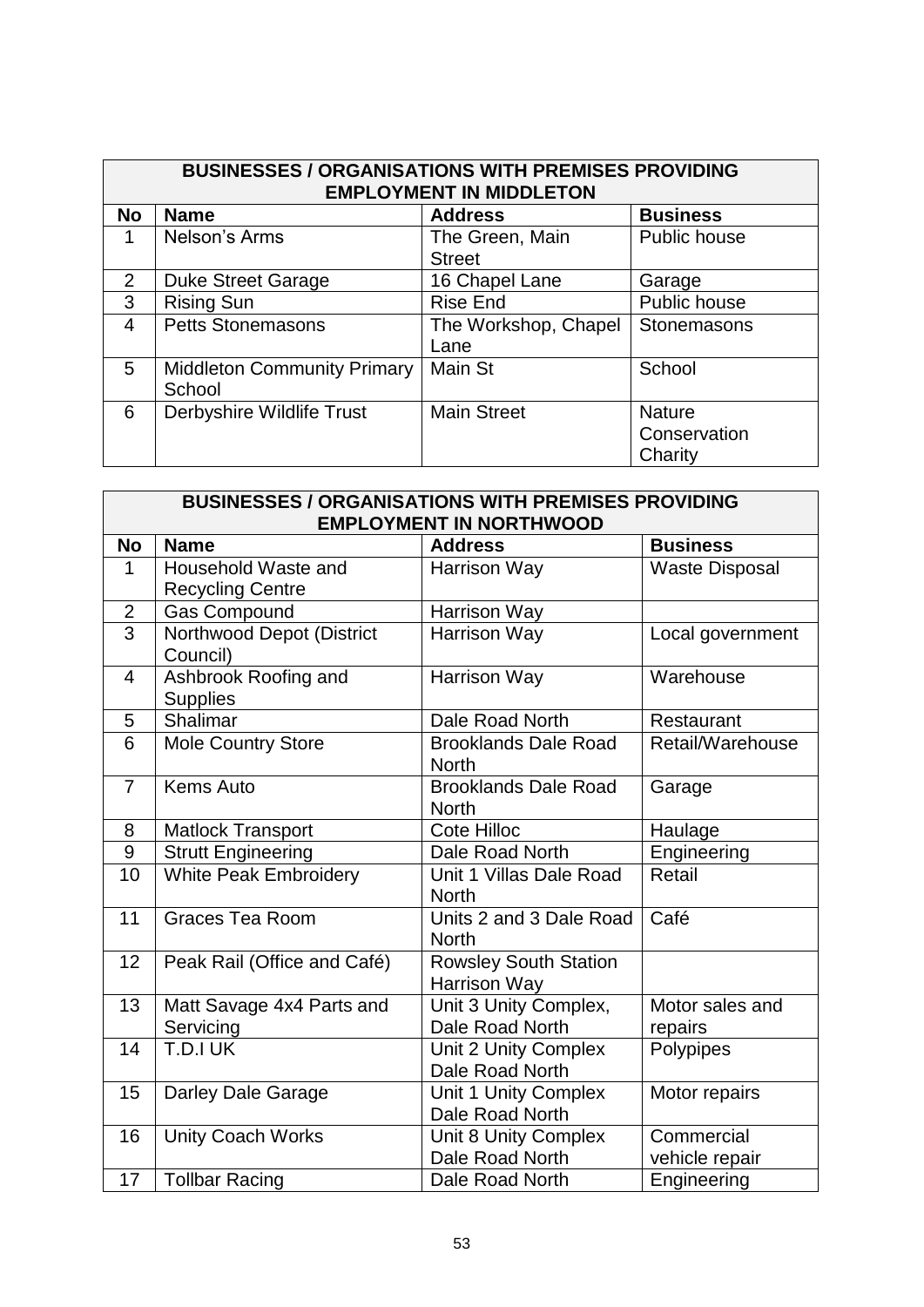| BUSINESSES / ORGANISATIONS WITH PREMISES PROVIDING EMPLOYMENT IN MIDDLETON | | | |
|---|---|---|---|
| **No** | **Name** | **Address** | **Business** |
| 1 | Nelson's Arms | The Green, Main Street | Public house |
| 2 | Duke Street Garage | 16 Chapel Lane | Garage |
| 3 | Rising Sun | Rise End | Public house |
| 4 | Petts Stonemasons | The Workshop, Chapel Lane | Stonemasons |
| 5 | Middleton Community Primary School | Main St | School |
| 6 | Derbyshire Wildlife Trust | Main Street | Nature Conservation Charity |

| BUSINESSES / ORGANISATIONS WITH PREMISES PROVIDING EMPLOYMENT IN NORTHWOOD | | | |
|---|---|---|---|
| **No** | **Name** | **Address** | **Business** |
| 1 | Household Waste and Recycling Centre | Harrison Way | Waste Disposal |
| 2 | Gas Compound | Harrison Way | |
| 3 | Northwood Depot (District Council) | Harrison Way | Local government |
| 4 | Ashbrook Roofing and Supplies | Harrison Way | Warehouse |
| 5 | Shalimar | Dale Road North | Restaurant |
| 6 | Mole Country Store | Brooklands Dale Road North | Retail/Warehouse |
| 7 | Kems Auto | Brooklands Dale Road North | Garage |
| 8 | Matlock Transport | Cote Hilloc | Haulage |
| 9 | Strutt Engineering | Dale Road North | Engineering |
| 10 | White Peak Embroidery | Unit 1 Villas Dale Road North | Retail |
| 11 | Graces Tea Room | Units 2 and 3 Dale Road North | Café |
| 12 | Peak Rail (Office and Café) | Rowsley South Station Harrison Way | |
| 13 | Matt Savage 4x4 Parts and Servicing | Unit 3 Unity Complex, Dale Road North | Motor sales and repairs |
| 14 | T.D.I UK | Unit 2 Unity Complex Dale Road North | Polypipes |
| 15 | Darley Dale Garage | Unit 1 Unity Complex Dale Road North | Motor repairs |
| 16 | Unity Coach Works | Unit 8 Unity Complex Dale Road North | Commercial vehicle repair |
| 17 | Tollbar Racing | Dale Road North | Engineering |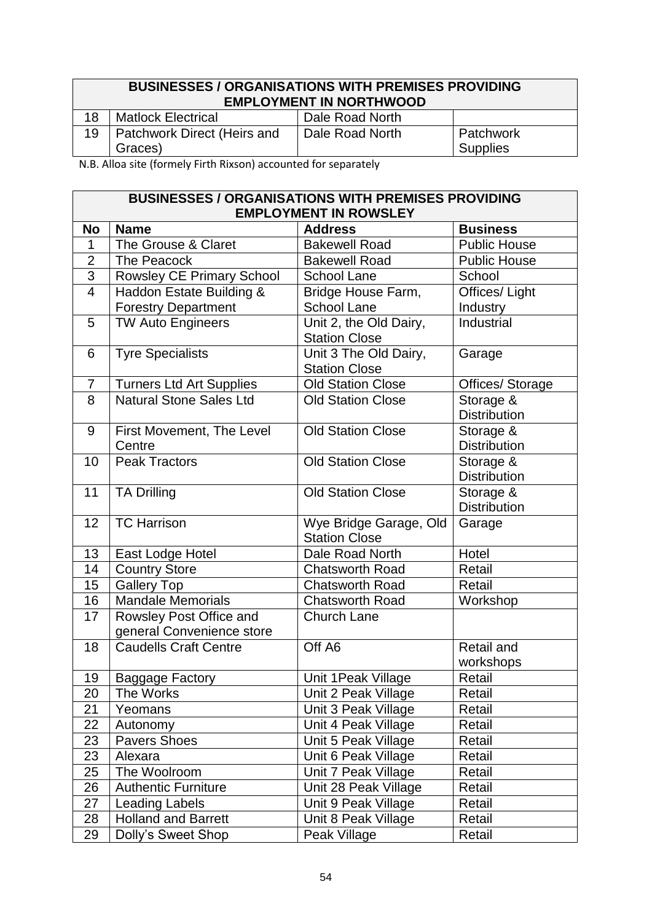| BUSINESSES / ORGANISATIONS WITH PREMISES PROVIDING EMPLOYMENT IN NORTHWOOD | | | |
|---|---|---|---|
| 18 | Matlock Electrical | Dale Road North | |
| 19 | Patchwork Direct (Heirs and Graces) | Dale Road North | Patchwork Supplies |

N.B. Alloa site (formely Firth Rixson) accounted for separately

| BUSINESSES / ORGANISATIONS WITH PREMISES PROVIDING EMPLOYMENT IN ROWSLEY | | | |
|---|---|---|---|
| **No** | **Name** | **Address** | **Business** |
| 1 | The Grouse & Claret | Bakewell Road | Public House |
| 2 | The Peacock | Bakewell Road | Public House |
| 3 | Rowsley CE Primary School | School Lane | School |
| 4 | Haddon Estate Building & Forestry Department | Bridge House Farm, School Lane | Offices/ Light Industry |
| 5 | TW Auto Engineers | Unit 2, the Old Dairy, Station Close | Industrial |
| 6 | Tyre Specialists | Unit 3 The Old Dairy, Station Close | Garage |
| 7 | Turners Ltd Art Supplies | Old Station Close | Offices/ Storage |
| 8 | Natural Stone Sales Ltd | Old Station Close | Storage & Distribution |
| 9 | First Movement, The Level Centre | Old Station Close | Storage & Distribution |
| 10 | Peak Tractors | Old Station Close | Storage & Distribution |
| 11 | TA Drilling | Old Station Close | Storage & Distribution |
| 12 | TC Harrison | Wye Bridge Garage, Old Station Close | Garage |
| 13 | East Lodge Hotel | Dale Road North | Hotel |
| 14 | Country Store | Chatsworth Road | Retail |
| 15 | Gallery Top | Chatsworth Road | Retail |
| 16 | Mandale Memorials | Chatsworth Road | Workshop |
| 17 | Rowsley Post Office and general Convenience store | Church Lane | |
| 18 | Caudells Craft Centre | Off A6 | Retail and workshops |
| 19 | Baggage Factory | Unit 1Peak Village | Retail |
| 20 | The Works | Unit 2 Peak Village | Retail |
| 21 | Yeomans | Unit 3 Peak Village | Retail |
| 22 | Autonomy | Unit 4 Peak Village | Retail |
| 23 | Pavers Shoes | Unit 5 Peak Village | Retail |
| 23 | Alexara | Unit 6 Peak Village | Retail |
| 25 | The Woolroom | Unit 7 Peak Village | Retail |
| 26 | Authentic Furniture | Unit 28 Peak Village | Retail |
| 27 | Leading Labels | Unit 9 Peak Village | Retail |
| 28 | Holland and Barrett | Unit 8 Peak Village | Retail |
| 29 | Dolly's Sweet Shop | Peak Village | Retail |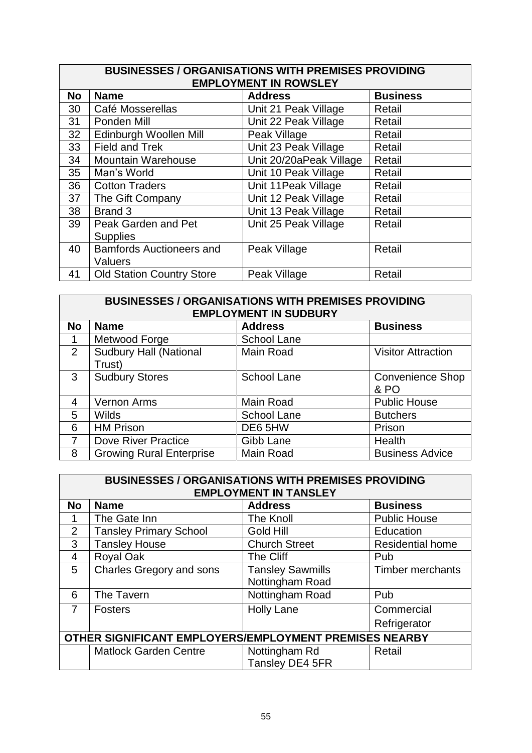| BUSINESSES / ORGANISATIONS WITH PREMISES PROVIDING EMPLOYMENT IN ROWSLEY | | | |
|---|---|---|---|
| **No** | **Name** | **Address** | **Business** |
| 30 | Café Mosserellas | Unit 21 Peak Village | Retail |
| 31 | Ponden Mill | Unit 22 Peak Village | Retail |
| 32 | Edinburgh Woollen Mill | Peak Village | Retail |
| 33 | Field and Trek | Unit 23 Peak Village | Retail |
| 34 | Mountain Warehouse | Unit 20/20aPeak Village | Retail |
| 35 | Man's World | Unit 10 Peak Village | Retail |
| 36 | Cotton Traders | Unit 11Peak Village | Retail |
| 37 | The Gift Company | Unit 12 Peak Village | Retail |
| 38 | Brand 3 | Unit 13 Peak Village | Retail |
| 39 | Peak Garden and Pet Supplies | Unit 25 Peak Village | Retail |
| 40 | Bamfords Auctioneers and Valuers | Peak Village | Retail |
| 41 | Old Station Country Store | Peak Village | Retail |

| BUSINESSES / ORGANISATIONS WITH PREMISES PROVIDING EMPLOYMENT IN SUDBURY | | | |
|---|---|---|---|
| **No** | **Name** | **Address** | **Business** |
| 1 | Metwood Forge | School Lane | |
| 2 | Sudbury Hall (National Trust) | Main Road | Visitor Attraction |
| 3 | Sudbury Stores | School Lane | Convenience Shop & PO |
| 4 | Vernon Arms | Main Road | Public House |
| 5 | Wilds | School Lane | Butchers |
| 6 | HM Prison | DE6 5HW | Prison |
| 7 | Dove River Practice | Gibb Lane | Health |
| 8 | Growing Rural Enterprise | Main Road | Business Advice |

| BUSINESSES / ORGANISATIONS WITH PREMISES PROVIDING EMPLOYMENT IN TANSLEY | | | |
|---|---|---|---|
| **No** | **Name** | **Address** | **Business** |
| 1 | The Gate Inn | The Knoll | Public House |
| 2 | Tansley Primary School | Gold Hill | Education |
| 3 | Tansley House | Church Street | Residential home |
| 4 | Royal Oak | The Cliff | Pub |
| 5 | Charles Gregory and sons | Tansley Sawmills Nottingham Road | Timber merchants |
| 6 | The Tavern | Nottingham Road | Pub |
| 7 | Fosters | Holly Lane | Commercial Refrigerator |
| **OTHER SIGNIFICANT EMPLOYERS/EMPLOYMENT PREMISES NEARBY** | | | |
| | Matlock Garden Centre | Nottingham Rd Tansley DE4 5FR | Retail |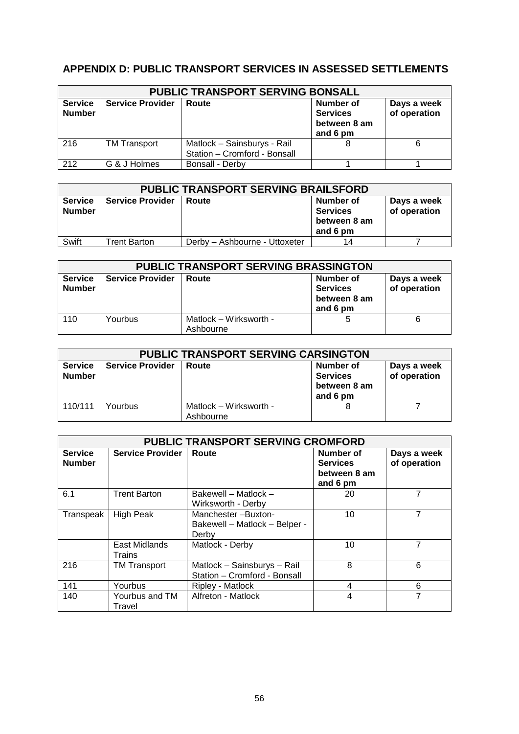## APPENDIX D: PUBLIC TRANSPORT SERVICES IN ASSESSED SETTLEMENTS

| PUBLIC TRANSPORT SERVING BONSALL | | | | |
|---|---|---|---|---|
| **Service Number** | **Service Provider** | **Route** | **Number of Services between 8 am and 6 pm** | **Days a week of operation** |
| 216 | TM Transport | Matlock – Sainsburys - Rail Station – Cromford - Bonsall | 8 | 6 |
| 212 | G & J Holmes | Bonsall - Derby | 1 | 1 |

| PUBLIC TRANSPORT SERVING BRAILSFORD | | | | |
|---|---|---|---|---|
| **Service Number** | **Service Provider** | **Route** | **Number of Services between 8 am and 6 pm** | **Days a week of operation** |
| Swift | Trent Barton | Derby – Ashbourne - Uttoxeter | 14 | 7 |

| PUBLIC TRANSPORT SERVING BRASSINGTON | | | | |
|---|---|---|---|---|
| **Service Number** | **Service Provider** | **Route** | **Number of Services between 8 am and 6 pm** | **Days a week of operation** |
| 110 | Yourbus | Matlock – Wirksworth - Ashbourne | 5 | 6 |

| PUBLIC TRANSPORT SERVING CARSINGTON | | | | |
|---|---|---|---|---|
| **Service Number** | **Service Provider** | **Route** | **Number of Services between 8 am and 6 pm** | **Days a week of operation** |
| 110/111 | Yourbus | Matlock – Wirksworth - Ashbourne | 8 | 7 |

| PUBLIC TRANSPORT SERVING CROMFORD | | | | |
|---|---|---|---|---|
| **Service Number** | **Service Provider** | **Route** | **Number of Services between 8 am and 6 pm** | **Days a week of operation** |
| 6.1 | Trent Barton | Bakewell – Matlock – Wirksworth - Derby | 20 | 7 |
| Transpeak | High Peak | Manchester –Buxton- Bakewell – Matlock – Belper - Derby | 10 | 7 |
| | East Midlands Trains | Matlock - Derby | 10 | 7 |
| 216 | TM Transport | Matlock – Sainsburys – Rail Station – Cromford - Bonsall | 8 | 6 |
| 141 | Yourbus | Ripley - Matlock | 4 | 6 |
| 140 | Yourbus and TM Travel | Alfreton - Matlock | 4 | 7 |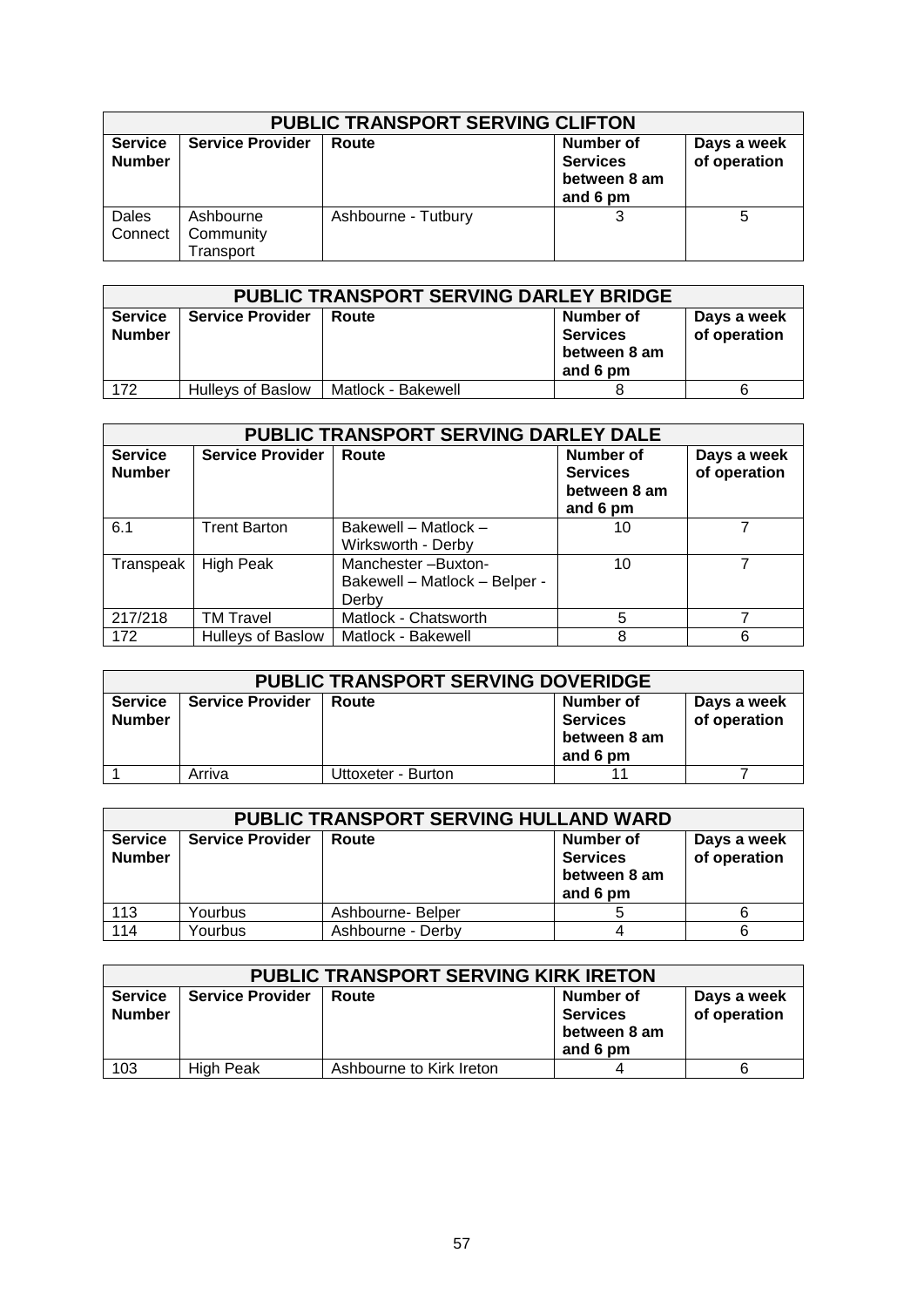| PUBLIC TRANSPORT SERVING CLIFTON | | | | |
|---|---|---|---|---|
| **Service Number** | **Service Provider** | **Route** | **Number of Services between 8 am and 6 pm** | **Days a week of operation** |
| Dales Connect | Ashbourne Community Transport | Ashbourne - Tutbury | 3 | 5 |

| PUBLIC TRANSPORT SERVING DARLEY BRIDGE | | | | |
|---|---|---|---|---|
| **Service Number** | **Service Provider** | **Route** | **Number of Services between 8 am and 6 pm** | **Days a week of operation** |
| 172 | Hulleys of Baslow | Matlock - Bakewell | 8 | 6 |

| PUBLIC TRANSPORT SERVING DARLEY DALE | | | | |
|---|---|---|---|---|
| **Service Number** | **Service Provider** | **Route** | **Number of Services between 8 am and 6 pm** | **Days a week of operation** |
| 6.1 | Trent Barton | Bakewell – Matlock – Wirksworth - Derby | 10 | 7 |
| Transpeak | High Peak | Manchester –Buxton- Bakewell – Matlock – Belper - Derby | 10 | 7 |
| 217/218 | TM Travel | Matlock - Chatsworth | 5 | 7 |
| 172 | Hulleys of Baslow | Matlock - Bakewell | 8 | 6 |

| PUBLIC TRANSPORT SERVING DOVERIDGE | | | | |
|---|---|---|---|---|
| **Service Number** | **Service Provider** | **Route** | **Number of Services between 8 am and 6 pm** | **Days a week of operation** |
| 1 | Arriva | Uttoxeter - Burton | 11 | 7 |

| PUBLIC TRANSPORT SERVING HULLAND WARD | | | | |
|---|---|---|---|---|
| **Service Number** | **Service Provider** | **Route** | **Number of Services between 8 am and 6 pm** | **Days a week of operation** |
| 113 | Yourbus | Ashbourne- Belper | 5 | 6 |
| 114 | Yourbus | Ashbourne - Derby | 4 | 6 |

| PUBLIC TRANSPORT SERVING KIRK IRETON | | | | |
|---|---|---|---|---|
| **Service Number** | **Service Provider** | **Route** | **Number of Services between 8 am and 6 pm** | **Days a week of operation** |
| 103 | High Peak | Ashbourne to Kirk Ireton | 4 | 6 |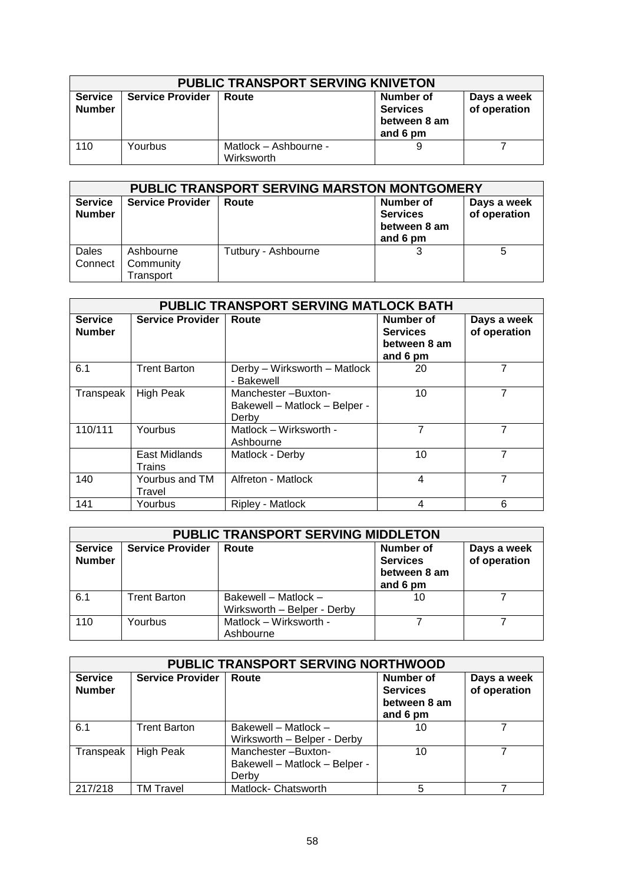| PUBLIC TRANSPORT SERVING KNIVETON | | | | |
|---|---|---|---|---|
| **Service Number** | **Service Provider** | **Route** | **Number of Services between 8 am and 6 pm** | **Days a week of operation** |
| 110 | Yourbus | Matlock – Ashbourne - Wirksworth | 9 | 7 |

| PUBLIC TRANSPORT SERVING MARSTON MONTGOMERY | | | | |
|---|---|---|---|---|
| **Service Number** | **Service Provider** | **Route** | **Number of Services between 8 am and 6 pm** | **Days a week of operation** |
| Dales Connect | Ashbourne Community Transport | Tutbury - Ashbourne | 3 | 5 |

| PUBLIC TRANSPORT SERVING MATLOCK BATH | | | | |
|---|---|---|---|---|
| **Service Number** | **Service Provider** | **Route** | **Number of Services between 8 am and 6 pm** | **Days a week of operation** |
| 6.1 | Trent Barton | Derby – Wirksworth – Matlock - Bakewell | 20 | 7 |
| Transpeak | High Peak | Manchester –Buxton- Bakewell – Matlock – Belper - Derby | 10 | 7 |
| 110/111 | Yourbus | Matlock – Wirksworth - Ashbourne | 7 | 7 |
| | East Midlands Trains | Matlock - Derby | 10 | 7 |
| 140 | Yourbus and TM Travel | Alfreton - Matlock | 4 | 7 |
| 141 | Yourbus | Ripley - Matlock | 4 | 6 |

| PUBLIC TRANSPORT SERVING MIDDLETON | | | | |
|---|---|---|---|---|
| **Service Number** | **Service Provider** | **Route** | **Number of Services between 8 am and 6 pm** | **Days a week of operation** |
| 6.1 | Trent Barton | Bakewell – Matlock – Wirksworth – Belper - Derby | 10 | 7 |
| 110 | Yourbus | Matlock – Wirksworth - Ashbourne | 7 | 7 |

| PUBLIC TRANSPORT SERVING NORTHWOOD | | | | |
|---|---|---|---|---|
| **Service Number** | **Service Provider** | **Route** | **Number of Services between 8 am and 6 pm** | **Days a week of operation** |
| 6.1 | Trent Barton | Bakewell – Matlock – Wirksworth – Belper - Derby | 10 | 7 |
| Transpeak | High Peak | Manchester –Buxton- Bakewell – Matlock – Belper - Derby | 10 | 7 |
| 217/218 | TM Travel | Matlock- Chatsworth | 5 | 7 |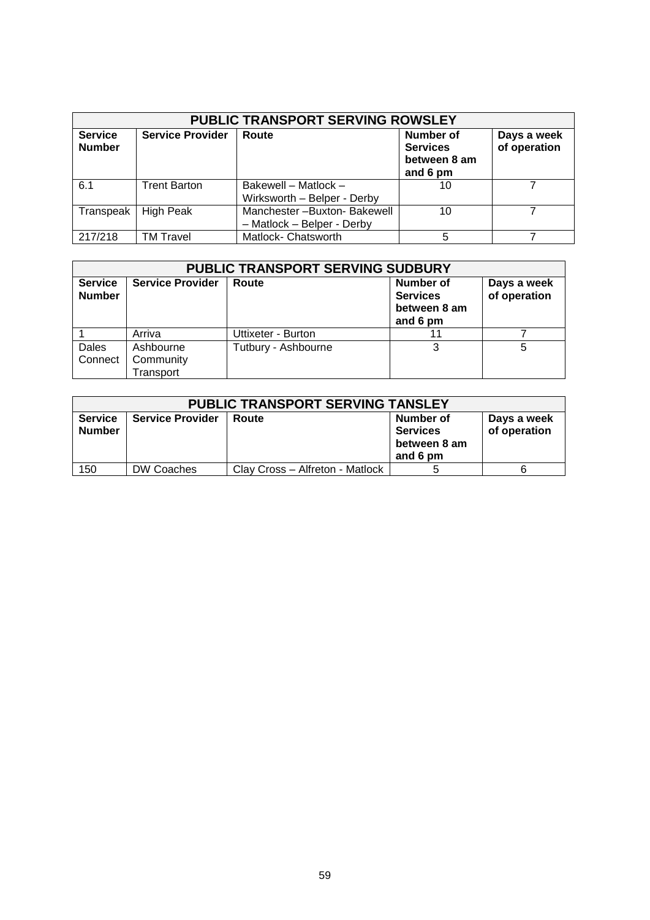| PUBLIC TRANSPORT SERVING ROWSLEY | | | | |
|---|---|---|---|---|
| **Service Number** | **Service Provider** | **Route** | **Number of Services between 8 am and 6 pm** | **Days a week of operation** |
| 6.1 | Trent Barton | Bakewell – Matlock – Wirksworth – Belper - Derby | 10 | 7 |
| Transpeak | High Peak | Manchester –Buxton- Bakewell – Matlock – Belper - Derby | 10 | 7 |
| 217/218 | TM Travel | Matlock- Chatsworth | 5 | 7 |

| PUBLIC TRANSPORT SERVING SUDBURY | | | | |
|---|---|---|---|---|
| **Service Number** | **Service Provider** | **Route** | **Number of Services between 8 am and 6 pm** | **Days a week of operation** |
| 1 | Arriva | Uttixeter - Burton | 11 | 7 |
| Dales Connect | Ashbourne Community Transport | Tutbury - Ashbourne | 3 | 5 |

| PUBLIC TRANSPORT SERVING TANSLEY | | | | |
|---|---|---|---|---|
| **Service Number** | **Service Provider** | **Route** | **Number of Services between 8 am and 6 pm** | **Days a week of operation** |
| 150 | DW Coaches | Clay Cross – Alfreton - Matlock | 5 | 6 |